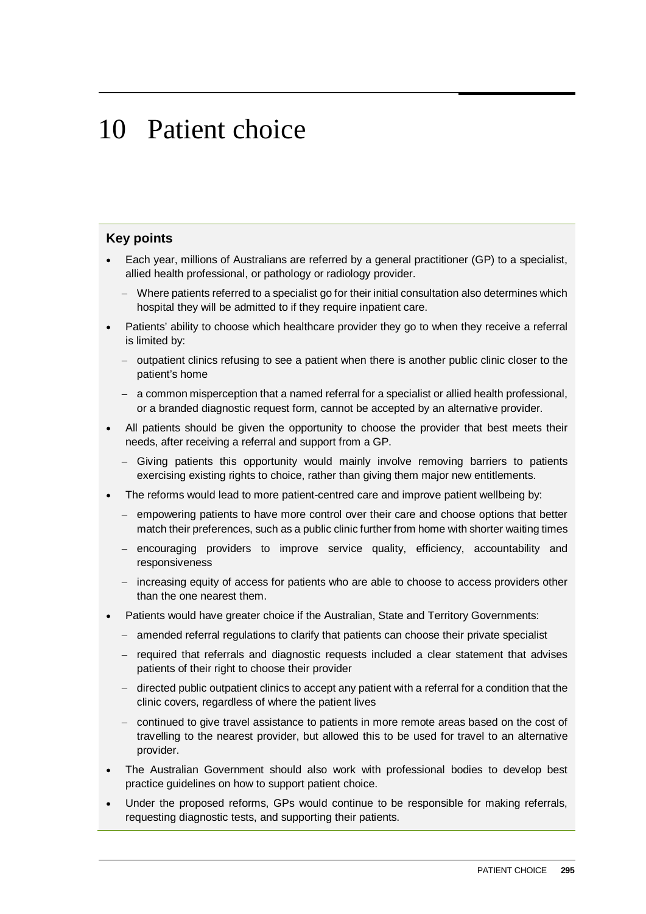# 10 Patient choice

### Key points

- Each year, millions of Australians are referred by a general practitioner (GP) to a specialist, allied health professional, or pathology or radiology provider.
  - Where patients referred to a specialist go for their initial consultation also determines which hospital they will be admitted to if they require inpatient care.
- Patients' ability to choose which healthcare provider they go to when they receive a referral is limited by:
  - outpatient clinics refusing to see a patient when there is another public clinic closer to the patient's home
  - a common misperception that a named referral for a specialist or allied health professional, or a branded diagnostic request form, cannot be accepted by an alternative provider.
- All patients should be given the opportunity to choose the provider that best meets their needs, after receiving a referral and support from a GP.
  - Giving patients this opportunity would mainly involve removing barriers to patients exercising existing rights to choice, rather than giving them major new entitlements.
- The reforms would lead to more patient-centred care and improve patient wellbeing by:
  - empowering patients to have more control over their care and choose options that better match their preferences, such as a public clinic further from home with shorter waiting times
  - encouraging providers to improve service quality, efficiency, accountability and responsiveness
  - increasing equity of access for patients who are able to choose to access providers other than the one nearest them.
- Patients would have greater choice if the Australian, State and Territory Governments:
  - amended referral regulations to clarify that patients can choose their private specialist
  - required that referrals and diagnostic requests included a clear statement that advises patients of their right to choose their provider
  - directed public outpatient clinics to accept any patient with a referral for a condition that the clinic covers, regardless of where the patient lives
  - continued to give travel assistance to patients in more remote areas based on the cost of travelling to the nearest provider, but allowed this to be used for travel to an alternative provider.
- The Australian Government should also work with professional bodies to develop best practice guidelines on how to support patient choice.
- Under the proposed reforms, GPs would continue to be responsible for making referrals, requesting diagnostic tests, and supporting their patients.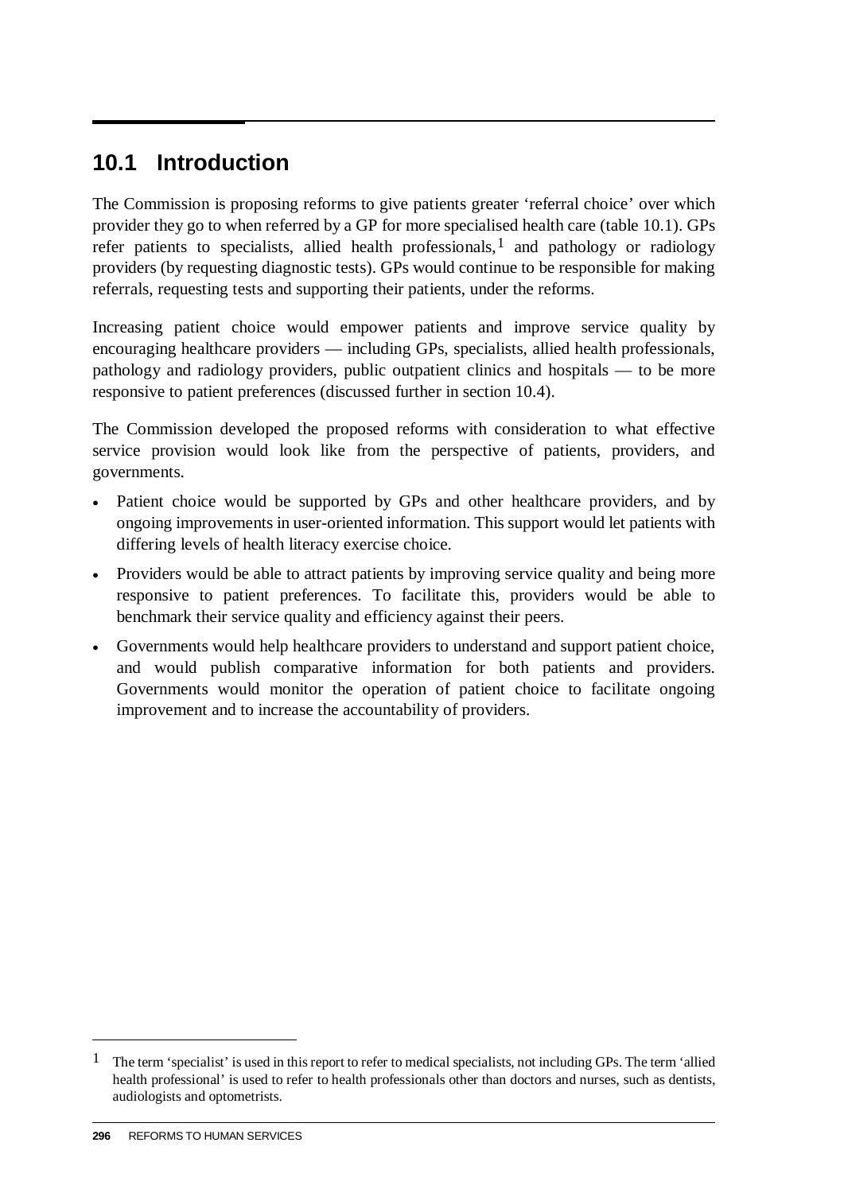## 10.1 Introduction

The Commission is proposing reforms to give patients greater 'referral choice' over which provider they go to when referred by a GP for more specialised health care (table 10.1). GPs refer patients to specialists, allied health professionals,[1] and pathology or radiology providers (by requesting diagnostic tests). GPs would continue to be responsible for making referrals, requesting tests and supporting their patients, under the reforms.

Increasing patient choice would empower patients and improve service quality by encouraging healthcare providers — including GPs, specialists, allied health professionals, pathology and radiology providers, public outpatient clinics and hospitals — to be more responsive to patient preferences (discussed further in section 10.4).

The Commission developed the proposed reforms with consideration to what effective service provision would look like from the perspective of patients, providers, and governments.

- Patient choice would be supported by GPs and other healthcare providers, and by ongoing improvements in user-oriented information. This support would let patients with differing levels of health literacy exercise choice.
- Providers would be able to attract patients by improving service quality and being more responsive to patient preferences. To facilitate this, providers would be able to benchmark their service quality and efficiency against their peers.
- Governments would help healthcare providers to understand and support patient choice, and would publish comparative information for both patients and providers. Governments would monitor the operation of patient choice to facilitate ongoing improvement and to increase the accountability of providers.

---

[1] The term 'specialist' is used in this report to refer to medical specialists, not including GPs. The term 'allied health professional' is used to refer to health professionals other than doctors and nurses, such as dentists, audiologists and optometrists.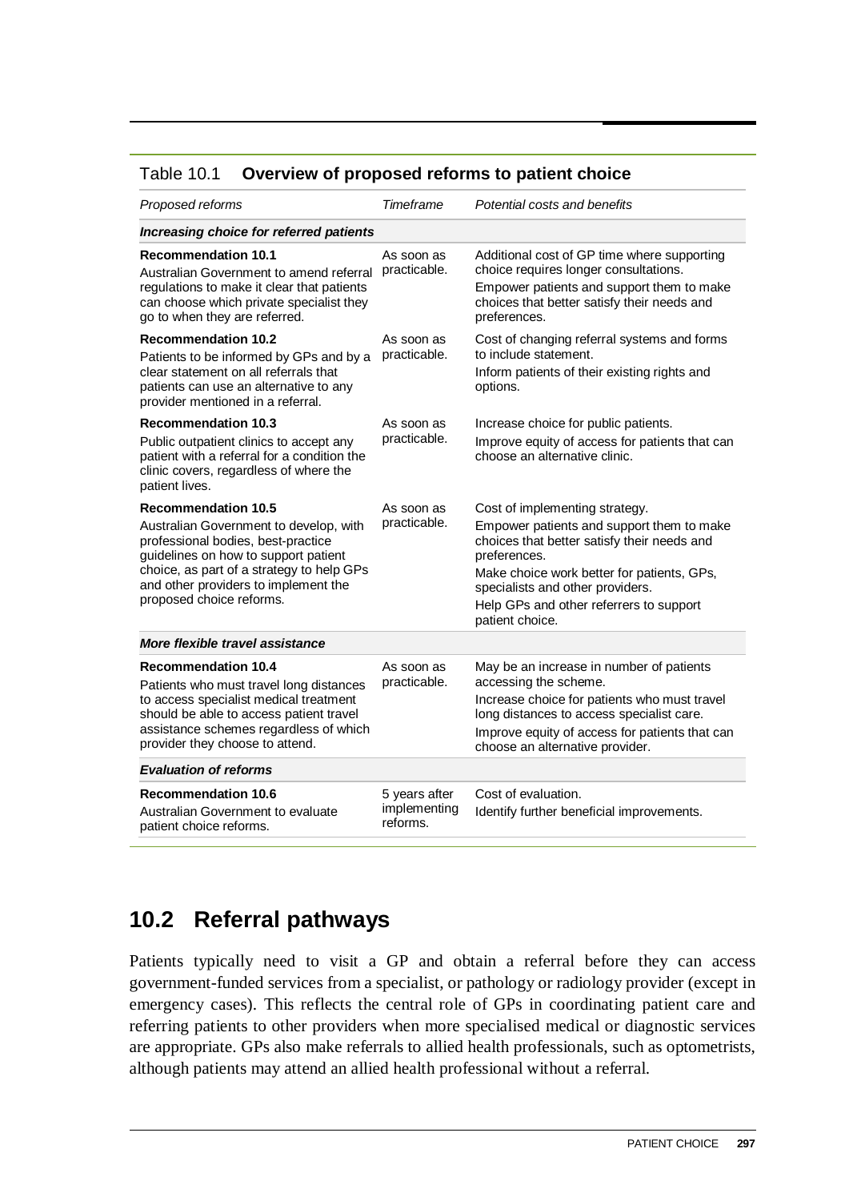Table 10.1 **Overview of proposed reforms to patient choice**

| *Proposed reforms* | *Timeframe* | *Potential costs and benefits* |
|---|---|---|
| ***Increasing choice for referred patients*** | | |
| **Recommendation 10.1** Australian Government to amend referral regulations to make it clear that patients can choose which private specialist they go to when they are referred. | As soon as practicable. | Additional cost of GP time where supporting choice requires longer consultations. Empower patients and support them to make choices that better satisfy their needs and preferences. |
| **Recommendation 10.2** Patients to be informed by GPs and by a clear statement on all referrals that patients can use an alternative to any provider mentioned in a referral. | As soon as practicable. | Cost of changing referral systems and forms to include statement. Inform patients of their existing rights and options. |
| **Recommendation 10.3** Public outpatient clinics to accept any patient with a referral for a condition the clinic covers, regardless of where the patient lives. | As soon as practicable. | Increase choice for public patients. Improve equity of access for patients that can choose an alternative clinic. |
| **Recommendation 10.5** Australian Government to develop, with professional bodies, best-practice guidelines on how to support patient choice, as part of a strategy to help GPs and other providers to implement the proposed choice reforms. | As soon as practicable. | Cost of implementing strategy. Empower patients and support them to make choices that better satisfy their needs and preferences. Make choice work better for patients, GPs, specialists and other providers. Help GPs and other referrers to support patient choice. |
| ***More flexible travel assistance*** | | |
| **Recommendation 10.4** Patients who must travel long distances to access specialist medical treatment should be able to access patient travel assistance schemes regardless of which provider they choose to attend. | As soon as practicable. | May be an increase in number of patients accessing the scheme. Increase choice for patients who must travel long distances to access specialist care. Improve equity of access for patients that can choose an alternative provider. |
| ***Evaluation of reforms*** | | |
| **Recommendation 10.6** Australian Government to evaluate patient choice reforms. | 5 years after implementing reforms. | Cost of evaluation. Identify further beneficial improvements. |

## 10.2 Referral pathways

Patients typically need to visit a GP and obtain a referral before they can access government-funded services from a specialist, or pathology or radiology provider (except in emergency cases). This reflects the central role of GPs in coordinating patient care and referring patients to other providers when more specialised medical or diagnostic services are appropriate. GPs also make referrals to allied health professionals, such as optometrists, although patients may attend an allied health professional without a referral.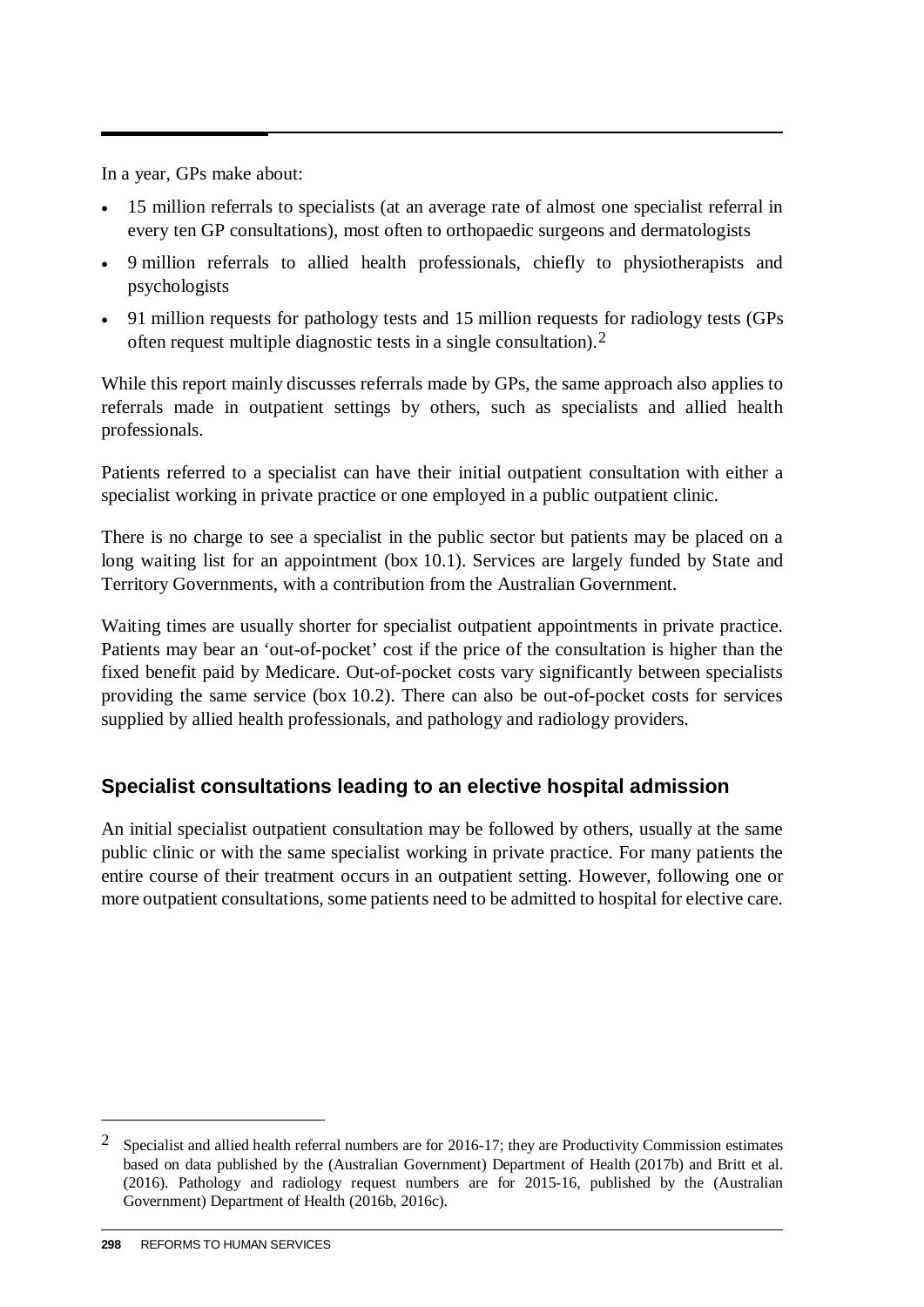In a year, GPs make about:

- 15 million referrals to specialists (at an average rate of almost one specialist referral in every ten GP consultations), most often to orthopaedic surgeons and dermatologists
- 9 million referrals to allied health professionals, chiefly to physiotherapists and psychologists
- 91 million requests for pathology tests and 15 million requests for radiology tests (GPs often request multiple diagnostic tests in a single consultation).[2]

While this report mainly discusses referrals made by GPs, the same approach also applies to referrals made in outpatient settings by others, such as specialists and allied health professionals.

Patients referred to a specialist can have their initial outpatient consultation with either a specialist working in private practice or one employed in a public outpatient clinic.

There is no charge to see a specialist in the public sector but patients may be placed on a long waiting list for an appointment (box 10.1). Services are largely funded by State and Territory Governments, with a contribution from the Australian Government.

Waiting times are usually shorter for specialist outpatient appointments in private practice. Patients may bear an 'out-of-pocket' cost if the price of the consultation is higher than the fixed benefit paid by Medicare. Out-of-pocket costs vary significantly between specialists providing the same service (box 10.2). There can also be out-of-pocket costs for services supplied by allied health professionals, and pathology and radiology providers.

### Specialist consultations leading to an elective hospital admission

An initial specialist outpatient consultation may be followed by others, usually at the same public clinic or with the same specialist working in private practice. For many patients the entire course of their treatment occurs in an outpatient setting. However, following one or more outpatient consultations, some patients need to be admitted to hospital for elective care.

---

[2] Specialist and allied health referral numbers are for 2016-17; they are Productivity Commission estimates based on data published by the (Australian Government) Department of Health (2017b) and Britt et al. (2016). Pathology and radiology request numbers are for 2015-16, published by the (Australian Government) Department of Health (2016b, 2016c).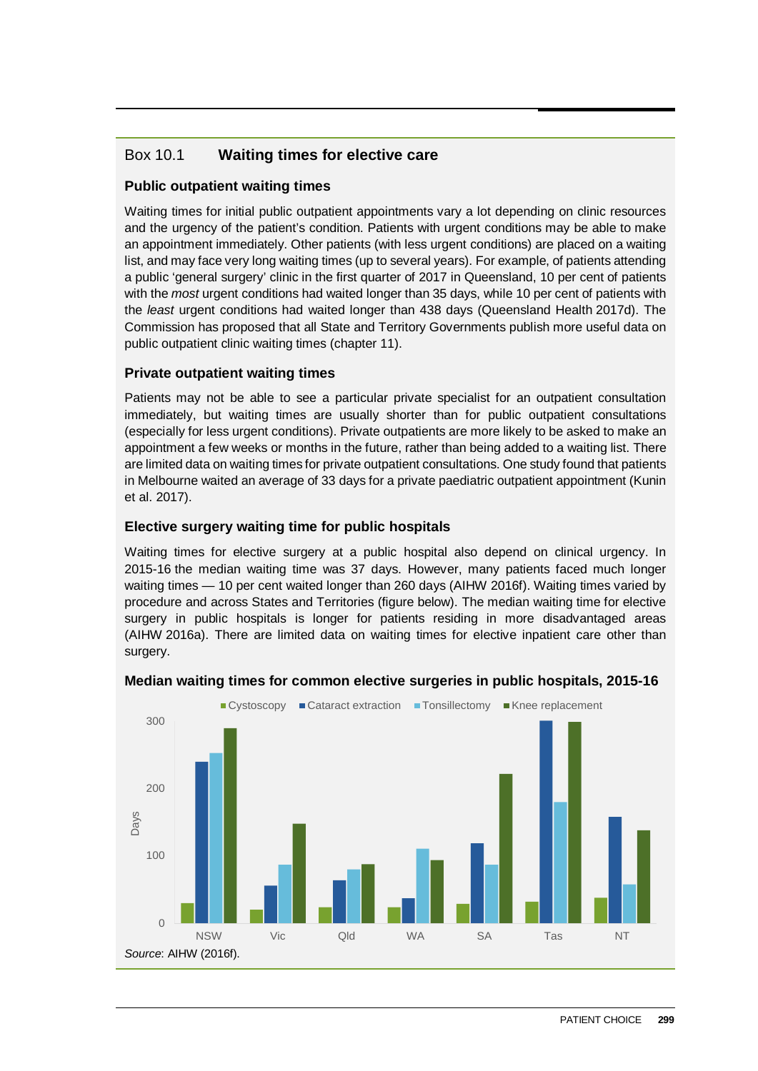## Box 10.1 Waiting times for elective care

### Public outpatient waiting times

Waiting times for initial public outpatient appointments vary a lot depending on clinic resources and the urgency of the patient's condition. Patients with urgent conditions may be able to make an appointment immediately. Other patients (with less urgent conditions) are placed on a waiting list, and may face very long waiting times (up to several years). For example, of patients attending a public 'general surgery' clinic in the first quarter of 2017 in Queensland, 10 per cent of patients with the *most* urgent conditions had waited longer than 35 days, while 10 per cent of patients with the *least* urgent conditions had waited longer than 438 days (Queensland Health 2017d). The Commission has proposed that all State and Territory Governments publish more useful data on public outpatient clinic waiting times (chapter 11).

### Private outpatient waiting times

Patients may not be able to see a particular private specialist for an outpatient consultation immediately, but waiting times are usually shorter than for public outpatient consultations (especially for less urgent conditions). Private outpatients are more likely to be asked to make an appointment a few weeks or months in the future, rather than being added to a waiting list. There are limited data on waiting times for private outpatient consultations. One study found that patients in Melbourne waited an average of 33 days for a private paediatric outpatient appointment (Kunin et al. 2017).

### Elective surgery waiting time for public hospitals

Waiting times for elective surgery at a public hospital also depend on clinical urgency. In 2015-16 the median waiting time was 37 days. However, many patients faced much longer waiting times — 10 per cent waited longer than 260 days (AIHW 2016f). Waiting times varied by procedure and across States and Territories (figure below). The median waiting time for elective surgery in public hospitals is longer for patients residing in more disadvantaged areas (AIHW 2016a). There are limited data on waiting times for elective inpatient care other than surgery.

**Median waiting times for common elective surgeries in public hospitals, 2015-16**

*Source*: AIHW (2016f).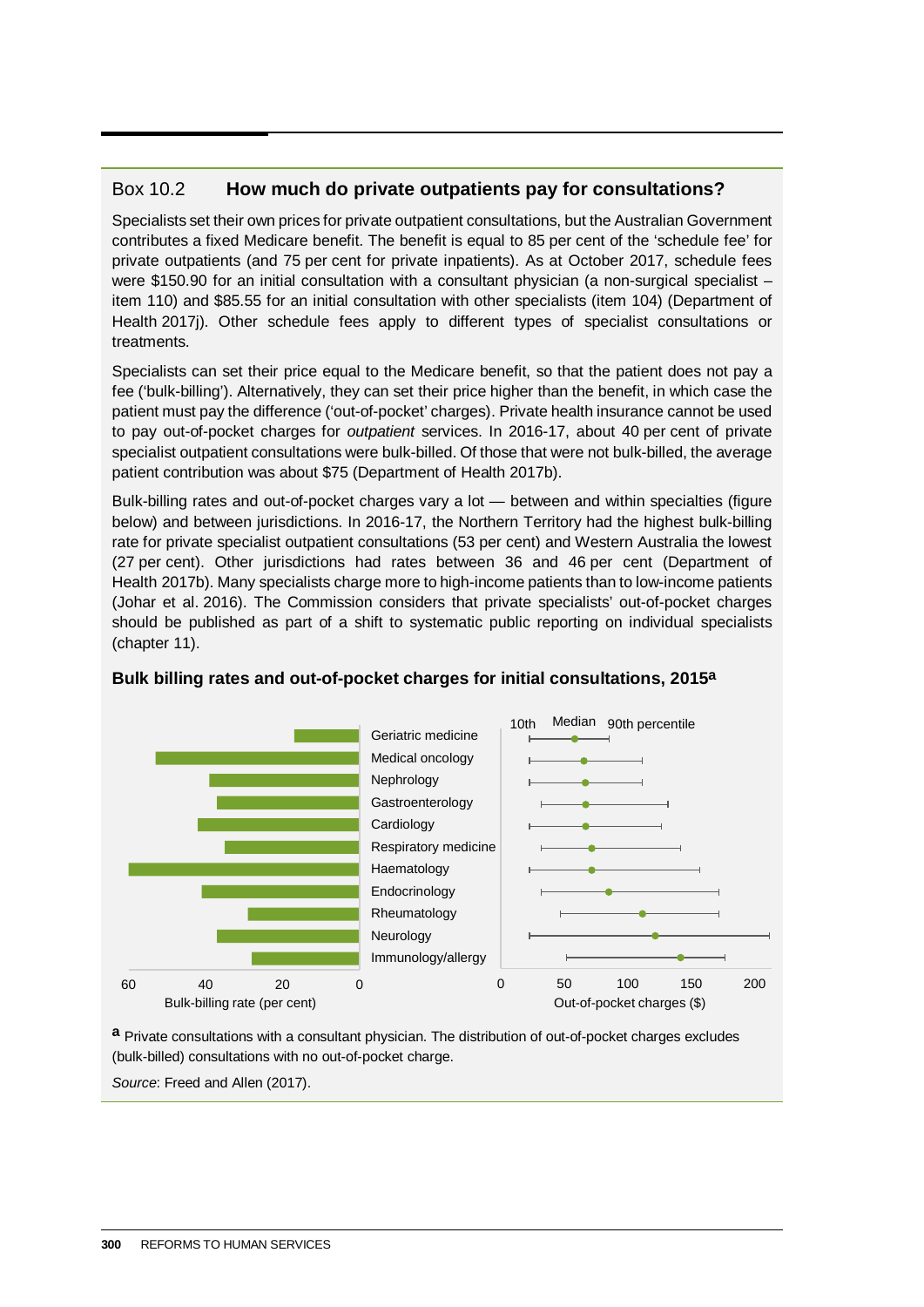## Box 10.2 How much do private outpatients pay for consultations?

Specialists set their own prices for private outpatient consultations, but the Australian Government contributes a fixed Medicare benefit. The benefit is equal to 85 per cent of the 'schedule fee' for private outpatients (and 75 per cent for private inpatients). As at October 2017, schedule fees were $150.90 for an initial consultation with a consultant physician (a non-surgical specialist – item 110) and $85.55 for an initial consultation with other specialists (item 104) (Department of Health 2017j). Other schedule fees apply to different types of specialist consultations or treatments.

Specialists can set their price equal to the Medicare benefit, so that the patient does not pay a fee ('bulk-billing'). Alternatively, they can set their price higher than the benefit, in which case the patient must pay the difference ('out-of-pocket' charges). Private health insurance cannot be used to pay out-of-pocket charges for *outpatient* services. In 2016-17, about 40 per cent of private specialist outpatient consultations were bulk-billed. Of those that were not bulk-billed, the average patient contribution was about $75 (Department of Health 2017b).

Bulk-billing rates and out-of-pocket charges vary a lot — between and within specialties (figure below) and between jurisdictions. In 2016-17, the Northern Territory had the highest bulk-billing rate for private specialist outpatient consultations (53 per cent) and Western Australia the lowest (27 per cent). Other jurisdictions had rates between 36 and 46 per cent (Department of Health 2017b). Many specialists charge more to high-income patients than to low-income patients (Johar et al. 2016). The Commission considers that private specialists' out-of-pocket charges should be published as part of a shift to systematic public reporting on individual specialists (chapter 11).

**Bulk billing rates and out-of-pocket charges for initial consultations, 2015[a]**

[a] Private consultations with a consultant physician. The distribution of out-of-pocket charges excludes (bulk-billed) consultations with no out-of-pocket charge.

*Source*: Freed and Allen (2017).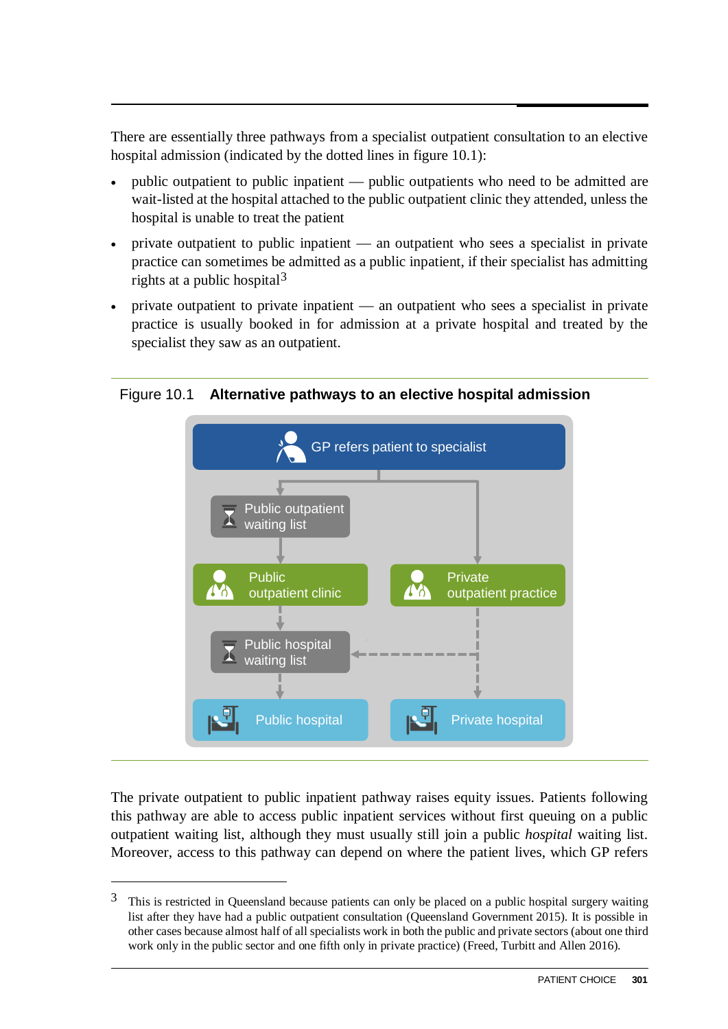There are essentially three pathways from a specialist outpatient consultation to an elective hospital admission (indicated by the dotted lines in figure 10.1):

- public outpatient to public inpatient — public outpatients who need to be admitted are wait-listed at the hospital attached to the public outpatient clinic they attended, unless the hospital is unable to treat the patient
- private outpatient to public inpatient — an outpatient who sees a specialist in private practice can sometimes be admitted as a public inpatient, if their specialist has admitting rights at a public hospital[3]
- private outpatient to private inpatient — an outpatient who sees a specialist in private practice is usually booked in for admission at a private hospital and treated by the specialist they saw as an outpatient.

Figure 10.1 **Alternative pathways to an elective hospital admission**

GP refers patient to specialist

Public outpatient waiting list

Public outpatient clinic

Private outpatient practice

Public hospital waiting list

Public hospital

Private hospital

The private outpatient to public inpatient pathway raises equity issues. Patients following this pathway are able to access public inpatient services without first queuing on a public outpatient waiting list, although they must usually still join a public *hospital* waiting list. Moreover, access to this pathway can depend on where the patient lives, which GP refers

---

[3] This is restricted in Queensland because patients can only be placed on a public hospital surgery waiting list after they have had a public outpatient consultation (Queensland Government 2015). It is possible in other cases because almost half of all specialists work in both the public and private sectors (about one third work only in the public sector and one fifth only in private practice) (Freed, Turbitt and Allen 2016).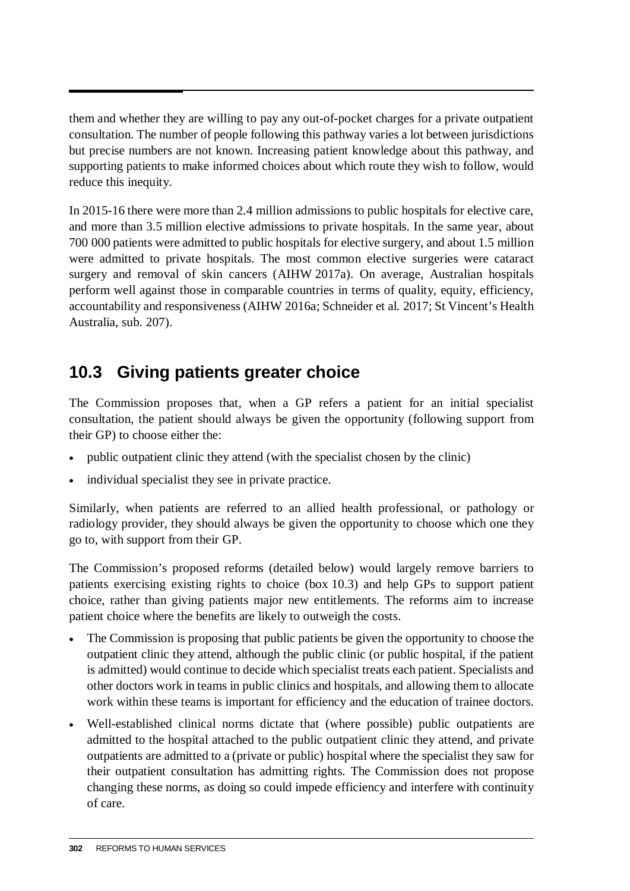them and whether they are willing to pay any out-of-pocket charges for a private outpatient consultation. The number of people following this pathway varies a lot between jurisdictions but precise numbers are not known. Increasing patient knowledge about this pathway, and supporting patients to make informed choices about which route they wish to follow, would reduce this inequity.

In 2015-16 there were more than 2.4 million admissions to public hospitals for elective care, and more than 3.5 million elective admissions to private hospitals. In the same year, about 700 000 patients were admitted to public hospitals for elective surgery, and about 1.5 million were admitted to private hospitals. The most common elective surgeries were cataract surgery and removal of skin cancers (AIHW 2017a). On average, Australian hospitals perform well against those in comparable countries in terms of quality, equity, efficiency, accountability and responsiveness (AIHW 2016a; Schneider et al. 2017; St Vincent's Health Australia, sub. 207).

## 10.3 Giving patients greater choice

The Commission proposes that, when a GP refers a patient for an initial specialist consultation, the patient should always be given the opportunity (following support from their GP) to choose either the:

- public outpatient clinic they attend (with the specialist chosen by the clinic)
- individual specialist they see in private practice.

Similarly, when patients are referred to an allied health professional, or pathology or radiology provider, they should always be given the opportunity to choose which one they go to, with support from their GP.

The Commission's proposed reforms (detailed below) would largely remove barriers to patients exercising existing rights to choice (box 10.3) and help GPs to support patient choice, rather than giving patients major new entitlements. The reforms aim to increase patient choice where the benefits are likely to outweigh the costs.

- The Commission is proposing that public patients be given the opportunity to choose the outpatient clinic they attend, although the public clinic (or public hospital, if the patient is admitted) would continue to decide which specialist treats each patient. Specialists and other doctors work in teams in public clinics and hospitals, and allowing them to allocate work within these teams is important for efficiency and the education of trainee doctors.
- Well-established clinical norms dictate that (where possible) public outpatients are admitted to the hospital attached to the public outpatient clinic they attend, and private outpatients are admitted to a (private or public) hospital where the specialist they saw for their outpatient consultation has admitting rights. The Commission does not propose changing these norms, as doing so could impede efficiency and interfere with continuity of care.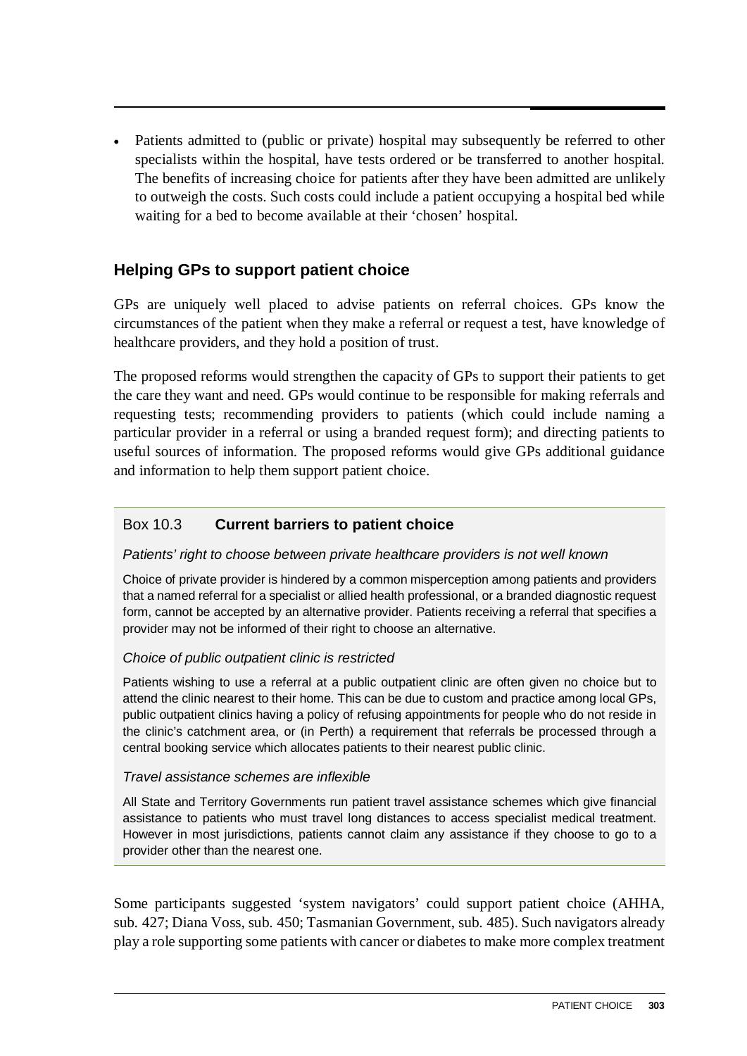- Patients admitted to (public or private) hospital may subsequently be referred to other specialists within the hospital, have tests ordered or be transferred to another hospital. The benefits of increasing choice for patients after they have been admitted are unlikely to outweigh the costs. Such costs could include a patient occupying a hospital bed while waiting for a bed to become available at their 'chosen' hospital.

### Helping GPs to support patient choice

GPs are uniquely well placed to advise patients on referral choices. GPs know the circumstances of the patient when they make a referral or request a test, have knowledge of healthcare providers, and they hold a position of trust.

The proposed reforms would strengthen the capacity of GPs to support their patients to get the care they want and need. GPs would continue to be responsible for making referrals and requesting tests; recommending providers to patients (which could include naming a particular provider in a referral or using a branded request form); and directing patients to useful sources of information. The proposed reforms would give GPs additional guidance and information to help them support patient choice.

> Box 10.3 **Current barriers to patient choice**
>
> *Patients' right to choose between private healthcare providers is not well known*
>
> Choice of private provider is hindered by a common misperception among patients and providers that a named referral for a specialist or allied health professional, or a branded diagnostic request form, cannot be accepted by an alternative provider. Patients receiving a referral that specifies a provider may not be informed of their right to choose an alternative.
>
> *Choice of public outpatient clinic is restricted*
>
> Patients wishing to use a referral at a public outpatient clinic are often given no choice but to attend the clinic nearest to their home. This can be due to custom and practice among local GPs, public outpatient clinics having a policy of refusing appointments for people who do not reside in the clinic's catchment area, or (in Perth) a requirement that referrals be processed through a central booking service which allocates patients to their nearest public clinic.
>
> *Travel assistance schemes are inflexible*
>
> All State and Territory Governments run patient travel assistance schemes which give financial assistance to patients who must travel long distances to access specialist medical treatment. However in most jurisdictions, patients cannot claim any assistance if they choose to go to a provider other than the nearest one.

Some participants suggested 'system navigators' could support patient choice (AHHA, sub. 427; Diana Voss, sub. 450; Tasmanian Government, sub. 485). Such navigators already play a role supporting some patients with cancer or diabetes to make more complex treatment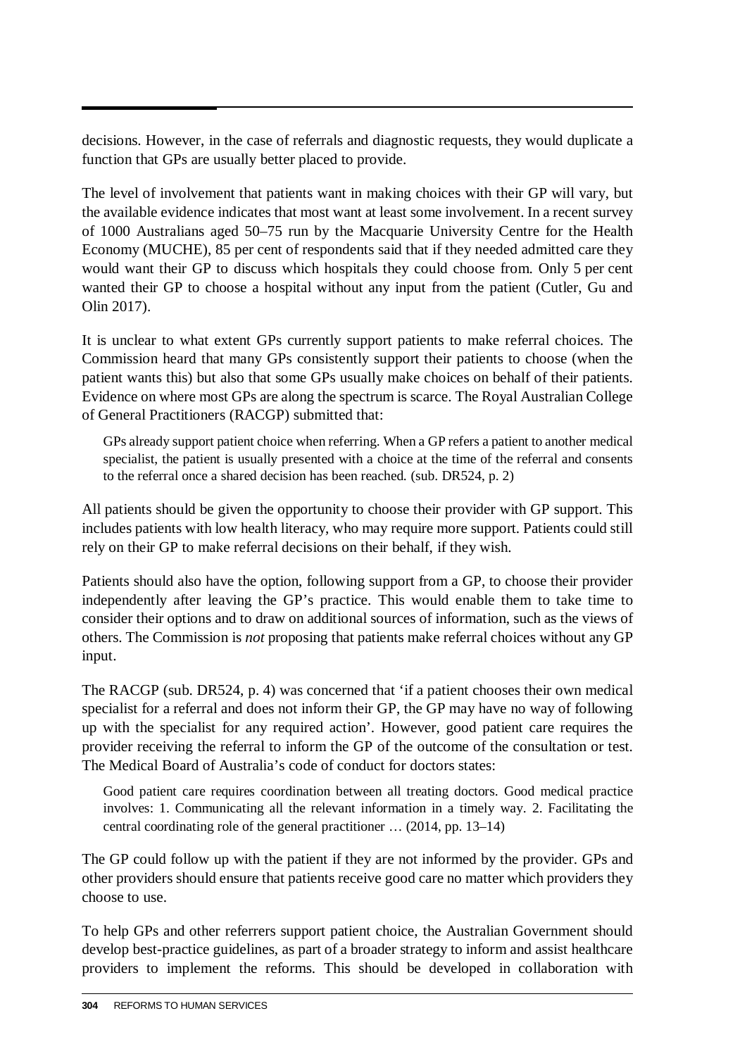decisions. However, in the case of referrals and diagnostic requests, they would duplicate a function that GPs are usually better placed to provide.

The level of involvement that patients want in making choices with their GP will vary, but the available evidence indicates that most want at least some involvement. In a recent survey of 1000 Australians aged 50–75 run by the Macquarie University Centre for the Health Economy (MUCHE), 85 per cent of respondents said that if they needed admitted care they would want their GP to discuss which hospitals they could choose from. Only 5 per cent wanted their GP to choose a hospital without any input from the patient (Cutler, Gu and Olin 2017).

It is unclear to what extent GPs currently support patients to make referral choices. The Commission heard that many GPs consistently support their patients to choose (when the patient wants this) but also that some GPs usually make choices on behalf of their patients. Evidence on where most GPs are along the spectrum is scarce. The Royal Australian College of General Practitioners (RACGP) submitted that:

> GPs already support patient choice when referring. When a GP refers a patient to another medical specialist, the patient is usually presented with a choice at the time of the referral and consents to the referral once a shared decision has been reached. (sub. DR524, p. 2)

All patients should be given the opportunity to choose their provider with GP support. This includes patients with low health literacy, who may require more support. Patients could still rely on their GP to make referral decisions on their behalf, if they wish.

Patients should also have the option, following support from a GP, to choose their provider independently after leaving the GP's practice. This would enable them to take time to consider their options and to draw on additional sources of information, such as the views of others. The Commission is *not* proposing that patients make referral choices without any GP input.

The RACGP (sub. DR524, p. 4) was concerned that 'if a patient chooses their own medical specialist for a referral and does not inform their GP, the GP may have no way of following up with the specialist for any required action'. However, good patient care requires the provider receiving the referral to inform the GP of the outcome of the consultation or test. The Medical Board of Australia's code of conduct for doctors states:

> Good patient care requires coordination between all treating doctors. Good medical practice involves: 1. Communicating all the relevant information in a timely way. 2. Facilitating the central coordinating role of the general practitioner … (2014, pp. 13–14)

The GP could follow up with the patient if they are not informed by the provider. GPs and other providers should ensure that patients receive good care no matter which providers they choose to use.

To help GPs and other referrers support patient choice, the Australian Government should develop best-practice guidelines, as part of a broader strategy to inform and assist healthcare providers to implement the reforms. This should be developed in collaboration with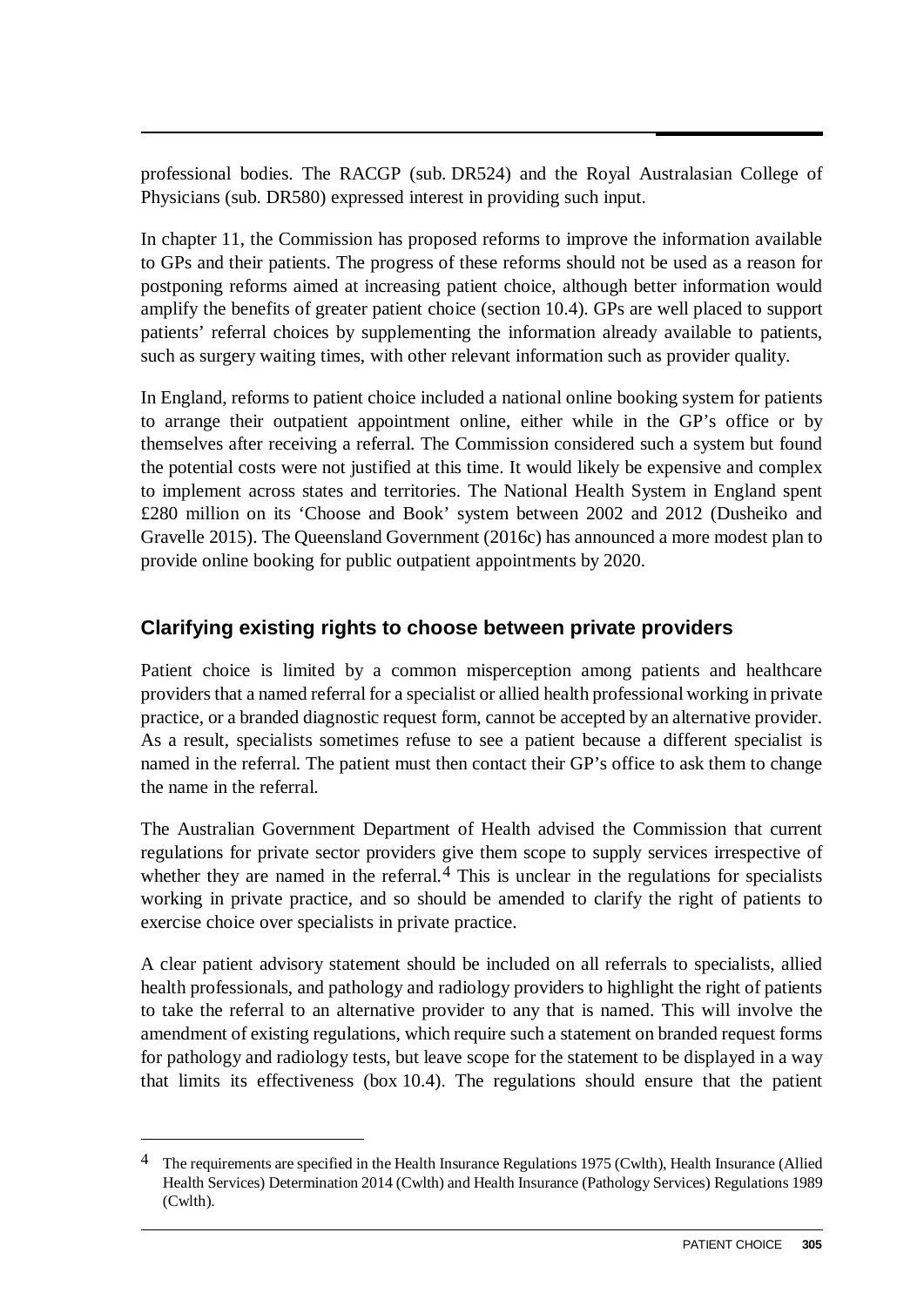professional bodies. The RACGP (sub. DR524) and the Royal Australasian College of Physicians (sub. DR580) expressed interest in providing such input.

In chapter 11, the Commission has proposed reforms to improve the information available to GPs and their patients. The progress of these reforms should not be used as a reason for postponing reforms aimed at increasing patient choice, although better information would amplify the benefits of greater patient choice (section 10.4). GPs are well placed to support patients' referral choices by supplementing the information already available to patients, such as surgery waiting times, with other relevant information such as provider quality.

In England, reforms to patient choice included a national online booking system for patients to arrange their outpatient appointment online, either while in the GP's office or by themselves after receiving a referral. The Commission considered such a system but found the potential costs were not justified at this time. It would likely be expensive and complex to implement across states and territories. The National Health System in England spent £280 million on its 'Choose and Book' system between 2002 and 2012 (Dusheiko and Gravelle 2015). The Queensland Government (2016c) has announced a more modest plan to provide online booking for public outpatient appointments by 2020.

### Clarifying existing rights to choose between private providers

Patient choice is limited by a common misperception among patients and healthcare providers that a named referral for a specialist or allied health professional working in private practice, or a branded diagnostic request form, cannot be accepted by an alternative provider. As a result, specialists sometimes refuse to see a patient because a different specialist is named in the referral. The patient must then contact their GP's office to ask them to change the name in the referral.

The Australian Government Department of Health advised the Commission that current regulations for private sector providers give them scope to supply services irrespective of whether they are named in the referral.[4] This is unclear in the regulations for specialists working in private practice, and so should be amended to clarify the right of patients to exercise choice over specialists in private practice.

A clear patient advisory statement should be included on all referrals to specialists, allied health professionals, and pathology and radiology providers to highlight the right of patients to take the referral to an alternative provider to any that is named. This will involve the amendment of existing regulations, which require such a statement on branded request forms for pathology and radiology tests, but leave scope for the statement to be displayed in a way that limits its effectiveness (box 10.4). The regulations should ensure that the patient

---

[4] The requirements are specified in the Health Insurance Regulations 1975 (Cwlth), Health Insurance (Allied Health Services) Determination 2014 (Cwlth) and Health Insurance (Pathology Services) Regulations 1989 (Cwlth).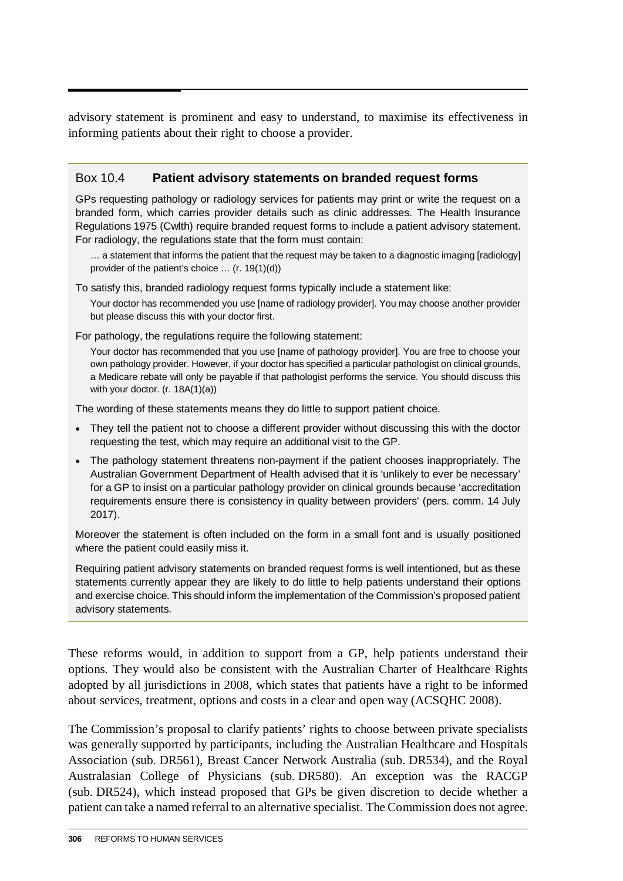advisory statement is prominent and easy to understand, to maximise its effectiveness in informing patients about their right to choose a provider.

### Box 10.4 Patient advisory statements on branded request forms

GPs requesting pathology or radiology services for patients may print or write the request on a branded form, which carries provider details such as clinic addresses. The Health Insurance Regulations 1975 (Cwlth) require branded request forms to include a patient advisory statement. For radiology, the regulations state that the form must contain:

> … a statement that informs the patient that the request may be taken to a diagnostic imaging [radiology] provider of the patient's choice … (r. 19(1)(d))

To satisfy this, branded radiology request forms typically include a statement like:

> Your doctor has recommended you use [name of radiology provider]. You may choose another provider but please discuss this with your doctor first.

For pathology, the regulations require the following statement:

> Your doctor has recommended that you use [name of pathology provider]. You are free to choose your own pathology provider. However, if your doctor has specified a particular pathologist on clinical grounds, a Medicare rebate will only be payable if that pathologist performs the service. You should discuss this with your doctor. (r. 18A(1)(a))

The wording of these statements means they do little to support patient choice.

- They tell the patient not to choose a different provider without discussing this with the doctor requesting the test, which may require an additional visit to the GP.
- The pathology statement threatens non-payment if the patient chooses inappropriately. The Australian Government Department of Health advised that it is 'unlikely to ever be necessary' for a GP to insist on a particular pathology provider on clinical grounds because 'accreditation requirements ensure there is consistency in quality between providers' (pers. comm. 14 July 2017).

Moreover the statement is often included on the form in a small font and is usually positioned where the patient could easily miss it.

Requiring patient advisory statements on branded request forms is well intentioned, but as these statements currently appear they are likely to do little to help patients understand their options and exercise choice. This should inform the implementation of the Commission's proposed patient advisory statements.

---

These reforms would, in addition to support from a GP, help patients understand their options. They would also be consistent with the Australian Charter of Healthcare Rights adopted by all jurisdictions in 2008, which states that patients have a right to be informed about services, treatment, options and costs in a clear and open way (ACSQHC 2008).

The Commission's proposal to clarify patients' rights to choose between private specialists was generally supported by participants, including the Australian Healthcare and Hospitals Association (sub. DR561), Breast Cancer Network Australia (sub. DR534), and the Royal Australasian College of Physicians (sub. DR580). An exception was the RACGP (sub. DR524), which instead proposed that GPs be given discretion to decide whether a patient can take a named referral to an alternative specialist. The Commission does not agree.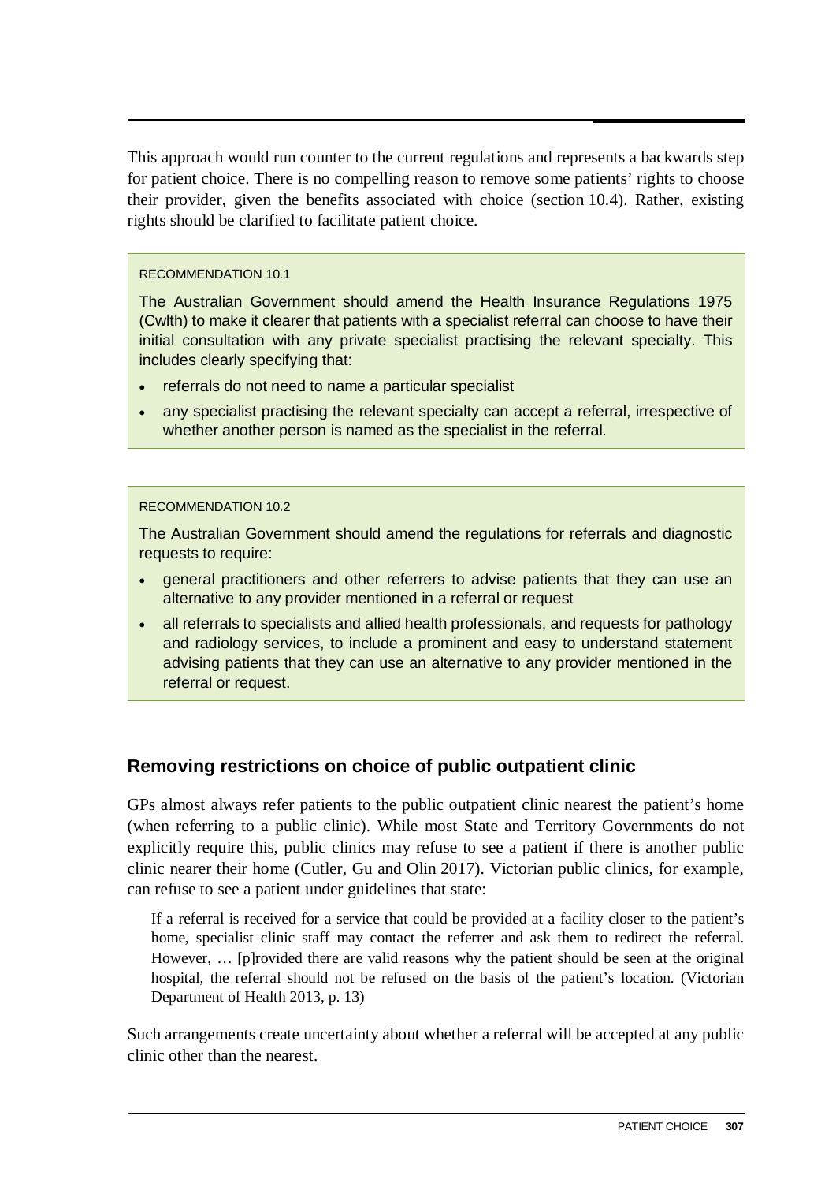This approach would run counter to the current regulations and represents a backwards step for patient choice. There is no compelling reason to remove some patients' rights to choose their provider, given the benefits associated with choice (section 10.4). Rather, existing rights should be clarified to facilitate patient choice.

> RECOMMENDATION 10.1
>
> The Australian Government should amend the Health Insurance Regulations 1975 (Cwlth) to make it clearer that patients with a specialist referral can choose to have their initial consultation with any private specialist practising the relevant specialty. This includes clearly specifying that:
>
> - referrals do not need to name a particular specialist
> - any specialist practising the relevant specialty can accept a referral, irrespective of whether another person is named as the specialist in the referral.

> RECOMMENDATION 10.2
>
> The Australian Government should amend the regulations for referrals and diagnostic requests to require:
>
> - general practitioners and other referrers to advise patients that they can use an alternative to any provider mentioned in a referral or request
> - all referrals to specialists and allied health professionals, and requests for pathology and radiology services, to include a prominent and easy to understand statement advising patients that they can use an alternative to any provider mentioned in the referral or request.

### Removing restrictions on choice of public outpatient clinic

GPs almost always refer patients to the public outpatient clinic nearest the patient's home (when referring to a public clinic). While most State and Territory Governments do not explicitly require this, public clinics may refuse to see a patient if there is another public clinic nearer their home (Cutler, Gu and Olin 2017). Victorian public clinics, for example, can refuse to see a patient under guidelines that state:

> If a referral is received for a service that could be provided at a facility closer to the patient's home, specialist clinic staff may contact the referrer and ask them to redirect the referral. However, … [p]rovided there are valid reasons why the patient should be seen at the original hospital, the referral should not be refused on the basis of the patient's location. (Victorian Department of Health 2013, p. 13)

Such arrangements create uncertainty about whether a referral will be accepted at any public clinic other than the nearest.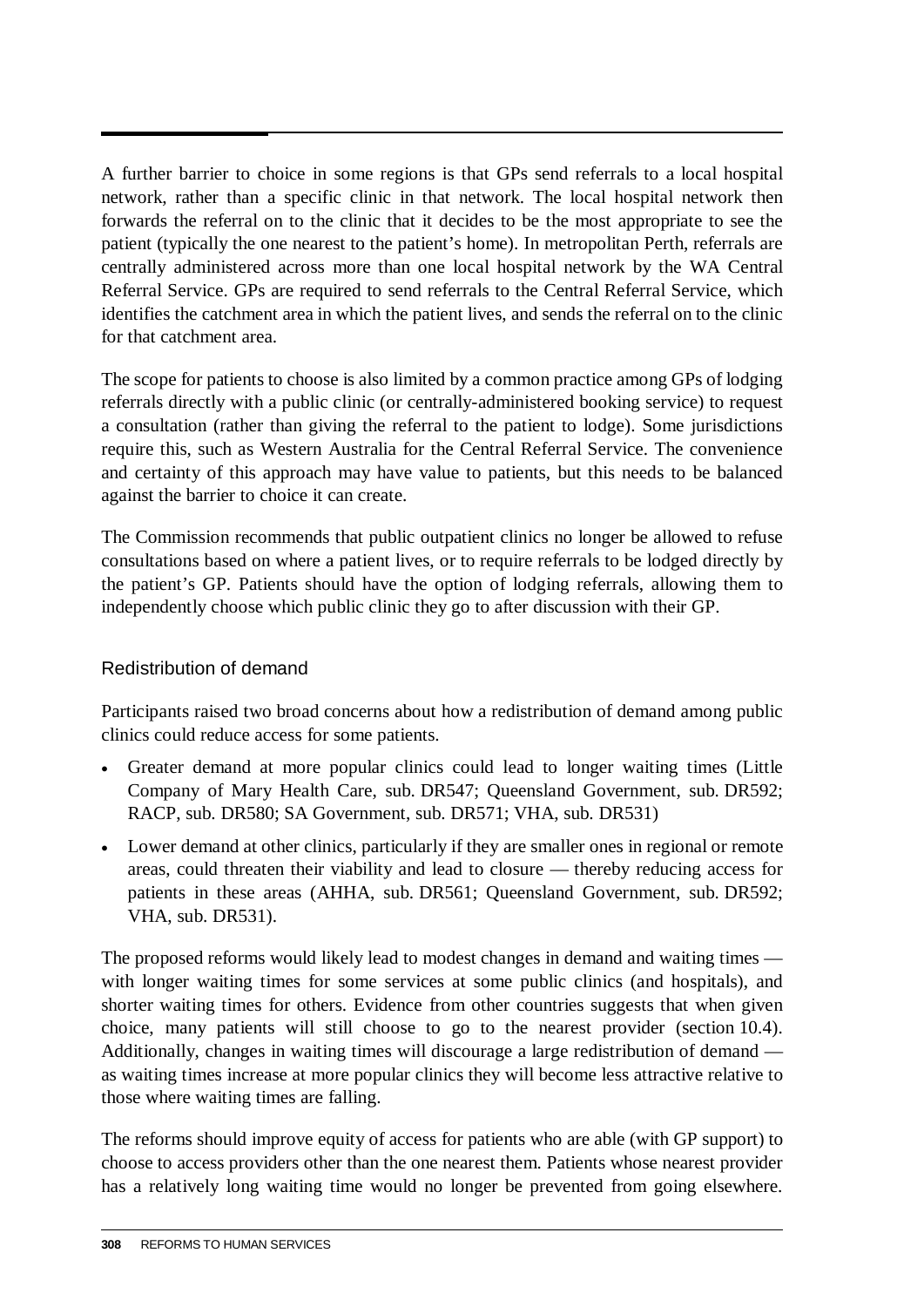A further barrier to choice in some regions is that GPs send referrals to a local hospital network, rather than a specific clinic in that network. The local hospital network then forwards the referral on to the clinic that it decides to be the most appropriate to see the patient (typically the one nearest to the patient's home). In metropolitan Perth, referrals are centrally administered across more than one local hospital network by the WA Central Referral Service. GPs are required to send referrals to the Central Referral Service, which identifies the catchment area in which the patient lives, and sends the referral on to the clinic for that catchment area.

The scope for patients to choose is also limited by a common practice among GPs of lodging referrals directly with a public clinic (or centrally-administered booking service) to request a consultation (rather than giving the referral to the patient to lodge). Some jurisdictions require this, such as Western Australia for the Central Referral Service. The convenience and certainty of this approach may have value to patients, but this needs to be balanced against the barrier to choice it can create.

The Commission recommends that public outpatient clinics no longer be allowed to refuse consultations based on where a patient lives, or to require referrals to be lodged directly by the patient's GP. Patients should have the option of lodging referrals, allowing them to independently choose which public clinic they go to after discussion with their GP.

### Redistribution of demand

Participants raised two broad concerns about how a redistribution of demand among public clinics could reduce access for some patients.

- Greater demand at more popular clinics could lead to longer waiting times (Little Company of Mary Health Care, sub. DR547; Queensland Government, sub. DR592; RACP, sub. DR580; SA Government, sub. DR571; VHA, sub. DR531)
- Lower demand at other clinics, particularly if they are smaller ones in regional or remote areas, could threaten their viability and lead to closure — thereby reducing access for patients in these areas (AHHA, sub. DR561; Queensland Government, sub. DR592; VHA, sub. DR531).

The proposed reforms would likely lead to modest changes in demand and waiting times — with longer waiting times for some services at some public clinics (and hospitals), and shorter waiting times for others. Evidence from other countries suggests that when given choice, many patients will still choose to go to the nearest provider (section 10.4). Additionally, changes in waiting times will discourage a large redistribution of demand — as waiting times increase at more popular clinics they will become less attractive relative to those where waiting times are falling.

The reforms should improve equity of access for patients who are able (with GP support) to choose to access providers other than the one nearest them. Patients whose nearest provider has a relatively long waiting time would no longer be prevented from going elsewhere.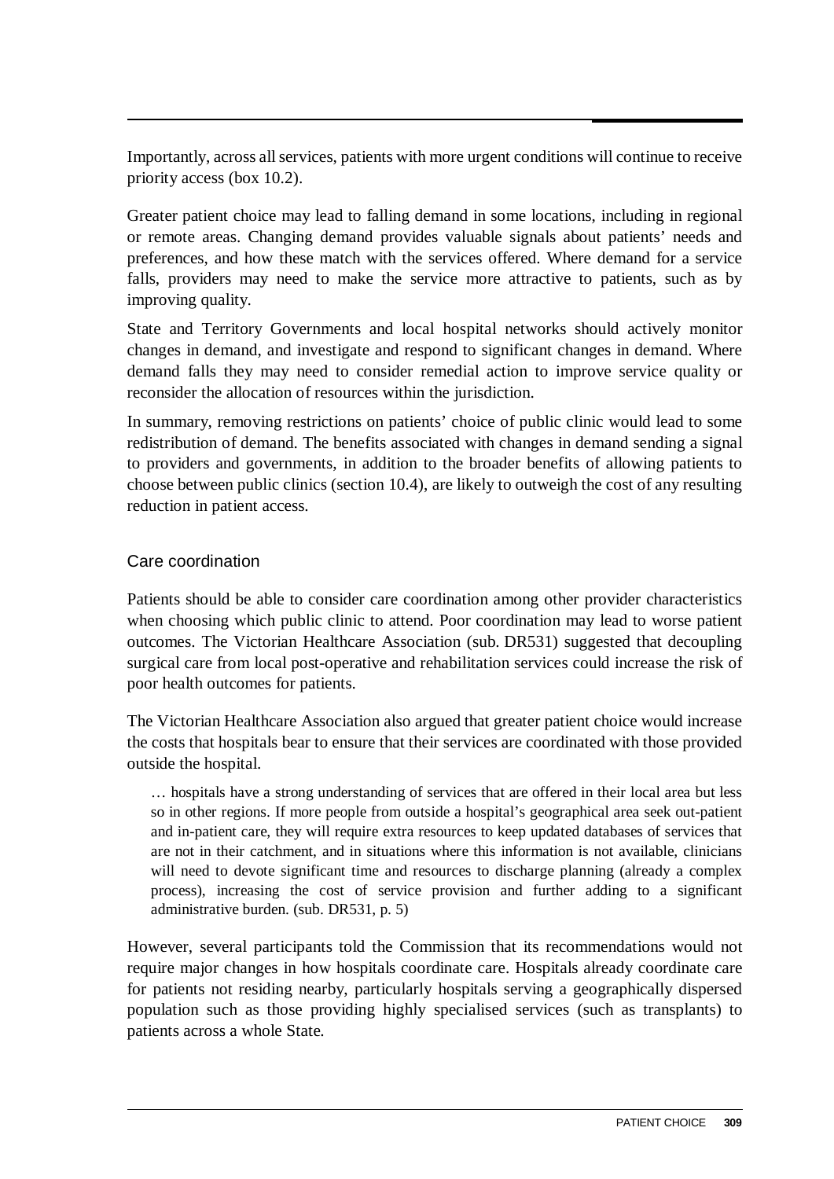Importantly, across all services, patients with more urgent conditions will continue to receive priority access (box 10.2).

Greater patient choice may lead to falling demand in some locations, including in regional or remote areas. Changing demand provides valuable signals about patients' needs and preferences, and how these match with the services offered. Where demand for a service falls, providers may need to make the service more attractive to patients, such as by improving quality.

State and Territory Governments and local hospital networks should actively monitor changes in demand, and investigate and respond to significant changes in demand. Where demand falls they may need to consider remedial action to improve service quality or reconsider the allocation of resources within the jurisdiction.

In summary, removing restrictions on patients' choice of public clinic would lead to some redistribution of demand. The benefits associated with changes in demand sending a signal to providers and governments, in addition to the broader benefits of allowing patients to choose between public clinics (section 10.4), are likely to outweigh the cost of any resulting reduction in patient access.

### Care coordination

Patients should be able to consider care coordination among other provider characteristics when choosing which public clinic to attend. Poor coordination may lead to worse patient outcomes. The Victorian Healthcare Association (sub. DR531) suggested that decoupling surgical care from local post-operative and rehabilitation services could increase the risk of poor health outcomes for patients.

The Victorian Healthcare Association also argued that greater patient choice would increase the costs that hospitals bear to ensure that their services are coordinated with those provided outside the hospital.

> … hospitals have a strong understanding of services that are offered in their local area but less so in other regions. If more people from outside a hospital's geographical area seek out-patient and in-patient care, they will require extra resources to keep updated databases of services that are not in their catchment, and in situations where this information is not available, clinicians will need to devote significant time and resources to discharge planning (already a complex process), increasing the cost of service provision and further adding to a significant administrative burden. (sub. DR531, p. 5)

However, several participants told the Commission that its recommendations would not require major changes in how hospitals coordinate care. Hospitals already coordinate care for patients not residing nearby, particularly hospitals serving a geographically dispersed population such as those providing highly specialised services (such as transplants) to patients across a whole State.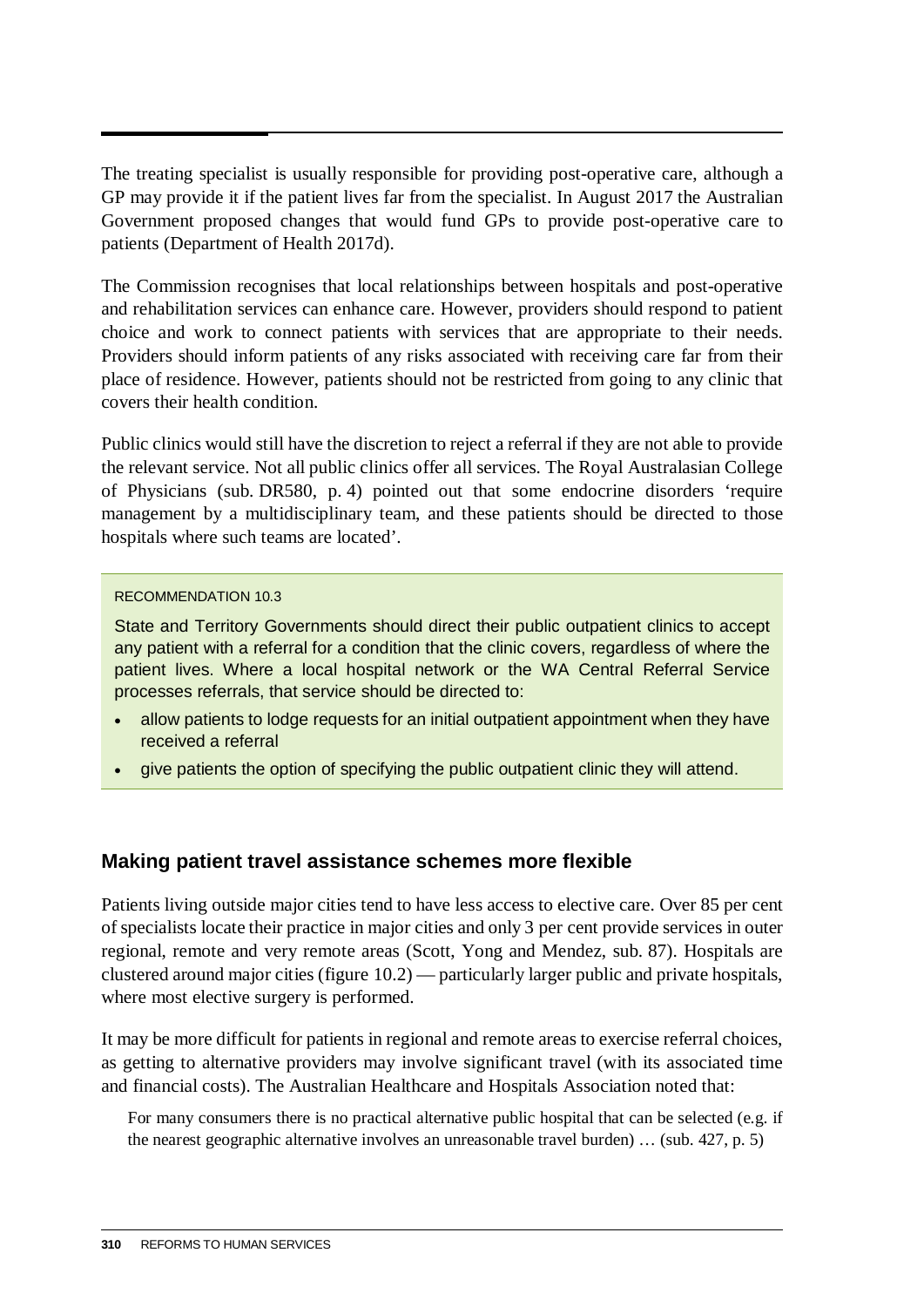The treating specialist is usually responsible for providing post-operative care, although a GP may provide it if the patient lives far from the specialist. In August 2017 the Australian Government proposed changes that would fund GPs to provide post-operative care to patients (Department of Health 2017d).

The Commission recognises that local relationships between hospitals and post-operative and rehabilitation services can enhance care. However, providers should respond to patient choice and work to connect patients with services that are appropriate to their needs. Providers should inform patients of any risks associated with receiving care far from their place of residence. However, patients should not be restricted from going to any clinic that covers their health condition.

Public clinics would still have the discretion to reject a referral if they are not able to provide the relevant service. Not all public clinics offer all services. The Royal Australasian College of Physicians (sub. DR580, p. 4) pointed out that some endocrine disorders 'require management by a multidisciplinary team, and these patients should be directed to those hospitals where such teams are located'.

> RECOMMENDATION 10.3
>
> State and Territory Governments should direct their public outpatient clinics to accept any patient with a referral for a condition that the clinic covers, regardless of where the patient lives. Where a local hospital network or the WA Central Referral Service processes referrals, that service should be directed to:
>
> - allow patients to lodge requests for an initial outpatient appointment when they have received a referral
> - give patients the option of specifying the public outpatient clinic they will attend.

### Making patient travel assistance schemes more flexible

Patients living outside major cities tend to have less access to elective care. Over 85 per cent of specialists locate their practice in major cities and only 3 per cent provide services in outer regional, remote and very remote areas (Scott, Yong and Mendez, sub. 87). Hospitals are clustered around major cities (figure 10.2) — particularly larger public and private hospitals, where most elective surgery is performed.

It may be more difficult for patients in regional and remote areas to exercise referral choices, as getting to alternative providers may involve significant travel (with its associated time and financial costs). The Australian Healthcare and Hospitals Association noted that:

> For many consumers there is no practical alternative public hospital that can be selected (e.g. if the nearest geographic alternative involves an unreasonable travel burden) … (sub. 427, p. 5)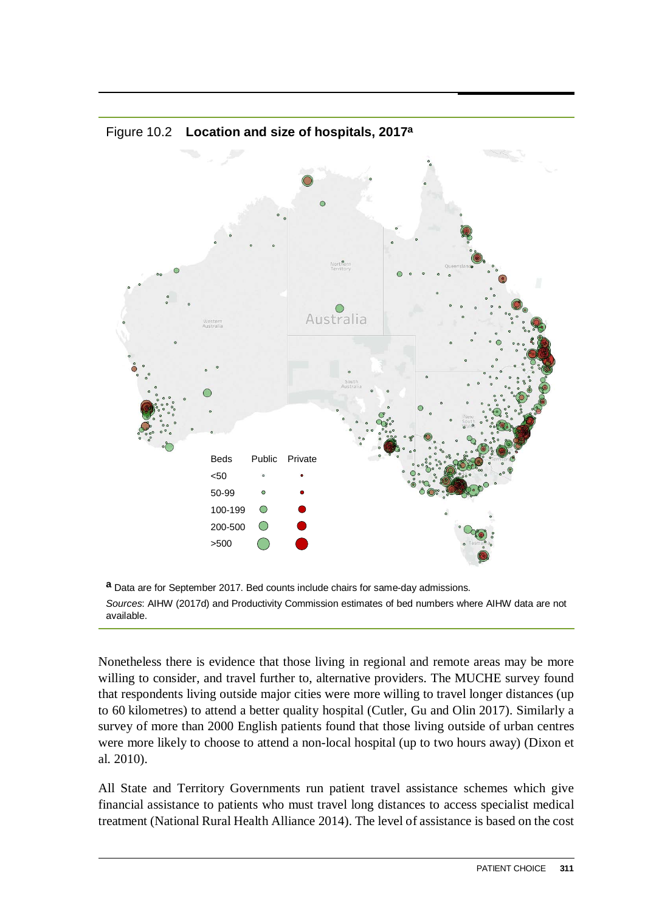Figure 10.2 **Location and size of hospitals, 2017[a]**

[a] Data are for September 2017. Bed counts include chairs for same-day admissions.

*Sources*: AIHW (2017d) and Productivity Commission estimates of bed numbers where AIHW data are not available.

Nonetheless there is evidence that those living in regional and remote areas may be more willing to consider, and travel further to, alternative providers. The MUCHE survey found that respondents living outside major cities were more willing to travel longer distances (up to 60 kilometres) to attend a better quality hospital (Cutler, Gu and Olin 2017). Similarly a survey of more than 2000 English patients found that those living outside of urban centres were more likely to choose to attend a non-local hospital (up to two hours away) (Dixon et al. 2010).

All State and Territory Governments run patient travel assistance schemes which give financial assistance to patients who must travel long distances to access specialist medical treatment (National Rural Health Alliance 2014). The level of assistance is based on the cost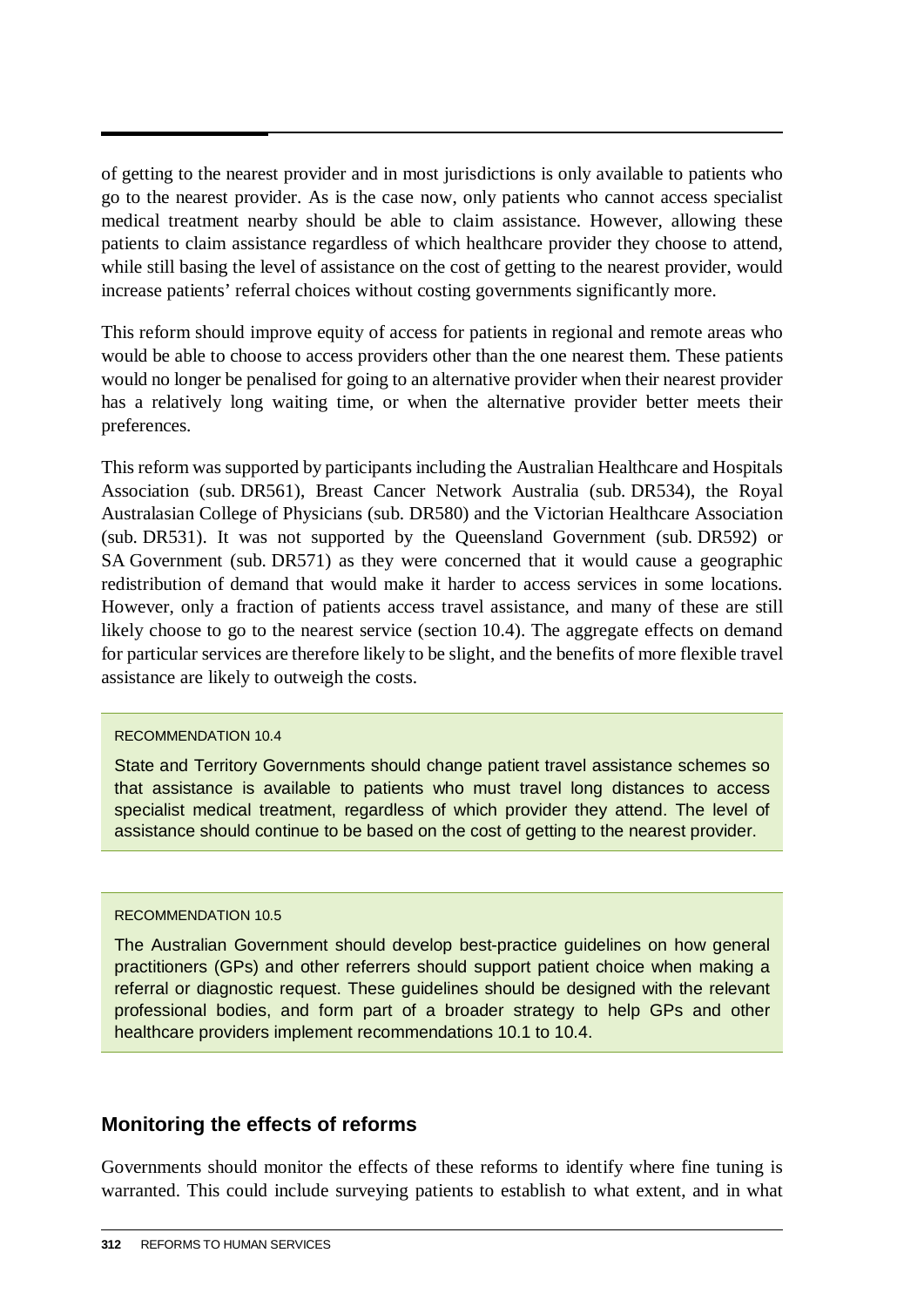of getting to the nearest provider and in most jurisdictions is only available to patients who go to the nearest provider. As is the case now, only patients who cannot access specialist medical treatment nearby should be able to claim assistance. However, allowing these patients to claim assistance regardless of which healthcare provider they choose to attend, while still basing the level of assistance on the cost of getting to the nearest provider, would increase patients' referral choices without costing governments significantly more.

This reform should improve equity of access for patients in regional and remote areas who would be able to choose to access providers other than the one nearest them. These patients would no longer be penalised for going to an alternative provider when their nearest provider has a relatively long waiting time, or when the alternative provider better meets their preferences.

This reform was supported by participants including the Australian Healthcare and Hospitals Association (sub. DR561), Breast Cancer Network Australia (sub. DR534), the Royal Australasian College of Physicians (sub. DR580) and the Victorian Healthcare Association (sub. DR531). It was not supported by the Queensland Government (sub. DR592) or SA Government (sub. DR571) as they were concerned that it would cause a geographic redistribution of demand that would make it harder to access services in some locations. However, only a fraction of patients access travel assistance, and many of these are still likely choose to go to the nearest service (section 10.4). The aggregate effects on demand for particular services are therefore likely to be slight, and the benefits of more flexible travel assistance are likely to outweigh the costs.

> RECOMMENDATION 10.4
>
> State and Territory Governments should change patient travel assistance schemes so that assistance is available to patients who must travel long distances to access specialist medical treatment, regardless of which provider they attend. The level of assistance should continue to be based on the cost of getting to the nearest provider.

> RECOMMENDATION 10.5
>
> The Australian Government should develop best-practice guidelines on how general practitioners (GPs) and other referrers should support patient choice when making a referral or diagnostic request. These guidelines should be designed with the relevant professional bodies, and form part of a broader strategy to help GPs and other healthcare providers implement recommendations 10.1 to 10.4.

### Monitoring the effects of reforms

Governments should monitor the effects of these reforms to identify where fine tuning is warranted. This could include surveying patients to establish to what extent, and in what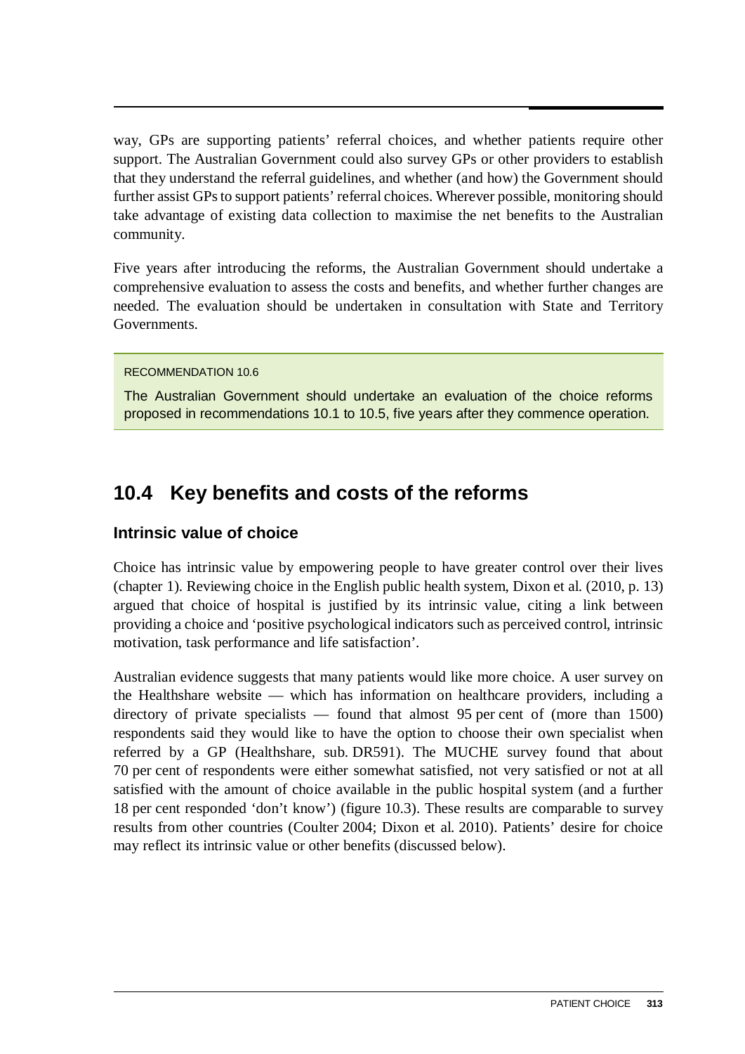way, GPs are supporting patients' referral choices, and whether patients require other support. The Australian Government could also survey GPs or other providers to establish that they understand the referral guidelines, and whether (and how) the Government should further assist GPs to support patients' referral choices. Wherever possible, monitoring should take advantage of existing data collection to maximise the net benefits to the Australian community.

Five years after introducing the reforms, the Australian Government should undertake a comprehensive evaluation to assess the costs and benefits, and whether further changes are needed. The evaluation should be undertaken in consultation with State and Territory Governments.

> RECOMMENDATION 10.6
>
> The Australian Government should undertake an evaluation of the choice reforms proposed in recommendations 10.1 to 10.5, five years after they commence operation.

## 10.4 Key benefits and costs of the reforms

### Intrinsic value of choice

Choice has intrinsic value by empowering people to have greater control over their lives (chapter 1). Reviewing choice in the English public health system, Dixon et al. (2010, p. 13) argued that choice of hospital is justified by its intrinsic value, citing a link between providing a choice and 'positive psychological indicators such as perceived control, intrinsic motivation, task performance and life satisfaction'.

Australian evidence suggests that many patients would like more choice. A user survey on the Healthshare website — which has information on healthcare providers, including a directory of private specialists — found that almost 95 per cent of (more than 1500) respondents said they would like to have the option to choose their own specialist when referred by a GP (Healthshare, sub. DR591). The MUCHE survey found that about 70 per cent of respondents were either somewhat satisfied, not very satisfied or not at all satisfied with the amount of choice available in the public hospital system (and a further 18 per cent responded 'don't know') (figure 10.3). These results are comparable to survey results from other countries (Coulter 2004; Dixon et al. 2010). Patients' desire for choice may reflect its intrinsic value or other benefits (discussed below).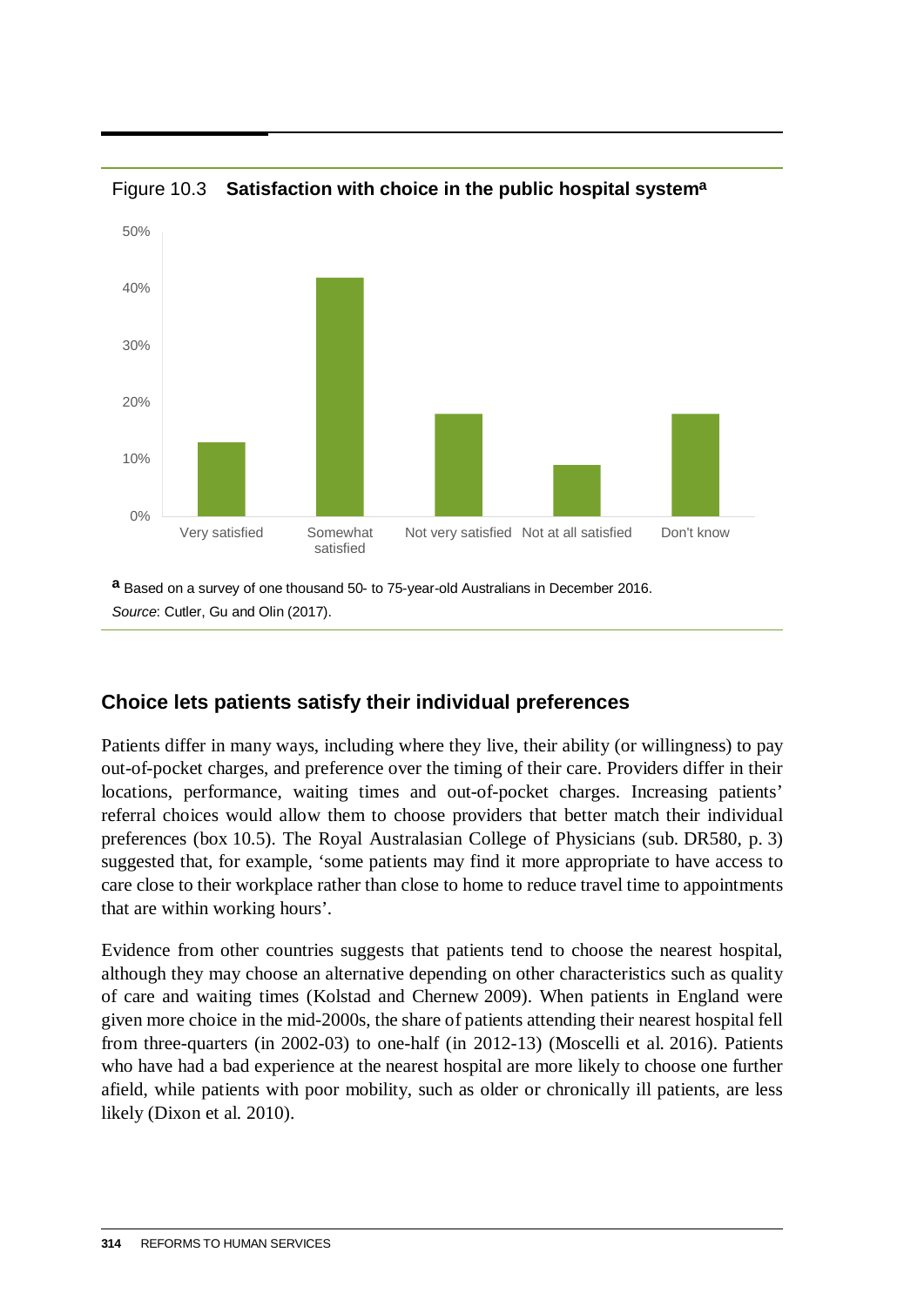Figure 10.3 **Satisfaction with choice in the public hospital system[a]**

[a] Based on a survey of one thousand 50- to 75-year-old Australians in December 2016.

*Source*: Cutler, Gu and Olin (2017).

## Choice lets patients satisfy their individual preferences

Patients differ in many ways, including where they live, their ability (or willingness) to pay out-of-pocket charges, and preference over the timing of their care. Providers differ in their locations, performance, waiting times and out-of-pocket charges. Increasing patients' referral choices would allow them to choose providers that better match their individual preferences (box 10.5). The Royal Australasian College of Physicians (sub. DR580, p. 3) suggested that, for example, 'some patients may find it more appropriate to have access to care close to their workplace rather than close to home to reduce travel time to appointments that are within working hours'.

Evidence from other countries suggests that patients tend to choose the nearest hospital, although they may choose an alternative depending on other characteristics such as quality of care and waiting times (Kolstad and Chernew 2009). When patients in England were given more choice in the mid-2000s, the share of patients attending their nearest hospital fell from three-quarters (in 2002-03) to one-half (in 2012-13) (Moscelli et al. 2016). Patients who have had a bad experience at the nearest hospital are more likely to choose one further afield, while patients with poor mobility, such as older or chronically ill patients, are less likely (Dixon et al. 2010).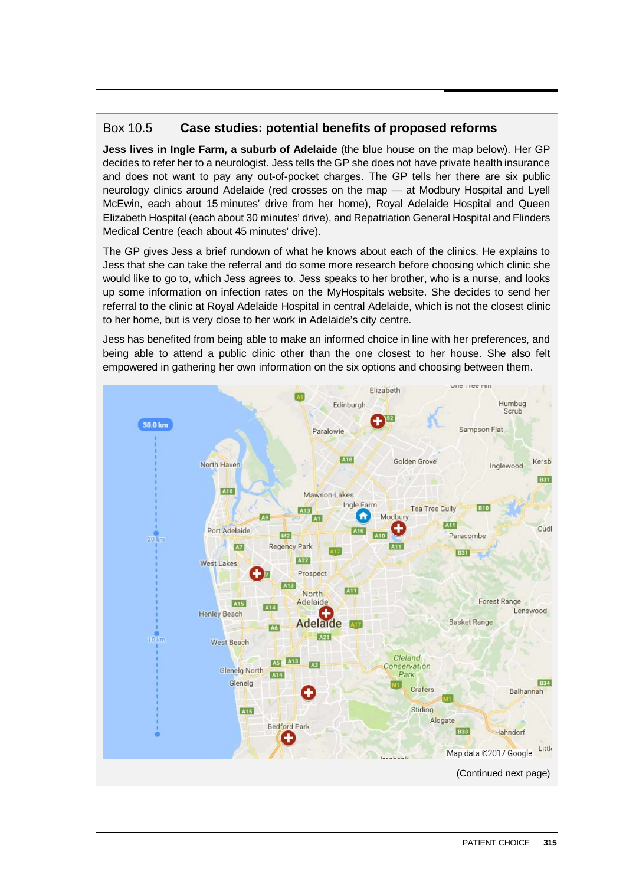### Box 10.5 Case studies: potential benefits of proposed reforms

**Jess lives in Ingle Farm, a suburb of Adelaide** (the blue house on the map below). Her GP decides to refer her to a neurologist. Jess tells the GP she does not have private health insurance and does not want to pay any out-of-pocket charges. The GP tells her there are six public neurology clinics around Adelaide (red crosses on the map — at Modbury Hospital and Lyell McEwin, each about 15 minutes' drive from her home), Royal Adelaide Hospital and Queen Elizabeth Hospital (each about 30 minutes' drive), and Repatriation General Hospital and Flinders Medical Centre (each about 45 minutes' drive).

The GP gives Jess a brief rundown of what he knows about each of the clinics. He explains to Jess that she can take the referral and do some more research before choosing which clinic she would like to go to, which Jess agrees to. Jess speaks to her brother, who is a nurse, and looks up some information on infection rates on the MyHospitals website. She decides to send her referral to the clinic at Royal Adelaide Hospital in central Adelaide, which is not the closest clinic to her home, but is very close to her work in Adelaide's city centre.

Jess has benefited from being able to make an informed choice in line with her preferences, and being able to attend a public clinic other than the one closest to her house. She also felt empowered in gathering her own information on the six options and choosing between them.

Map data ©2017 Google

(Continued next page)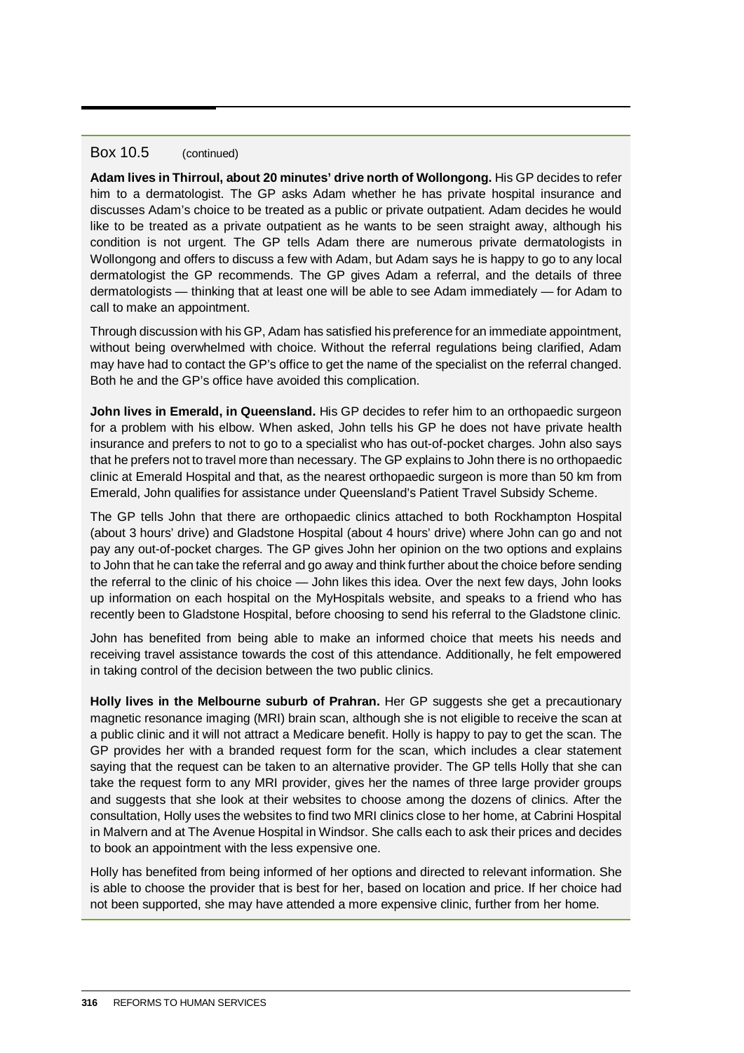Box 10.5 (continued)

**Adam lives in Thirroul, about 20 minutes' drive north of Wollongong.** His GP decides to refer him to a dermatologist. The GP asks Adam whether he has private hospital insurance and discusses Adam's choice to be treated as a public or private outpatient. Adam decides he would like to be treated as a private outpatient as he wants to be seen straight away, although his condition is not urgent. The GP tells Adam there are numerous private dermatologists in Wollongong and offers to discuss a few with Adam, but Adam says he is happy to go to any local dermatologist the GP recommends. The GP gives Adam a referral, and the details of three dermatologists — thinking that at least one will be able to see Adam immediately — for Adam to call to make an appointment.

Through discussion with his GP, Adam has satisfied his preference for an immediate appointment, without being overwhelmed with choice. Without the referral regulations being clarified, Adam may have had to contact the GP's office to get the name of the specialist on the referral changed. Both he and the GP's office have avoided this complication.

**John lives in Emerald, in Queensland.** His GP decides to refer him to an orthopaedic surgeon for a problem with his elbow. When asked, John tells his GP he does not have private health insurance and prefers to not to go to a specialist who has out-of-pocket charges. John also says that he prefers not to travel more than necessary. The GP explains to John there is no orthopaedic clinic at Emerald Hospital and that, as the nearest orthopaedic surgeon is more than 50 km from Emerald, John qualifies for assistance under Queensland's Patient Travel Subsidy Scheme.

The GP tells John that there are orthopaedic clinics attached to both Rockhampton Hospital (about 3 hours' drive) and Gladstone Hospital (about 4 hours' drive) where John can go and not pay any out-of-pocket charges. The GP gives John her opinion on the two options and explains to John that he can take the referral and go away and think further about the choice before sending the referral to the clinic of his choice — John likes this idea. Over the next few days, John looks up information on each hospital on the MyHospitals website, and speaks to a friend who has recently been to Gladstone Hospital, before choosing to send his referral to the Gladstone clinic.

John has benefited from being able to make an informed choice that meets his needs and receiving travel assistance towards the cost of this attendance. Additionally, he felt empowered in taking control of the decision between the two public clinics.

**Holly lives in the Melbourne suburb of Prahran.** Her GP suggests she get a precautionary magnetic resonance imaging (MRI) brain scan, although she is not eligible to receive the scan at a public clinic and it will not attract a Medicare benefit. Holly is happy to pay to get the scan. The GP provides her with a branded request form for the scan, which includes a clear statement saying that the request can be taken to an alternative provider. The GP tells Holly that she can take the request form to any MRI provider, gives her the names of three large provider groups and suggests that she look at their websites to choose among the dozens of clinics. After the consultation, Holly uses the websites to find two MRI clinics close to her home, at Cabrini Hospital in Malvern and at The Avenue Hospital in Windsor. She calls each to ask their prices and decides to book an appointment with the less expensive one.

Holly has benefited from being informed of her options and directed to relevant information. She is able to choose the provider that is best for her, based on location and price. If her choice had not been supported, she may have attended a more expensive clinic, further from her home.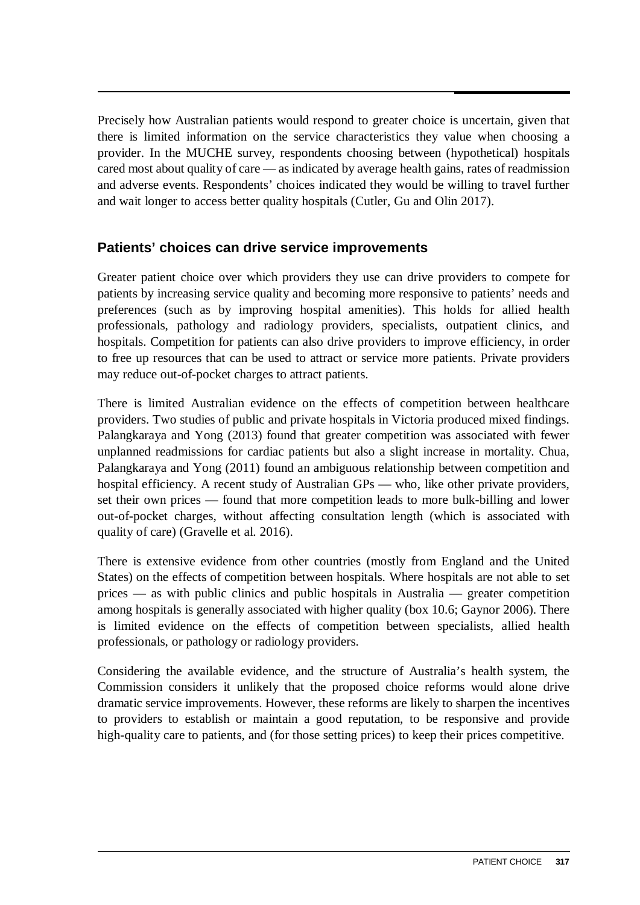Precisely how Australian patients would respond to greater choice is uncertain, given that there is limited information on the service characteristics they value when choosing a provider. In the MUCHE survey, respondents choosing between (hypothetical) hospitals cared most about quality of care — as indicated by average health gains, rates of readmission and adverse events. Respondents' choices indicated they would be willing to travel further and wait longer to access better quality hospitals (Cutler, Gu and Olin 2017).

## Patients' choices can drive service improvements

Greater patient choice over which providers they use can drive providers to compete for patients by increasing service quality and becoming more responsive to patients' needs and preferences (such as by improving hospital amenities). This holds for allied health professionals, pathology and radiology providers, specialists, outpatient clinics, and hospitals. Competition for patients can also drive providers to improve efficiency, in order to free up resources that can be used to attract or service more patients. Private providers may reduce out-of-pocket charges to attract patients.

There is limited Australian evidence on the effects of competition between healthcare providers. Two studies of public and private hospitals in Victoria produced mixed findings. Palangkaraya and Yong (2013) found that greater competition was associated with fewer unplanned readmissions for cardiac patients but also a slight increase in mortality. Chua, Palangkaraya and Yong (2011) found an ambiguous relationship between competition and hospital efficiency. A recent study of Australian GPs — who, like other private providers, set their own prices — found that more competition leads to more bulk-billing and lower out-of-pocket charges, without affecting consultation length (which is associated with quality of care) (Gravelle et al. 2016).

There is extensive evidence from other countries (mostly from England and the United States) on the effects of competition between hospitals. Where hospitals are not able to set prices — as with public clinics and public hospitals in Australia — greater competition among hospitals is generally associated with higher quality (box 10.6; Gaynor 2006). There is limited evidence on the effects of competition between specialists, allied health professionals, or pathology or radiology providers.

Considering the available evidence, and the structure of Australia's health system, the Commission considers it unlikely that the proposed choice reforms would alone drive dramatic service improvements. However, these reforms are likely to sharpen the incentives to providers to establish or maintain a good reputation, to be responsive and provide high-quality care to patients, and (for those setting prices) to keep their prices competitive.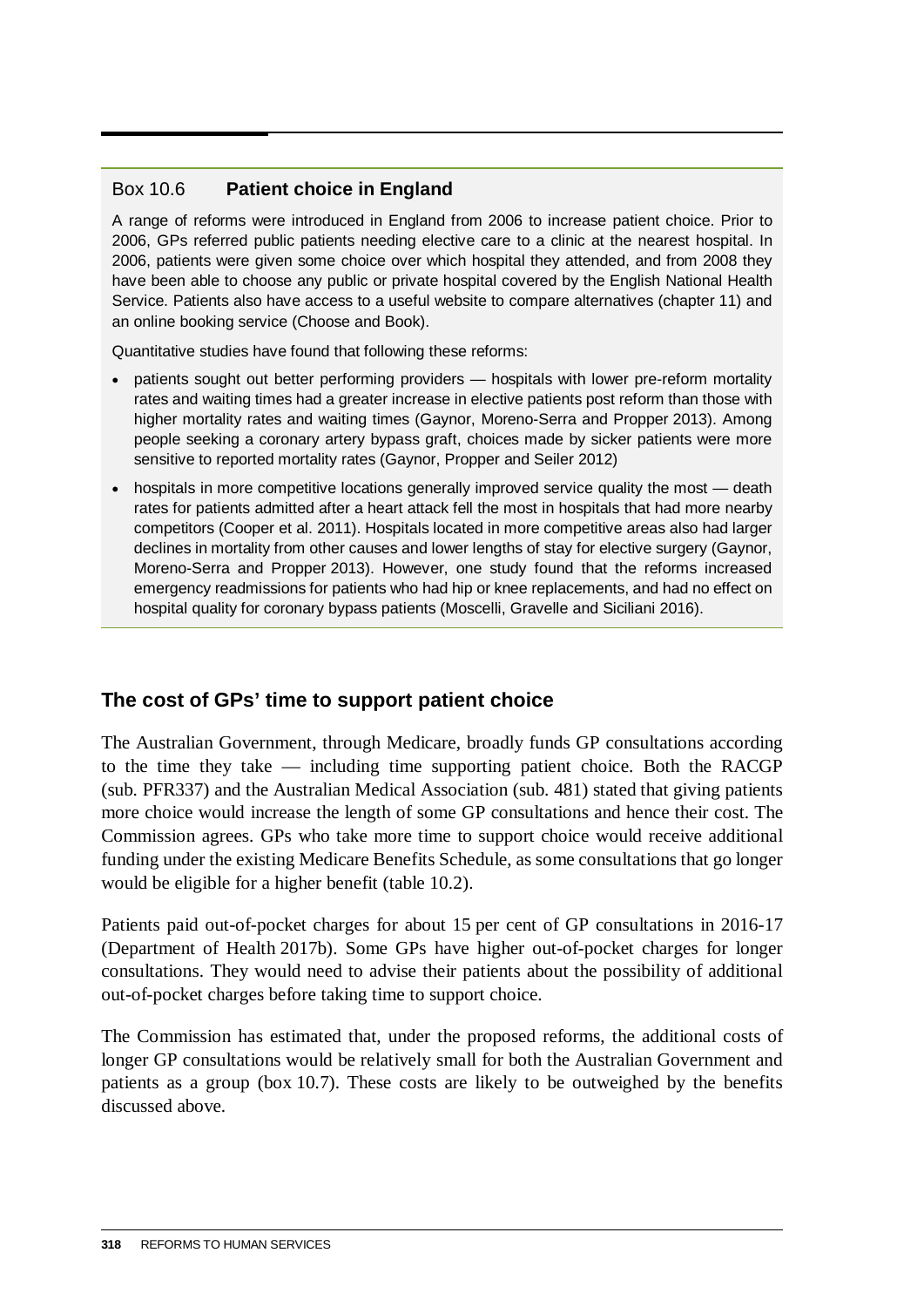### Box 10.6 Patient choice in England

A range of reforms were introduced in England from 2006 to increase patient choice. Prior to 2006, GPs referred public patients needing elective care to a clinic at the nearest hospital. In 2006, patients were given some choice over which hospital they attended, and from 2008 they have been able to choose any public or private hospital covered by the English National Health Service. Patients also have access to a useful website to compare alternatives (chapter 11) and an online booking service (Choose and Book).

Quantitative studies have found that following these reforms:

- patients sought out better performing providers — hospitals with lower pre-reform mortality rates and waiting times had a greater increase in elective patients post reform than those with higher mortality rates and waiting times (Gaynor, Moreno-Serra and Propper 2013). Among people seeking a coronary artery bypass graft, choices made by sicker patients were more sensitive to reported mortality rates (Gaynor, Propper and Seiler 2012)
- hospitals in more competitive locations generally improved service quality the most — death rates for patients admitted after a heart attack fell the most in hospitals that had more nearby competitors (Cooper et al. 2011). Hospitals located in more competitive areas also had larger declines in mortality from other causes and lower lengths of stay for elective surgery (Gaynor, Moreno-Serra and Propper 2013). However, one study found that the reforms increased emergency readmissions for patients who had hip or knee replacements, and had no effect on hospital quality for coronary bypass patients (Moscelli, Gravelle and Siciliani 2016).

## The cost of GPs' time to support patient choice

The Australian Government, through Medicare, broadly funds GP consultations according to the time they take — including time supporting patient choice. Both the RACGP (sub. PFR337) and the Australian Medical Association (sub. 481) stated that giving patients more choice would increase the length of some GP consultations and hence their cost. The Commission agrees. GPs who take more time to support choice would receive additional funding under the existing Medicare Benefits Schedule, as some consultations that go longer would be eligible for a higher benefit (table 10.2).

Patients paid out-of-pocket charges for about 15 per cent of GP consultations in 2016-17 (Department of Health 2017b). Some GPs have higher out-of-pocket charges for longer consultations. They would need to advise their patients about the possibility of additional out-of-pocket charges before taking time to support choice.

The Commission has estimated that, under the proposed reforms, the additional costs of longer GP consultations would be relatively small for both the Australian Government and patients as a group (box 10.7). These costs are likely to be outweighed by the benefits discussed above.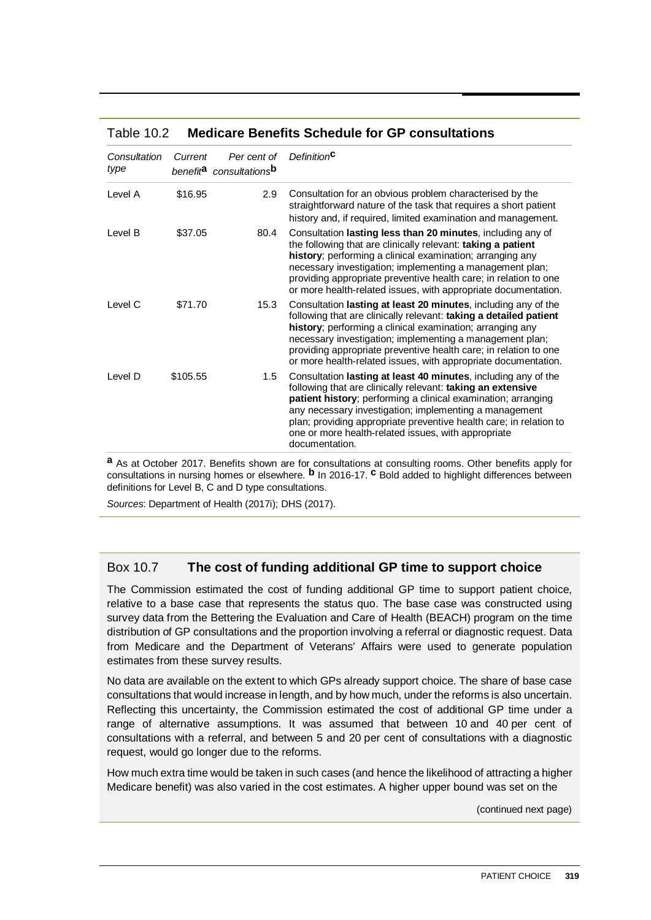## Table 10.2 Medicare Benefits Schedule for GP consultations

| *Consultation type* | *Current benefit*[a] | *Per cent of consultations*[b] | *Definition*[c] |
|---|---|---|---|
| Level A | $16.95 | 2.9 | Consultation for an obvious problem characterised by the straightforward nature of the task that requires a short patient history and, if required, limited examination and management. |
| Level B | $37.05 | 80.4 | Consultation **lasting less than 20 minutes**, including any of the following that are clinically relevant: **taking a patient history**; performing a clinical examination; arranging any necessary investigation; implementing a management plan; providing appropriate preventive health care; in relation to one or more health-related issues, with appropriate documentation. |
| Level C | $71.70 | 15.3 | Consultation **lasting at least 20 minutes**, including any of the following that are clinically relevant: **taking a detailed patient history**; performing a clinical examination; arranging any necessary investigation; implementing a management plan; providing appropriate preventive health care; in relation to one or more health-related issues, with appropriate documentation. |
| Level D | $105.55 | 1.5 | Consultation **lasting at least 40 minutes**, including any of the following that are clinically relevant: **taking an extensive patient history**; performing a clinical examination; arranging any necessary investigation; implementing a management plan; providing appropriate preventive health care; in relation to one or more health-related issues, with appropriate documentation. |

[a] As at October 2017. Benefits shown are for consultations at consulting rooms. Other benefits apply for consultations in nursing homes or elsewhere. [b] In 2016-17. [c] Bold added to highlight differences between definitions for Level B, C and D type consultations.

*Sources*: Department of Health (2017i); DHS (2017).

## Box 10.7 The cost of funding additional GP time to support choice

The Commission estimated the cost of funding additional GP time to support patient choice, relative to a base case that represents the status quo. The base case was constructed using survey data from the Bettering the Evaluation and Care of Health (BEACH) program on the time distribution of GP consultations and the proportion involving a referral or diagnostic request. Data from Medicare and the Department of Veterans' Affairs were used to generate population estimates from these survey results.

No data are available on the extent to which GPs already support choice. The share of base case consultations that would increase in length, and by how much, under the reforms is also uncertain. Reflecting this uncertainty, the Commission estimated the cost of additional GP time under a range of alternative assumptions. It was assumed that between 10 and 40 per cent of consultations with a referral, and between 5 and 20 per cent of consultations with a diagnostic request, would go longer due to the reforms.

How much extra time would be taken in such cases (and hence the likelihood of attracting a higher Medicare benefit) was also varied in the cost estimates. A higher upper bound was set on the

(continued next page)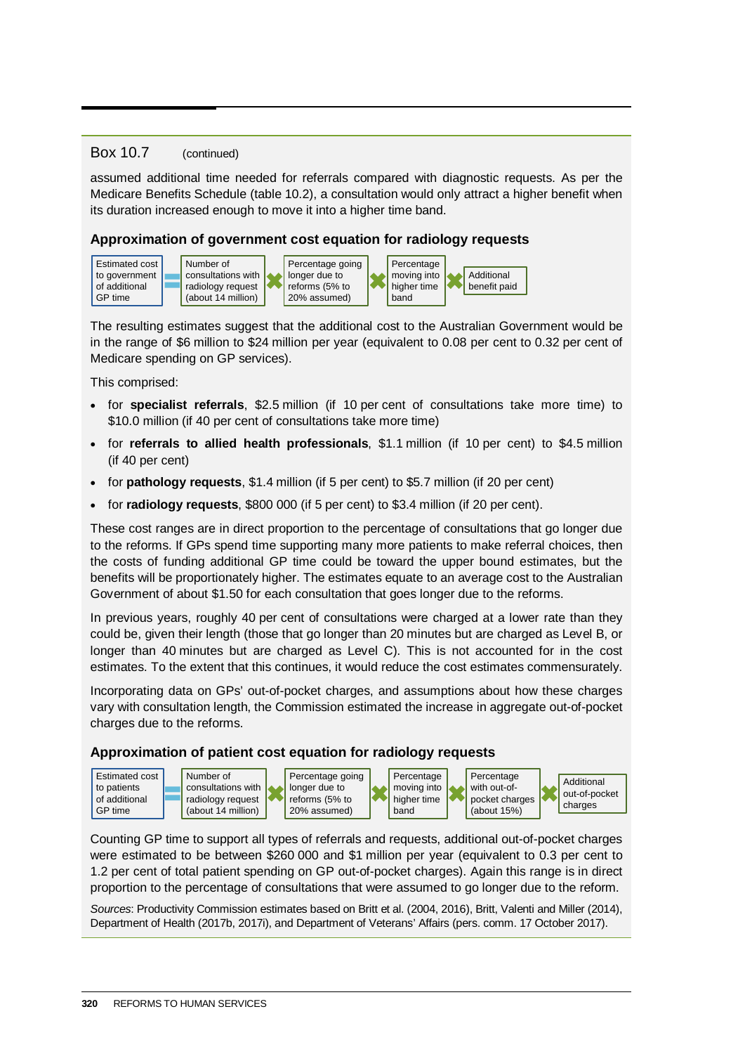Box 10.7 (continued)

assumed additional time needed for referrals compared with diagnostic requests. As per the Medicare Benefits Schedule (table 10.2), a consultation would only attract a higher benefit when its duration increased enough to move it into a higher time band.

### Approximation of government cost equation for radiology requests

Estimated cost to government of additional GP time = Number of consultations with radiology request (about 14 million) × Percentage going longer due to reforms (5% to 20% assumed) × Percentage moving into higher time band × Additional benefit paid

The resulting estimates suggest that the additional cost to the Australian Government would be in the range of \$6 million to \$24 million per year (equivalent to 0.08 per cent to 0.32 per cent of Medicare spending on GP services).

This comprised:

- for **specialist referrals**, \$2.5 million (if 10 per cent of consultations take more time) to \$10.0 million (if 40 per cent of consultations take more time)
- for **referrals to allied health professionals**, \$1.1 million (if 10 per cent) to \$4.5 million (if 40 per cent)
- for **pathology requests**, \$1.4 million (if 5 per cent) to \$5.7 million (if 20 per cent)
- for **radiology requests**, \$800 000 (if 5 per cent) to \$3.4 million (if 20 per cent).

These cost ranges are in direct proportion to the percentage of consultations that go longer due to the reforms. If GPs spend time supporting many more patients to make referral choices, then the costs of funding additional GP time could be toward the upper bound estimates, but the benefits will be proportionately higher. The estimates equate to an average cost to the Australian Government of about \$1.50 for each consultation that goes longer due to the reforms.

In previous years, roughly 40 per cent of consultations were charged at a lower rate than they could be, given their length (those that go longer than 20 minutes but are charged as Level B, or longer than 40 minutes but are charged as Level C). This is not accounted for in the cost estimates. To the extent that this continues, it would reduce the cost estimates commensurately.

Incorporating data on GPs' out-of-pocket charges, and assumptions about how these charges vary with consultation length, the Commission estimated the increase in aggregate out-of-pocket charges due to the reforms.

### Approximation of patient cost equation for radiology requests

Estimated cost to patients of additional GP time = Number of consultations with radiology request (about 14 million) × Percentage going longer due to reforms (5% to 20% assumed) × Percentage moving into higher time band × Percentage with out-of-pocket charges (about 15%) × Additional out-of-pocket charges

Counting GP time to support all types of referrals and requests, additional out-of-pocket charges were estimated to be between \$260 000 and \$1 million per year (equivalent to 0.3 per cent to 1.2 per cent of total patient spending on GP out-of-pocket charges). Again this range is in direct proportion to the percentage of consultations that were assumed to go longer due to the reform.

*Sources*: Productivity Commission estimates based on Britt et al. (2004, 2016), Britt, Valenti and Miller (2014), Department of Health (2017b, 2017i), and Department of Veterans' Affairs (pers. comm. 17 October 2017).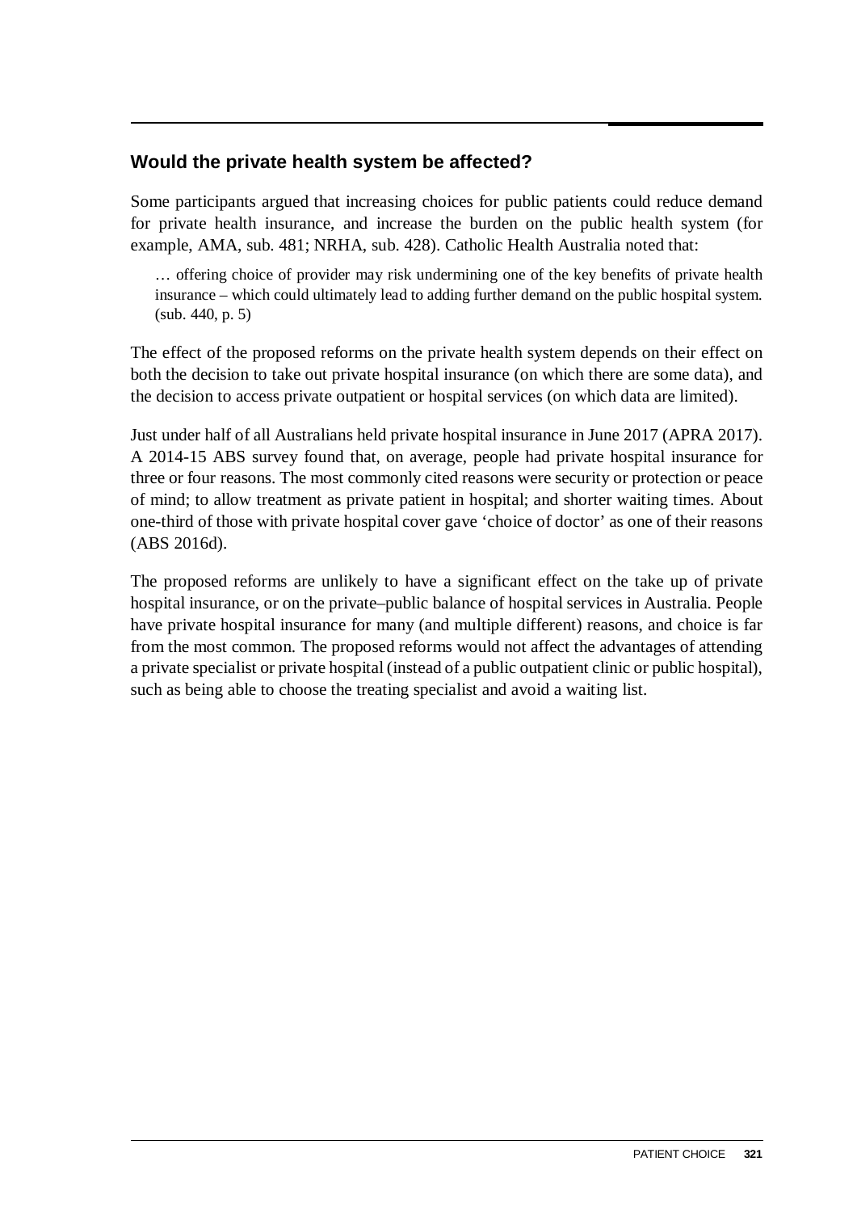### Would the private health system be affected?

Some participants argued that increasing choices for public patients could reduce demand for private health insurance, and increase the burden on the public health system (for example, AMA, sub. 481; NRHA, sub. 428). Catholic Health Australia noted that:

> … offering choice of provider may risk undermining one of the key benefits of private health insurance – which could ultimately lead to adding further demand on the public hospital system. (sub. 440, p. 5)

The effect of the proposed reforms on the private health system depends on their effect on both the decision to take out private hospital insurance (on which there are some data), and the decision to access private outpatient or hospital services (on which data are limited).

Just under half of all Australians held private hospital insurance in June 2017 (APRA 2017). A 2014-15 ABS survey found that, on average, people had private hospital insurance for three or four reasons. The most commonly cited reasons were security or protection or peace of mind; to allow treatment as private patient in hospital; and shorter waiting times. About one-third of those with private hospital cover gave 'choice of doctor' as one of their reasons (ABS 2016d).

The proposed reforms are unlikely to have a significant effect on the take up of private hospital insurance, or on the private–public balance of hospital services in Australia. People have private hospital insurance for many (and multiple different) reasons, and choice is far from the most common. The proposed reforms would not affect the advantages of attending a private specialist or private hospital (instead of a public outpatient clinic or public hospital), such as being able to choose the treating specialist and avoid a waiting list.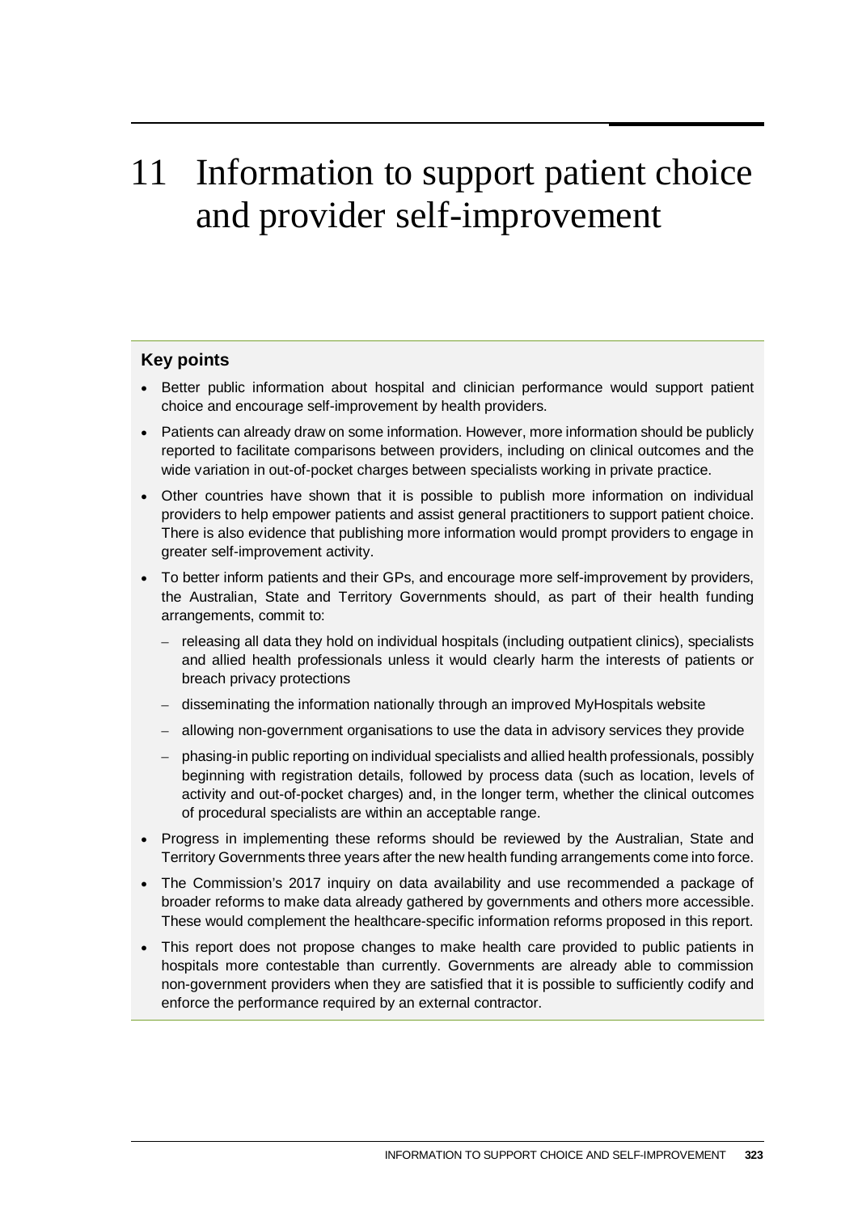# 11 Information to support patient choice and provider self-improvement

### Key points

- Better public information about hospital and clinician performance would support patient choice and encourage self-improvement by health providers.
- Patients can already draw on some information. However, more information should be publicly reported to facilitate comparisons between providers, including on clinical outcomes and the wide variation in out-of-pocket charges between specialists working in private practice.
- Other countries have shown that it is possible to publish more information on individual providers to help empower patients and assist general practitioners to support patient choice. There is also evidence that publishing more information would prompt providers to engage in greater self-improvement activity.
- To better inform patients and their GPs, and encourage more self-improvement by providers, the Australian, State and Territory Governments should, as part of their health funding arrangements, commit to:
  - releasing all data they hold on individual hospitals (including outpatient clinics), specialists and allied health professionals unless it would clearly harm the interests of patients or breach privacy protections
  - disseminating the information nationally through an improved MyHospitals website
  - allowing non-government organisations to use the data in advisory services they provide
  - phasing-in public reporting on individual specialists and allied health professionals, possibly beginning with registration details, followed by process data (such as location, levels of activity and out-of-pocket charges) and, in the longer term, whether the clinical outcomes of procedural specialists are within an acceptable range.
- Progress in implementing these reforms should be reviewed by the Australian, State and Territory Governments three years after the new health funding arrangements come into force.
- The Commission's 2017 inquiry on data availability and use recommended a package of broader reforms to make data already gathered by governments and others more accessible. These would complement the healthcare-specific information reforms proposed in this report.
- This report does not propose changes to make health care provided to public patients in hospitals more contestable than currently. Governments are already able to commission non-government providers when they are satisfied that it is possible to sufficiently codify and enforce the performance required by an external contractor.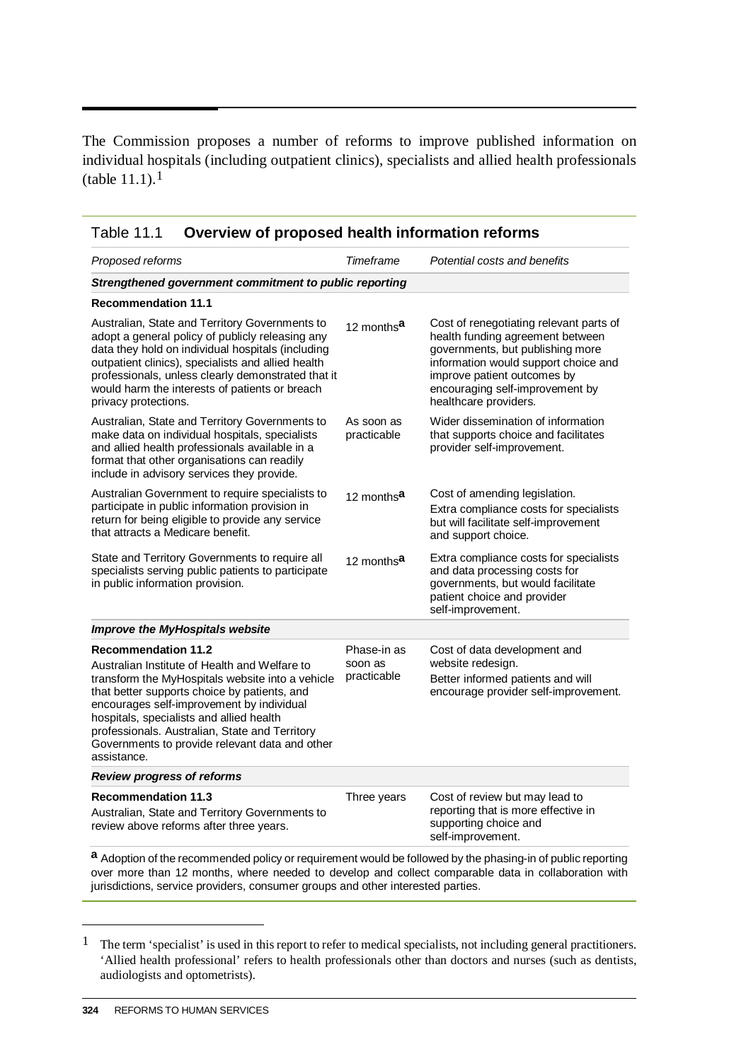The Commission proposes a number of reforms to improve published information on individual hospitals (including outpatient clinics), specialists and allied health professionals (table 11.1).[1]

Table 11.1 **Overview of proposed health information reforms**

| *Proposed reforms* | *Timeframe* | *Potential costs and benefits* |
|---|---|---|
| ***Strengthened government commitment to public reporting*** | | |
| **Recommendation 11.1** | | |
| Australian, State and Territory Governments to adopt a general policy of publicly releasing any data they hold on individual hospitals (including outpatient clinics), specialists and allied health professionals, unless clearly demonstrated that it would harm the interests of patients or breach privacy protections. | 12 months[a] | Cost of renegotiating relevant parts of health funding agreement between governments, but publishing more information would support choice and improve patient outcomes by encouraging self-improvement by healthcare providers. |
| Australian, State and Territory Governments to make data on individual hospitals, specialists and allied health professionals available in a format that other organisations can readily include in advisory services they provide. | As soon as practicable | Wider dissemination of information that supports choice and facilitates provider self-improvement. |
| Australian Government to require specialists to participate in public information provision in return for being eligible to provide any service that attracts a Medicare benefit. | 12 months[a] | Cost of amending legislation. Extra compliance costs for specialists but will facilitate self-improvement and support choice. |
| State and Territory Governments to require all specialists serving public patients to participate in public information provision. | 12 months[a] | Extra compliance costs for specialists and data processing costs for governments, but would facilitate patient choice and provider self-improvement. |
| ***Improve the MyHospitals website*** | | |
| **Recommendation 11.2** Australian Institute of Health and Welfare to transform the MyHospitals website into a vehicle that better supports choice by patients, and encourages self-improvement by individual hospitals, specialists and allied health professionals. Australian, State and Territory Governments to provide relevant data and other assistance. | Phase-in as soon as practicable | Cost of data development and website redesign. Better informed patients and will encourage provider self-improvement. |
| ***Review progress of reforms*** | | |
| **Recommendation 11.3** Australian, State and Territory Governments to review above reforms after three years. | Three years | Cost of review but may lead to reporting that is more effective in supporting choice and self-improvement. |

[a] Adoption of the recommended policy or requirement would be followed by the phasing-in of public reporting over more than 12 months, where needed to develop and collect comparable data in collaboration with jurisdictions, service providers, consumer groups and other interested parties.

---

[1] The term 'specialist' is used in this report to refer to medical specialists, not including general practitioners. 'Allied health professional' refers to health professionals other than doctors and nurses (such as dentists, audiologists and optometrists).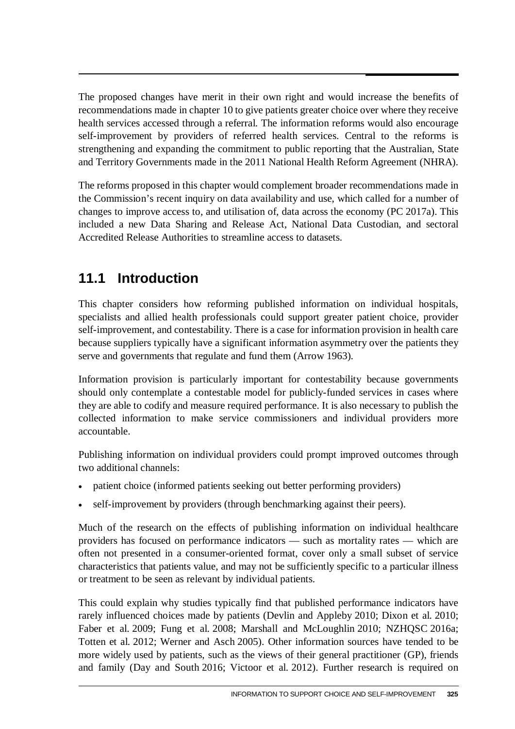The proposed changes have merit in their own right and would increase the benefits of recommendations made in chapter 10 to give patients greater choice over where they receive health services accessed through a referral. The information reforms would also encourage self-improvement by providers of referred health services. Central to the reforms is strengthening and expanding the commitment to public reporting that the Australian, State and Territory Governments made in the 2011 National Health Reform Agreement (NHRA).

The reforms proposed in this chapter would complement broader recommendations made in the Commission's recent inquiry on data availability and use, which called for a number of changes to improve access to, and utilisation of, data across the economy (PC 2017a). This included a new Data Sharing and Release Act, National Data Custodian, and sectoral Accredited Release Authorities to streamline access to datasets.

## 11.1 Introduction

This chapter considers how reforming published information on individual hospitals, specialists and allied health professionals could support greater patient choice, provider self-improvement, and contestability. There is a case for information provision in health care because suppliers typically have a significant information asymmetry over the patients they serve and governments that regulate and fund them (Arrow 1963).

Information provision is particularly important for contestability because governments should only contemplate a contestable model for publicly-funded services in cases where they are able to codify and measure required performance. It is also necessary to publish the collected information to make service commissioners and individual providers more accountable.

Publishing information on individual providers could prompt improved outcomes through two additional channels:

- patient choice (informed patients seeking out better performing providers)
- self-improvement by providers (through benchmarking against their peers).

Much of the research on the effects of publishing information on individual healthcare providers has focused on performance indicators — such as mortality rates — which are often not presented in a consumer-oriented format, cover only a small subset of service characteristics that patients value, and may not be sufficiently specific to a particular illness or treatment to be seen as relevant by individual patients.

This could explain why studies typically find that published performance indicators have rarely influenced choices made by patients (Devlin and Appleby 2010; Dixon et al. 2010; Faber et al. 2009; Fung et al. 2008; Marshall and McLoughlin 2010; NZHQSC 2016a; Totten et al. 2012; Werner and Asch 2005). Other information sources have tended to be more widely used by patients, such as the views of their general practitioner (GP), friends and family (Day and South 2016; Victoor et al. 2012). Further research is required on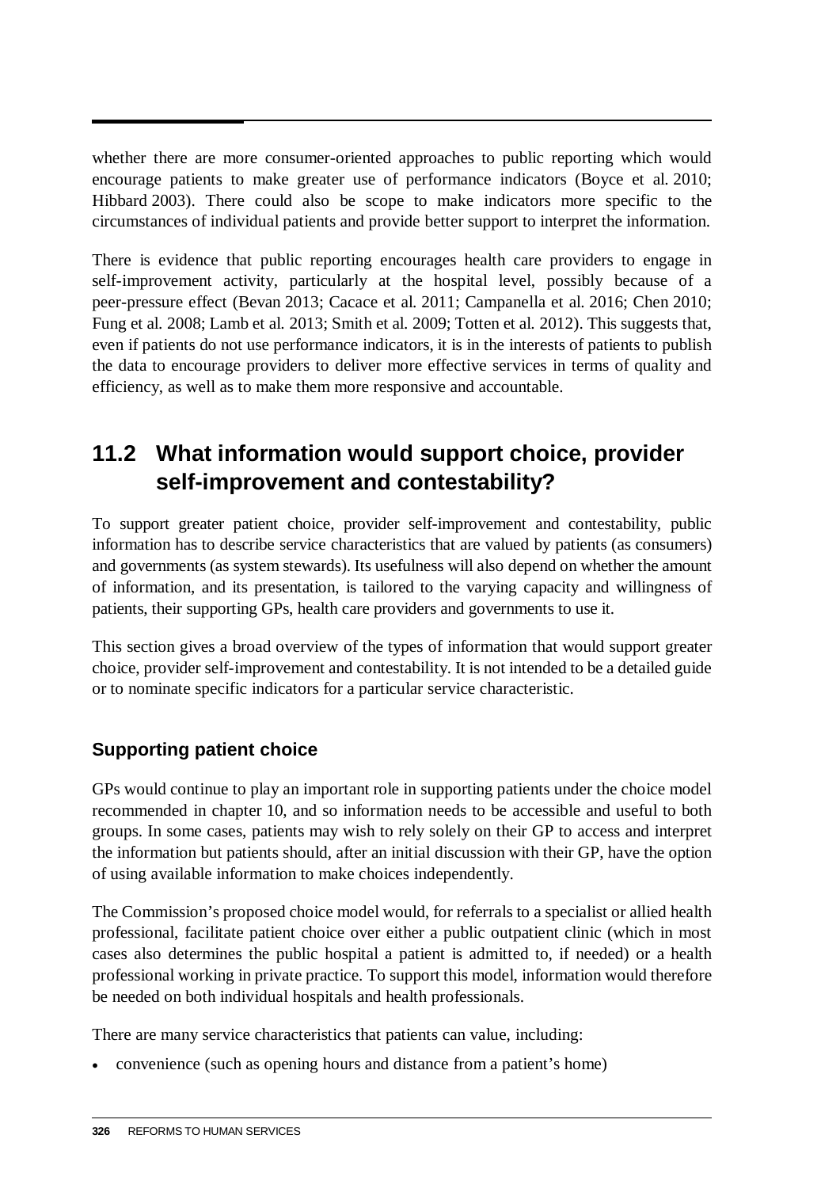whether there are more consumer-oriented approaches to public reporting which would encourage patients to make greater use of performance indicators (Boyce et al. 2010; Hibbard 2003). There could also be scope to make indicators more specific to the circumstances of individual patients and provide better support to interpret the information.

There is evidence that public reporting encourages health care providers to engage in self-improvement activity, particularly at the hospital level, possibly because of a peer-pressure effect (Bevan 2013; Cacace et al. 2011; Campanella et al. 2016; Chen 2010; Fung et al. 2008; Lamb et al. 2013; Smith et al. 2009; Totten et al. 2012). This suggests that, even if patients do not use performance indicators, it is in the interests of patients to publish the data to encourage providers to deliver more effective services in terms of quality and efficiency, as well as to make them more responsive and accountable.

## 11.2 What information would support choice, provider self-improvement and contestability?

To support greater patient choice, provider self-improvement and contestability, public information has to describe service characteristics that are valued by patients (as consumers) and governments (as system stewards). Its usefulness will also depend on whether the amount of information, and its presentation, is tailored to the varying capacity and willingness of patients, their supporting GPs, health care providers and governments to use it.

This section gives a broad overview of the types of information that would support greater choice, provider self-improvement and contestability. It is not intended to be a detailed guide or to nominate specific indicators for a particular service characteristic.

### Supporting patient choice

GPs would continue to play an important role in supporting patients under the choice model recommended in chapter 10, and so information needs to be accessible and useful to both groups. In some cases, patients may wish to rely solely on their GP to access and interpret the information but patients should, after an initial discussion with their GP, have the option of using available information to make choices independently.

The Commission's proposed choice model would, for referrals to a specialist or allied health professional, facilitate patient choice over either a public outpatient clinic (which in most cases also determines the public hospital a patient is admitted to, if needed) or a health professional working in private practice. To support this model, information would therefore be needed on both individual hospitals and health professionals.

There are many service characteristics that patients can value, including:

- convenience (such as opening hours and distance from a patient's home)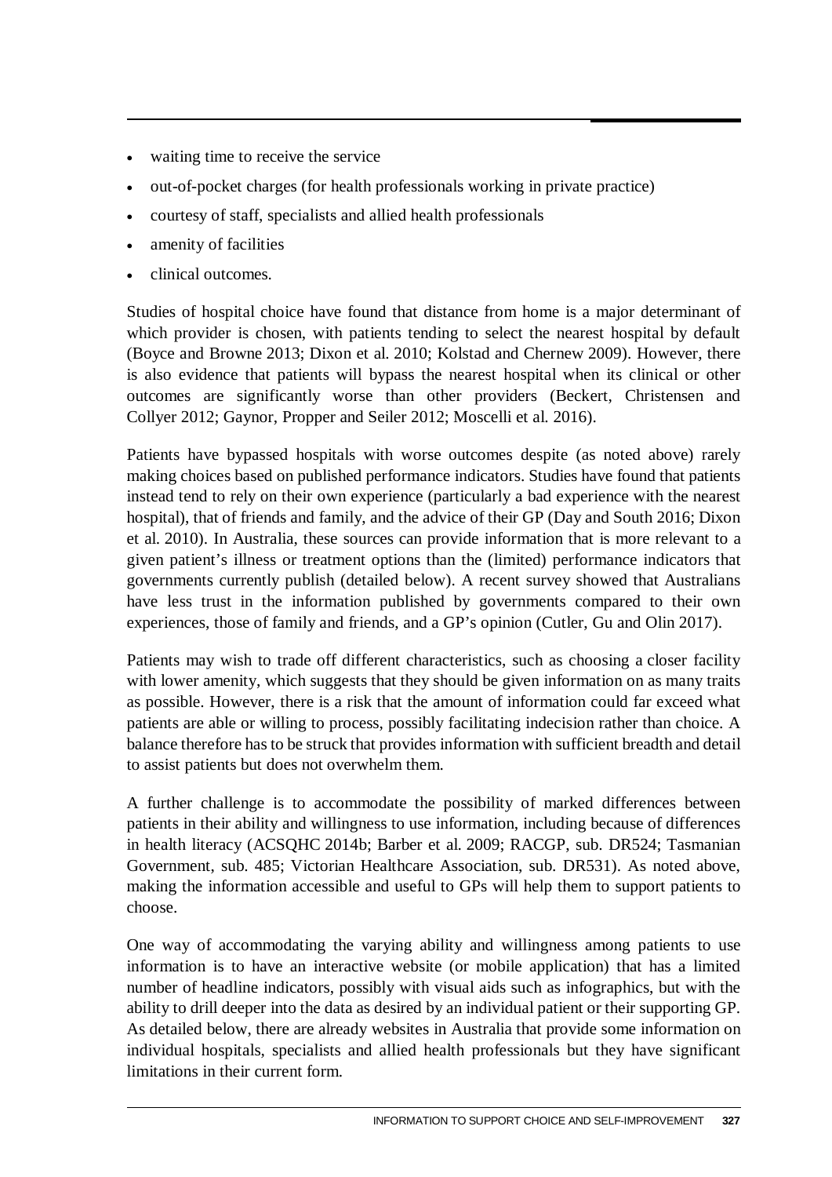- waiting time to receive the service
- out-of-pocket charges (for health professionals working in private practice)
- courtesy of staff, specialists and allied health professionals
- amenity of facilities
- clinical outcomes.

Studies of hospital choice have found that distance from home is a major determinant of which provider is chosen, with patients tending to select the nearest hospital by default (Boyce and Browne 2013; Dixon et al. 2010; Kolstad and Chernew 2009). However, there is also evidence that patients will bypass the nearest hospital when its clinical or other outcomes are significantly worse than other providers (Beckert, Christensen and Collyer 2012; Gaynor, Propper and Seiler 2012; Moscelli et al. 2016).

Patients have bypassed hospitals with worse outcomes despite (as noted above) rarely making choices based on published performance indicators. Studies have found that patients instead tend to rely on their own experience (particularly a bad experience with the nearest hospital), that of friends and family, and the advice of their GP (Day and South 2016; Dixon et al. 2010). In Australia, these sources can provide information that is more relevant to a given patient's illness or treatment options than the (limited) performance indicators that governments currently publish (detailed below). A recent survey showed that Australians have less trust in the information published by governments compared to their own experiences, those of family and friends, and a GP's opinion (Cutler, Gu and Olin 2017).

Patients may wish to trade off different characteristics, such as choosing a closer facility with lower amenity, which suggests that they should be given information on as many traits as possible. However, there is a risk that the amount of information could far exceed what patients are able or willing to process, possibly facilitating indecision rather than choice. A balance therefore has to be struck that provides information with sufficient breadth and detail to assist patients but does not overwhelm them.

A further challenge is to accommodate the possibility of marked differences between patients in their ability and willingness to use information, including because of differences in health literacy (ACSQHC 2014b; Barber et al. 2009; RACGP, sub. DR524; Tasmanian Government, sub. 485; Victorian Healthcare Association, sub. DR531). As noted above, making the information accessible and useful to GPs will help them to support patients to choose.

One way of accommodating the varying ability and willingness among patients to use information is to have an interactive website (or mobile application) that has a limited number of headline indicators, possibly with visual aids such as infographics, but with the ability to drill deeper into the data as desired by an individual patient or their supporting GP. As detailed below, there are already websites in Australia that provide some information on individual hospitals, specialists and allied health professionals but they have significant limitations in their current form.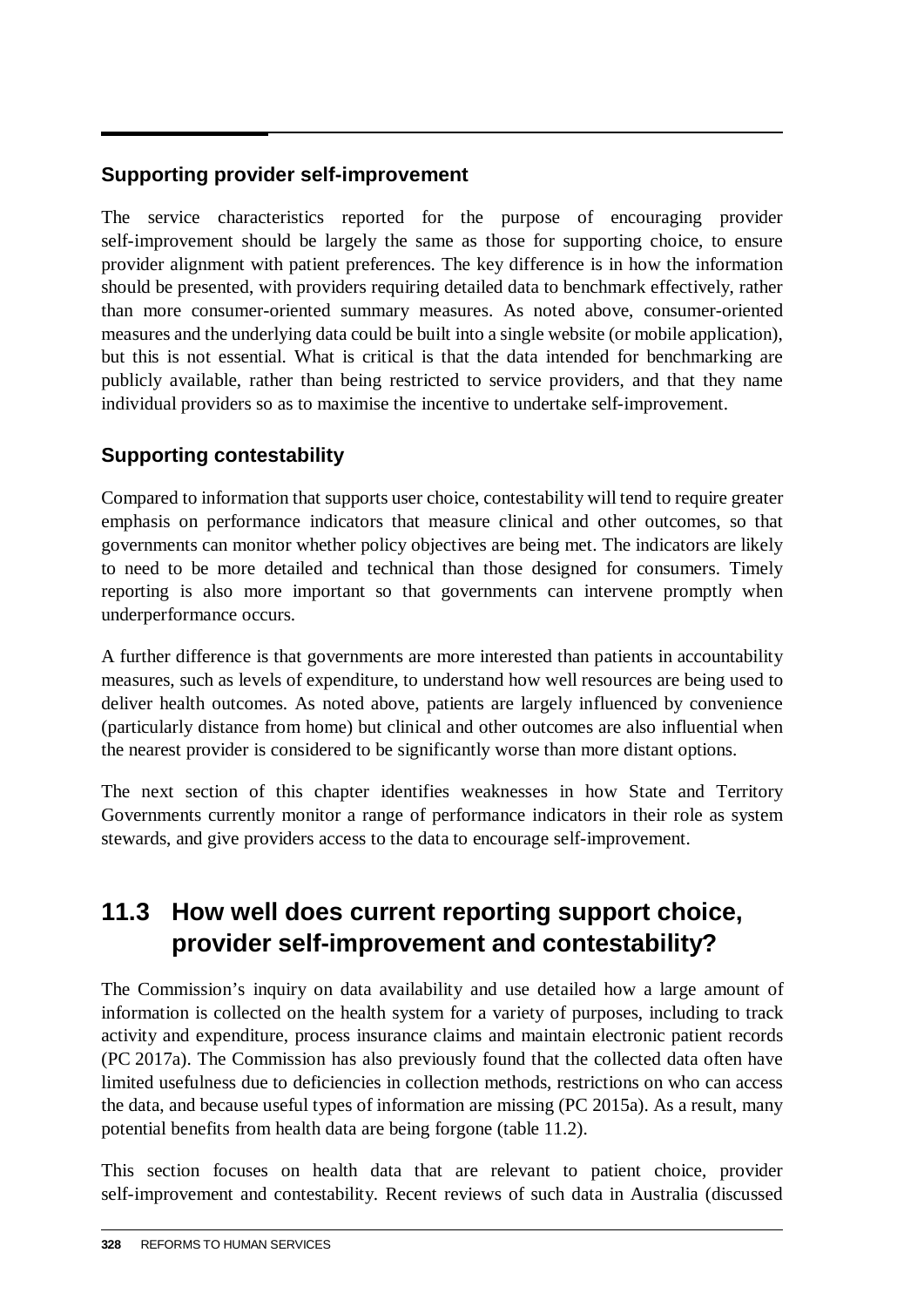### Supporting provider self-improvement

The service characteristics reported for the purpose of encouraging provider self-improvement should be largely the same as those for supporting choice, to ensure provider alignment with patient preferences. The key difference is in how the information should be presented, with providers requiring detailed data to benchmark effectively, rather than more consumer-oriented summary measures. As noted above, consumer-oriented measures and the underlying data could be built into a single website (or mobile application), but this is not essential. What is critical is that the data intended for benchmarking are publicly available, rather than being restricted to service providers, and that they name individual providers so as to maximise the incentive to undertake self-improvement.

### Supporting contestability

Compared to information that supports user choice, contestability will tend to require greater emphasis on performance indicators that measure clinical and other outcomes, so that governments can monitor whether policy objectives are being met. The indicators are likely to need to be more detailed and technical than those designed for consumers. Timely reporting is also more important so that governments can intervene promptly when underperformance occurs.

A further difference is that governments are more interested than patients in accountability measures, such as levels of expenditure, to understand how well resources are being used to deliver health outcomes. As noted above, patients are largely influenced by convenience (particularly distance from home) but clinical and other outcomes are also influential when the nearest provider is considered to be significantly worse than more distant options.

The next section of this chapter identifies weaknesses in how State and Territory Governments currently monitor a range of performance indicators in their role as system stewards, and give providers access to the data to encourage self-improvement.

## 11.3 How well does current reporting support choice, provider self-improvement and contestability?

The Commission's inquiry on data availability and use detailed how a large amount of information is collected on the health system for a variety of purposes, including to track activity and expenditure, process insurance claims and maintain electronic patient records (PC 2017a). The Commission has also previously found that the collected data often have limited usefulness due to deficiencies in collection methods, restrictions on who can access the data, and because useful types of information are missing (PC 2015a). As a result, many potential benefits from health data are being forgone (table 11.2).

This section focuses on health data that are relevant to patient choice, provider self-improvement and contestability. Recent reviews of such data in Australia (discussed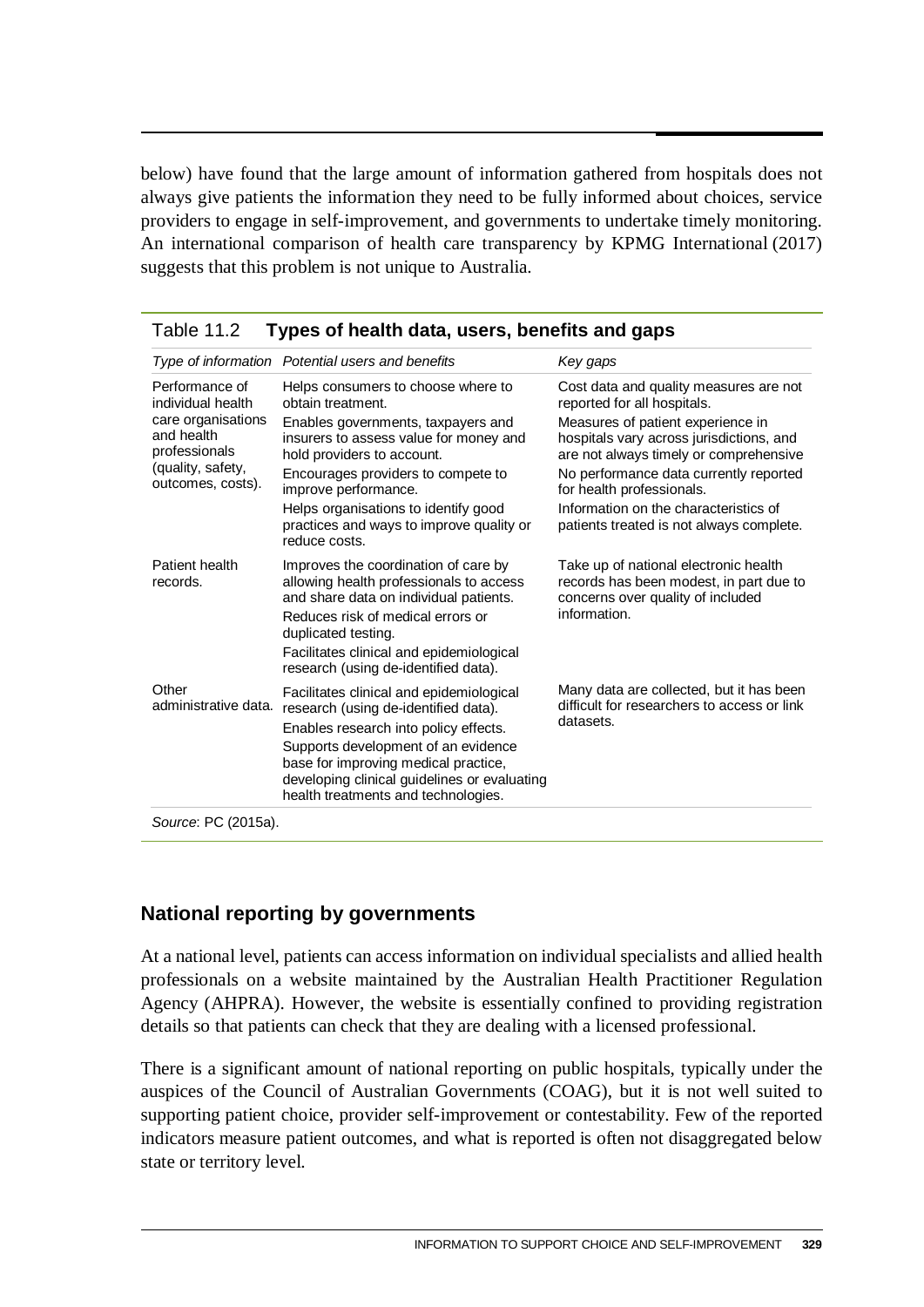below) have found that the large amount of information gathered from hospitals does not always give patients the information they need to be fully informed about choices, service providers to engage in self-improvement, and governments to undertake timely monitoring. An international comparison of health care transparency by KPMG International (2017) suggests that this problem is not unique to Australia.

Table 11.2 **Types of health data, users, benefits and gaps**

| *Type of information* | *Potential users and benefits* | *Key gaps* |
|---|---|---|
| Performance of individual health care organisations and health professionals (quality, safety, outcomes, costs). | Helps consumers to choose where to obtain treatment.<br>Enables governments, taxpayers and insurers to assess value for money and hold providers to account.<br>Encourages providers to compete to improve performance.<br>Helps organisations to identify good practices and ways to improve quality or reduce costs. | Cost data and quality measures are not reported for all hospitals.<br>Measures of patient experience in hospitals vary across jurisdictions, and are not always timely or comprehensive<br>No performance data currently reported for health professionals.<br>Information on the characteristics of patients treated is not always complete. |
| Patient health records. | Improves the coordination of care by allowing health professionals to access and share data on individual patients.<br>Reduces risk of medical errors or duplicated testing.<br>Facilitates clinical and epidemiological research (using de-identified data). | Take up of national electronic health records has been modest, in part due to concerns over quality of included information. |
| Other administrative data. | Facilitates clinical and epidemiological research (using de-identified data).<br>Enables research into policy effects.<br>Supports development of an evidence base for improving medical practice, developing clinical guidelines or evaluating health treatments and technologies. | Many data are collected, but it has been difficult for researchers to access or link datasets. |

*Source*: PC (2015a).

## National reporting by governments

At a national level, patients can access information on individual specialists and allied health professionals on a website maintained by the Australian Health Practitioner Regulation Agency (AHPRA). However, the website is essentially confined to providing registration details so that patients can check that they are dealing with a licensed professional.

There is a significant amount of national reporting on public hospitals, typically under the auspices of the Council of Australian Governments (COAG), but it is not well suited to supporting patient choice, provider self-improvement or contestability. Few of the reported indicators measure patient outcomes, and what is reported is often not disaggregated below state or territory level.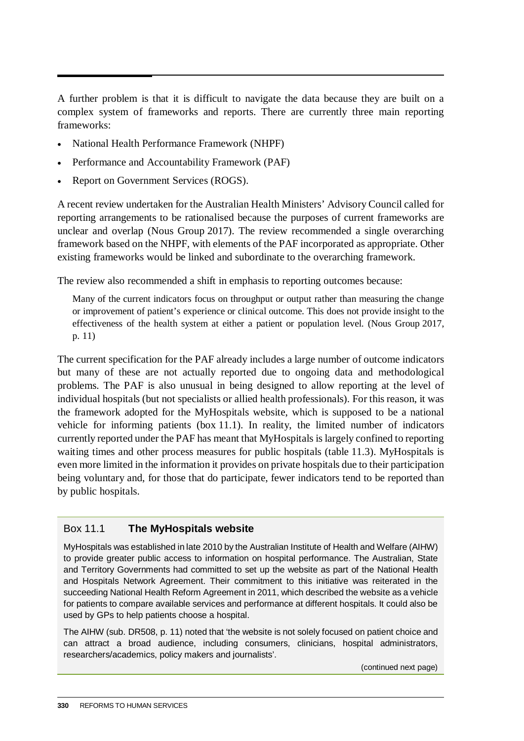A further problem is that it is difficult to navigate the data because they are built on a complex system of frameworks and reports. There are currently three main reporting frameworks:

- National Health Performance Framework (NHPF)
- Performance and Accountability Framework (PAF)
- Report on Government Services (ROGS).

A recent review undertaken for the Australian Health Ministers' Advisory Council called for reporting arrangements to be rationalised because the purposes of current frameworks are unclear and overlap (Nous Group 2017). The review recommended a single overarching framework based on the NHPF, with elements of the PAF incorporated as appropriate. Other existing frameworks would be linked and subordinate to the overarching framework.

The review also recommended a shift in emphasis to reporting outcomes because:

> Many of the current indicators focus on throughput or output rather than measuring the change or improvement of patient's experience or clinical outcome. This does not provide insight to the effectiveness of the health system at either a patient or population level. (Nous Group 2017, p. 11)

The current specification for the PAF already includes a large number of outcome indicators but many of these are not actually reported due to ongoing data and methodological problems. The PAF is also unusual in being designed to allow reporting at the level of individual hospitals (but not specialists or allied health professionals). For this reason, it was the framework adopted for the MyHospitals website, which is supposed to be a national vehicle for informing patients (box 11.1). In reality, the limited number of indicators currently reported under the PAF has meant that MyHospitals is largely confined to reporting waiting times and other process measures for public hospitals (table 11.3). MyHospitals is even more limited in the information it provides on private hospitals due to their participation being voluntary and, for those that do participate, fewer indicators tend to be reported than by public hospitals.

### Box 11.1 **The MyHospitals website**

MyHospitals was established in late 2010 by the Australian Institute of Health and Welfare (AIHW) to provide greater public access to information on hospital performance. The Australian, State and Territory Governments had committed to set up the website as part of the National Health and Hospitals Network Agreement. Their commitment to this initiative was reiterated in the succeeding National Health Reform Agreement in 2011, which described the website as a vehicle for patients to compare available services and performance at different hospitals. It could also be used by GPs to help patients choose a hospital.

The AIHW (sub. DR508, p. 11) noted that 'the website is not solely focused on patient choice and can attract a broad audience, including consumers, clinicians, hospital administrators, researchers/academics, policy makers and journalists'.

(continued next page)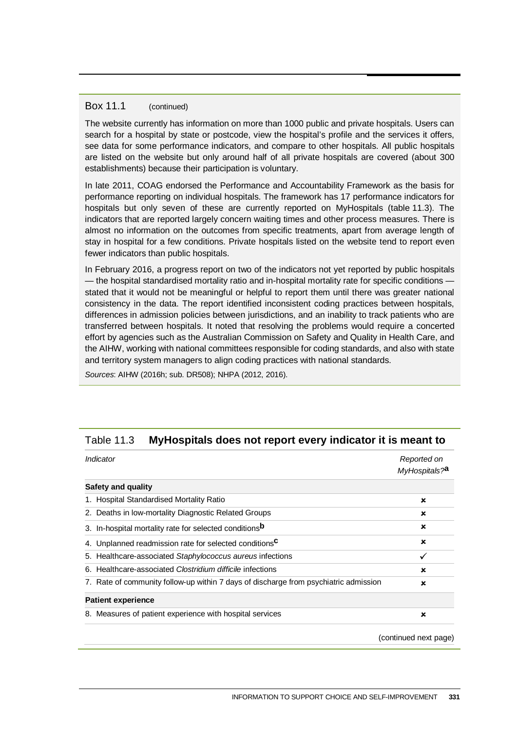Box 11.1 (continued)

The website currently has information on more than 1000 public and private hospitals. Users can search for a hospital by state or postcode, view the hospital's profile and the services it offers, see data for some performance indicators, and compare to other hospitals. All public hospitals are listed on the website but only around half of all private hospitals are covered (about 300 establishments) because their participation is voluntary.

In late 2011, COAG endorsed the Performance and Accountability Framework as the basis for performance reporting on individual hospitals. The framework has 17 performance indicators for hospitals but only seven of these are currently reported on MyHospitals (table 11.3). The indicators that are reported largely concern waiting times and other process measures. There is almost no information on the outcomes from specific treatments, apart from average length of stay in hospital for a few conditions. Private hospitals listed on the website tend to report even fewer indicators than public hospitals.

In February 2016, a progress report on two of the indicators not yet reported by public hospitals — the hospital standardised mortality ratio and in-hospital mortality rate for specific conditions — stated that it would not be meaningful or helpful to report them until there was greater national consistency in the data. The report identified inconsistent coding practices between hospitals, differences in admission policies between jurisdictions, and an inability to track patients who are transferred between hospitals. It noted that resolving the problems would require a concerted effort by agencies such as the Australian Commission on Safety and Quality in Health Care, and the AIHW, working with national committees responsible for coding standards, and also with state and territory system managers to align coding practices with national standards.

*Sources*: AIHW (2016h; sub. DR508); NHPA (2012, 2016).

## Table 11.3 MyHospitals does not report every indicator it is meant to

| *Indicator* | *Reported on MyHospitals?*[a] |
|---|---|
| **Safety and quality** | |
| 1. Hospital Standardised Mortality Ratio | ✗ |
| 2. Deaths in low-mortality Diagnostic Related Groups | ✗ |
| 3. In-hospital mortality rate for selected conditions[b] | ✗ |
| 4. Unplanned readmission rate for selected conditions[c] | ✗ |
| 5. Healthcare-associated *Staphylococcus aureus* infections | ✓ |
| 6. Healthcare-associated *Clostridium difficile* infections | ✗ |
| 7. Rate of community follow-up within 7 days of discharge from psychiatric admission | ✗ |
| **Patient experience** | |
| 8. Measures of patient experience with hospital services | ✗ |

(continued next page)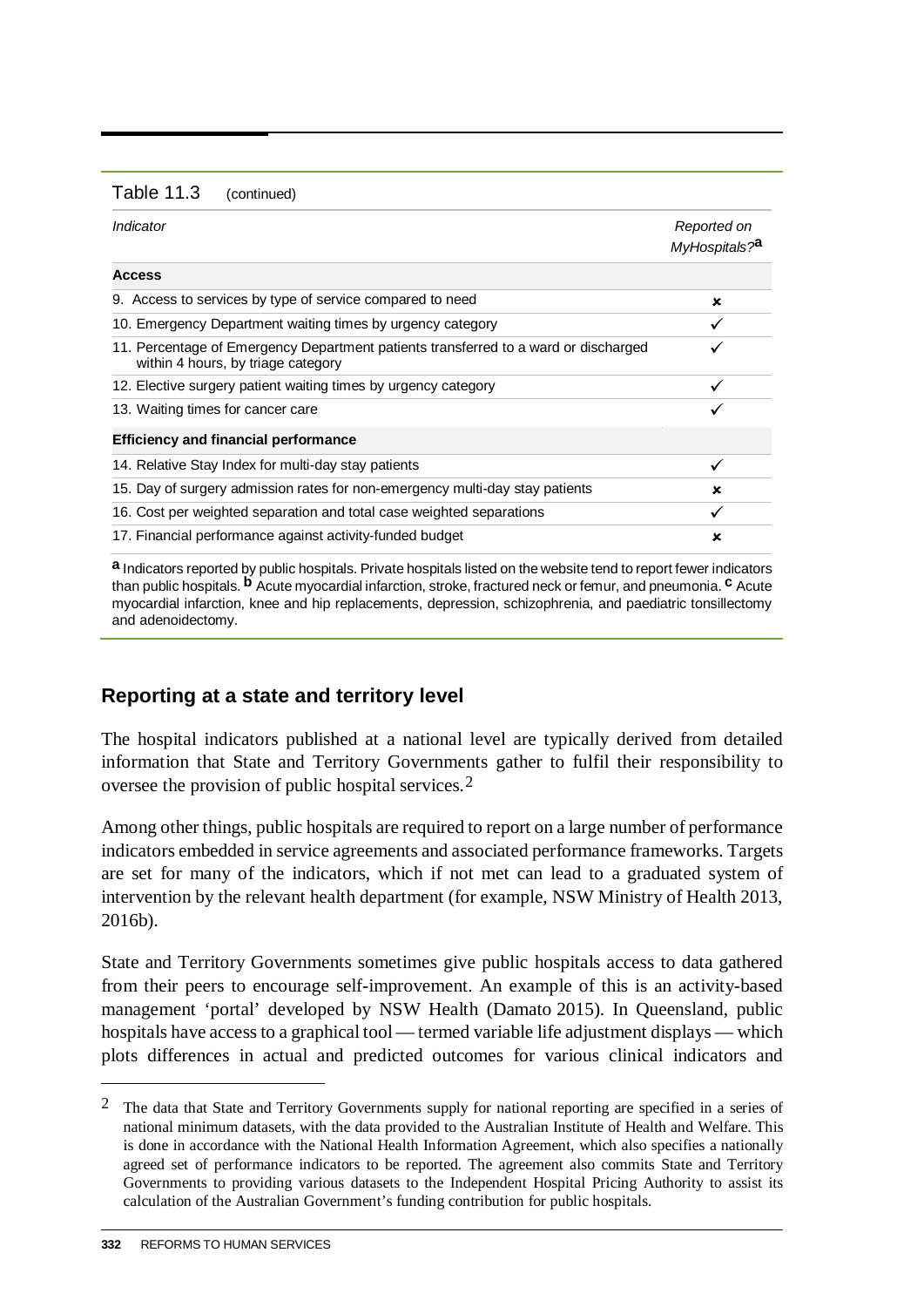Table 11.3 (continued)

| *Indicator* | *Reported on MyHospitals?*[a] |
|---|---|
| **Access** | |
| 9. Access to services by type of service compared to need | ✗ |
| 10. Emergency Department waiting times by urgency category | ✓ |
| 11. Percentage of Emergency Department patients transferred to a ward or discharged within 4 hours, by triage category | ✓ |
| 12. Elective surgery patient waiting times by urgency category | ✓ |
| 13. Waiting times for cancer care | ✓ |
| **Efficiency and financial performance** | |
| 14. Relative Stay Index for multi-day stay patients | ✓ |
| 15. Day of surgery admission rates for non-emergency multi-day stay patients | ✗ |
| 16. Cost per weighted separation and total case weighted separations | ✓ |
| 17. Financial performance against activity-funded budget | ✗ |

[a] Indicators reported by public hospitals. Private hospitals listed on the website tend to report fewer indicators than public hospitals. [b] Acute myocardial infarction, stroke, fractured neck or femur, and pneumonia. [c] Acute myocardial infarction, knee and hip replacements, depression, schizophrenia, and paediatric tonsillectomy and adenoidectomy.

## Reporting at a state and territory level

The hospital indicators published at a national level are typically derived from detailed information that State and Territory Governments gather to fulfil their responsibility to oversee the provision of public hospital services.[2]

Among other things, public hospitals are required to report on a large number of performance indicators embedded in service agreements and associated performance frameworks. Targets are set for many of the indicators, which if not met can lead to a graduated system of intervention by the relevant health department (for example, NSW Ministry of Health 2013, 2016b).

State and Territory Governments sometimes give public hospitals access to data gathered from their peers to encourage self-improvement. An example of this is an activity-based management 'portal' developed by NSW Health (Damato 2015). In Queensland, public hospitals have access to a graphical tool — termed variable life adjustment displays — which plots differences in actual and predicted outcomes for various clinical indicators and

[2] The data that State and Territory Governments supply for national reporting are specified in a series of national minimum datasets, with the data provided to the Australian Institute of Health and Welfare. This is done in accordance with the National Health Information Agreement, which also specifies a nationally agreed set of performance indicators to be reported. The agreement also commits State and Territory Governments to providing various datasets to the Independent Hospital Pricing Authority to assist its calculation of the Australian Government's funding contribution for public hospitals.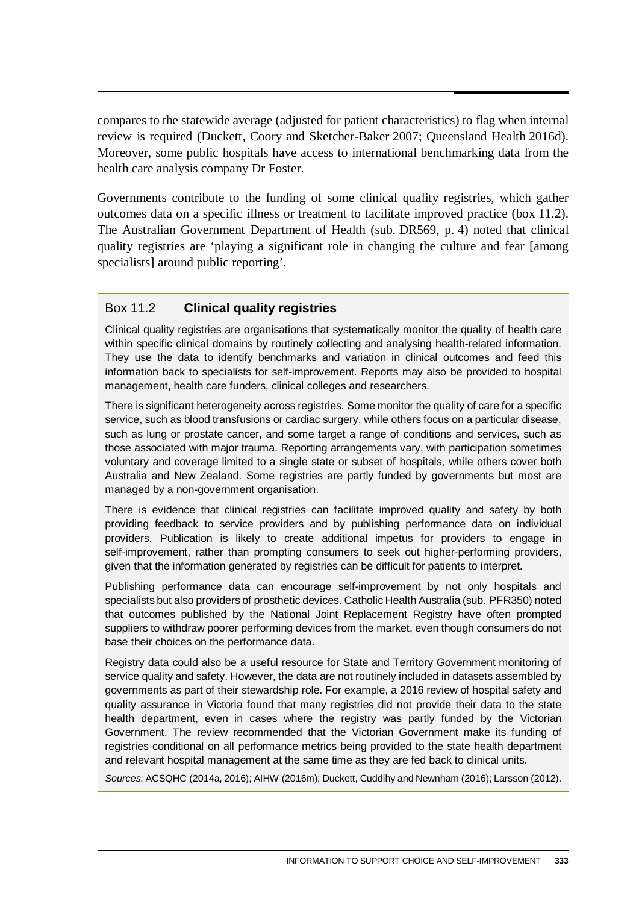compares to the statewide average (adjusted for patient characteristics) to flag when internal review is required (Duckett, Coory and Sketcher-Baker 2007; Queensland Health 2016d). Moreover, some public hospitals have access to international benchmarking data from the health care analysis company Dr Foster.

Governments contribute to the funding of some clinical quality registries, which gather outcomes data on a specific illness or treatment to facilitate improved practice (box 11.2). The Australian Government Department of Health (sub. DR569, p. 4) noted that clinical quality registries are 'playing a significant role in changing the culture and fear [among specialists] around public reporting'.

### Box 11.2 **Clinical quality registries**

Clinical quality registries are organisations that systematically monitor the quality of health care within specific clinical domains by routinely collecting and analysing health-related information. They use the data to identify benchmarks and variation in clinical outcomes and feed this information back to specialists for self-improvement. Reports may also be provided to hospital management, health care funders, clinical colleges and researchers.

There is significant heterogeneity across registries. Some monitor the quality of care for a specific service, such as blood transfusions or cardiac surgery, while others focus on a particular disease, such as lung or prostate cancer, and some target a range of conditions and services, such as those associated with major trauma. Reporting arrangements vary, with participation sometimes voluntary and coverage limited to a single state or subset of hospitals, while others cover both Australia and New Zealand. Some registries are partly funded by governments but most are managed by a non-government organisation.

There is evidence that clinical registries can facilitate improved quality and safety by both providing feedback to service providers and by publishing performance data on individual providers. Publication is likely to create additional impetus for providers to engage in self-improvement, rather than prompting consumers to seek out higher-performing providers, given that the information generated by registries can be difficult for patients to interpret.

Publishing performance data can encourage self-improvement by not only hospitals and specialists but also providers of prosthetic devices. Catholic Health Australia (sub. PFR350) noted that outcomes published by the National Joint Replacement Registry have often prompted suppliers to withdraw poorer performing devices from the market, even though consumers do not base their choices on the performance data.

Registry data could also be a useful resource for State and Territory Government monitoring of service quality and safety. However, the data are not routinely included in datasets assembled by governments as part of their stewardship role. For example, a 2016 review of hospital safety and quality assurance in Victoria found that many registries did not provide their data to the state health department, even in cases where the registry was partly funded by the Victorian Government. The review recommended that the Victorian Government make its funding of registries conditional on all performance metrics being provided to the state health department and relevant hospital management at the same time as they are fed back to clinical units.

*Sources*: ACSQHC (2014a, 2016); AIHW (2016m); Duckett, Cuddihy and Newnham (2016); Larsson (2012).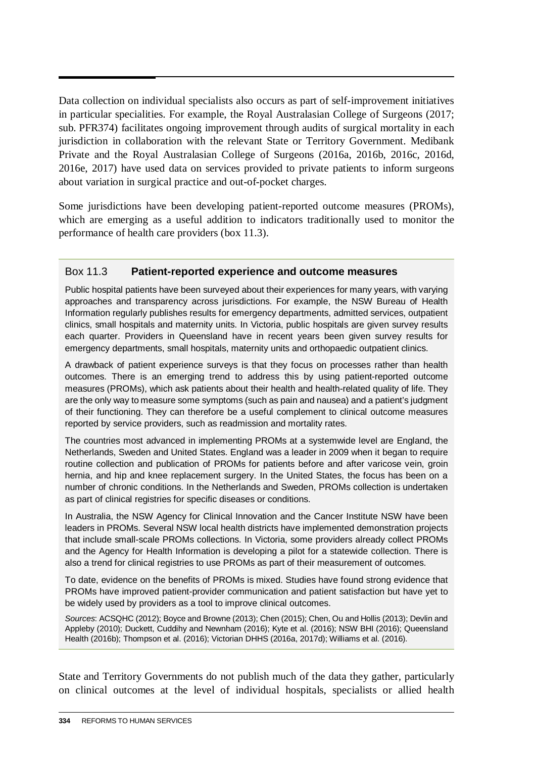Data collection on individual specialists also occurs as part of self-improvement initiatives in particular specialities. For example, the Royal Australasian College of Surgeons (2017; sub. PFR374) facilitates ongoing improvement through audits of surgical mortality in each jurisdiction in collaboration with the relevant State or Territory Government. Medibank Private and the Royal Australasian College of Surgeons (2016a, 2016b, 2016c, 2016d, 2016e, 2017) have used data on services provided to private patients to inform surgeons about variation in surgical practice and out-of-pocket charges.

Some jurisdictions have been developing patient-reported outcome measures (PROMs), which are emerging as a useful addition to indicators traditionally used to monitor the performance of health care providers (box 11.3).

### Box 11.3 **Patient-reported experience and outcome measures**

Public hospital patients have been surveyed about their experiences for many years, with varying approaches and transparency across jurisdictions. For example, the NSW Bureau of Health Information regularly publishes results for emergency departments, admitted services, outpatient clinics, small hospitals and maternity units. In Victoria, public hospitals are given survey results each quarter. Providers in Queensland have in recent years been given survey results for emergency departments, small hospitals, maternity units and orthopaedic outpatient clinics.

A drawback of patient experience surveys is that they focus on processes rather than health outcomes. There is an emerging trend to address this by using patient-reported outcome measures (PROMs), which ask patients about their health and health-related quality of life. They are the only way to measure some symptoms (such as pain and nausea) and a patient's judgment of their functioning. They can therefore be a useful complement to clinical outcome measures reported by service providers, such as readmission and mortality rates.

The countries most advanced in implementing PROMs at a systemwide level are England, the Netherlands, Sweden and United States. England was a leader in 2009 when it began to require routine collection and publication of PROMs for patients before and after varicose vein, groin hernia, and hip and knee replacement surgery. In the United States, the focus has been on a number of chronic conditions. In the Netherlands and Sweden, PROMs collection is undertaken as part of clinical registries for specific diseases or conditions.

In Australia, the NSW Agency for Clinical Innovation and the Cancer Institute NSW have been leaders in PROMs. Several NSW local health districts have implemented demonstration projects that include small-scale PROMs collections. In Victoria, some providers already collect PROMs and the Agency for Health Information is developing a pilot for a statewide collection. There is also a trend for clinical registries to use PROMs as part of their measurement of outcomes.

To date, evidence on the benefits of PROMs is mixed. Studies have found strong evidence that PROMs have improved patient-provider communication and patient satisfaction but have yet to be widely used by providers as a tool to improve clinical outcomes.

*Sources*: ACSQHC (2012); Boyce and Browne (2013); Chen (2015); Chen, Ou and Hollis (2013); Devlin and Appleby (2010); Duckett, Cuddihy and Newnham (2016); Kyte et al. (2016); NSW BHI (2016); Queensland Health (2016b); Thompson et al. (2016); Victorian DHHS (2016a, 2017d); Williams et al. (2016).

State and Territory Governments do not publish much of the data they gather, particularly on clinical outcomes at the level of individual hospitals, specialists or allied health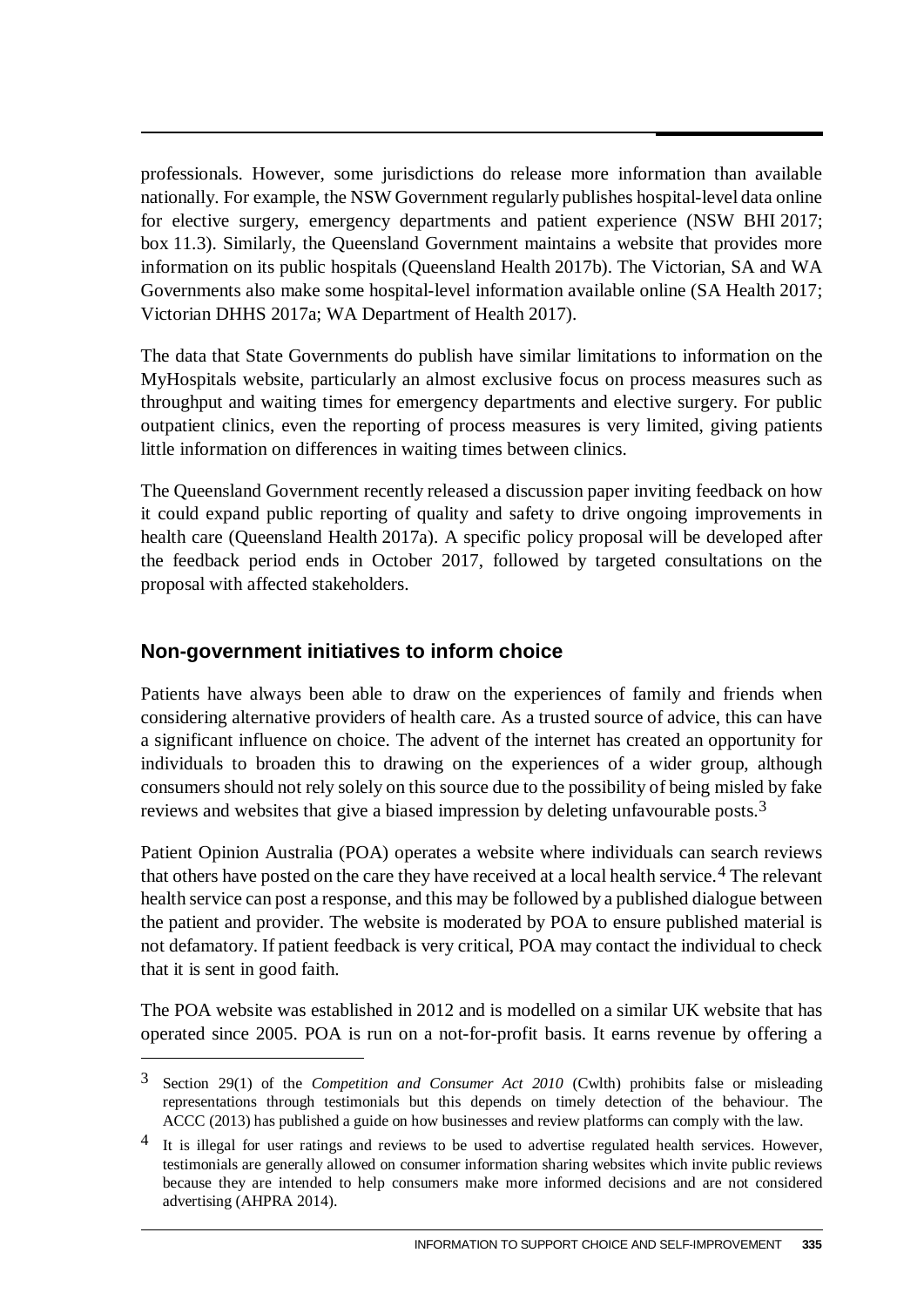professionals. However, some jurisdictions do release more information than available nationally. For example, the NSW Government regularly publishes hospital-level data online for elective surgery, emergency departments and patient experience (NSW BHI 2017; box 11.3). Similarly, the Queensland Government maintains a website that provides more information on its public hospitals (Queensland Health 2017b). The Victorian, SA and WA Governments also make some hospital-level information available online (SA Health 2017; Victorian DHHS 2017a; WA Department of Health 2017).

The data that State Governments do publish have similar limitations to information on the MyHospitals website, particularly an almost exclusive focus on process measures such as throughput and waiting times for emergency departments and elective surgery. For public outpatient clinics, even the reporting of process measures is very limited, giving patients little information on differences in waiting times between clinics.

The Queensland Government recently released a discussion paper inviting feedback on how it could expand public reporting of quality and safety to drive ongoing improvements in health care (Queensland Health 2017a). A specific policy proposal will be developed after the feedback period ends in October 2017, followed by targeted consultations on the proposal with affected stakeholders.

### Non-government initiatives to inform choice

Patients have always been able to draw on the experiences of family and friends when considering alternative providers of health care. As a trusted source of advice, this can have a significant influence on choice. The advent of the internet has created an opportunity for individuals to broaden this to drawing on the experiences of a wider group, although consumers should not rely solely on this source due to the possibility of being misled by fake reviews and websites that give a biased impression by deleting unfavourable posts.[3]

Patient Opinion Australia (POA) operates a website where individuals can search reviews that others have posted on the care they have received at a local health service.[4] The relevant health service can post a response, and this may be followed by a published dialogue between the patient and provider. The website is moderated by POA to ensure published material is not defamatory. If patient feedback is very critical, POA may contact the individual to check that it is sent in good faith.

The POA website was established in 2012 and is modelled on a similar UK website that has operated since 2005. POA is run on a not-for-profit basis. It earns revenue by offering a

---

[3] Section 29(1) of the *Competition and Consumer Act 2010* (Cwlth) prohibits false or misleading representations through testimonials but this depends on timely detection of the behaviour. The ACCC (2013) has published a guide on how businesses and review platforms can comply with the law.

[4] It is illegal for user ratings and reviews to be used to advertise regulated health services. However, testimonials are generally allowed on consumer information sharing websites which invite public reviews because they are intended to help consumers make more informed decisions and are not considered advertising (AHPRA 2014).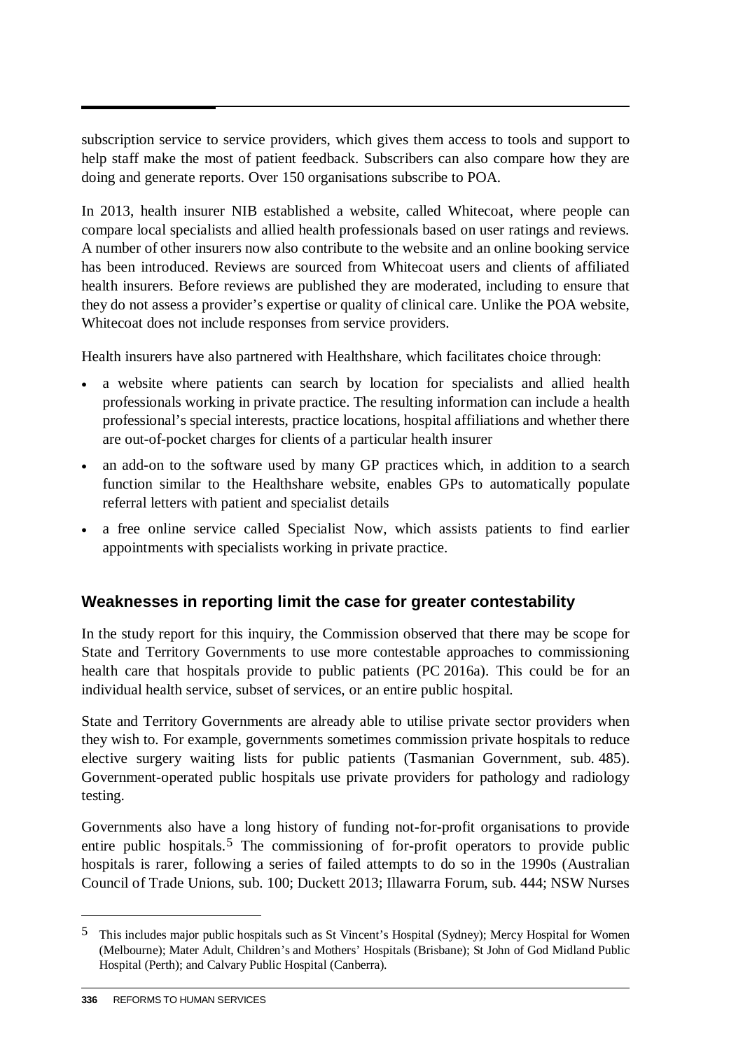subscription service to service providers, which gives them access to tools and support to help staff make the most of patient feedback. Subscribers can also compare how they are doing and generate reports. Over 150 organisations subscribe to POA.

In 2013, health insurer NIB established a website, called Whitecoat, where people can compare local specialists and allied health professionals based on user ratings and reviews. A number of other insurers now also contribute to the website and an online booking service has been introduced. Reviews are sourced from Whitecoat users and clients of affiliated health insurers. Before reviews are published they are moderated, including to ensure that they do not assess a provider's expertise or quality of clinical care. Unlike the POA website, Whitecoat does not include responses from service providers.

Health insurers have also partnered with Healthshare, which facilitates choice through:

- a website where patients can search by location for specialists and allied health professionals working in private practice. The resulting information can include a health professional's special interests, practice locations, hospital affiliations and whether there are out-of-pocket charges for clients of a particular health insurer
- an add-on to the software used by many GP practices which, in addition to a search function similar to the Healthshare website, enables GPs to automatically populate referral letters with patient and specialist details
- a free online service called Specialist Now, which assists patients to find earlier appointments with specialists working in private practice.

## Weaknesses in reporting limit the case for greater contestability

In the study report for this inquiry, the Commission observed that there may be scope for State and Territory Governments to use more contestable approaches to commissioning health care that hospitals provide to public patients (PC 2016a). This could be for an individual health service, subset of services, or an entire public hospital.

State and Territory Governments are already able to utilise private sector providers when they wish to. For example, governments sometimes commission private hospitals to reduce elective surgery waiting lists for public patients (Tasmanian Government, sub. 485). Government-operated public hospitals use private providers for pathology and radiology testing.

Governments also have a long history of funding not-for-profit organisations to provide entire public hospitals.[5] The commissioning of for-profit operators to provide public hospitals is rarer, following a series of failed attempts to do so in the 1990s (Australian Council of Trade Unions, sub. 100; Duckett 2013; Illawarra Forum, sub. 444; NSW Nurses

---

[5] This includes major public hospitals such as St Vincent's Hospital (Sydney); Mercy Hospital for Women (Melbourne); Mater Adult, Children's and Mothers' Hospitals (Brisbane); St John of God Midland Public Hospital (Perth); and Calvary Public Hospital (Canberra).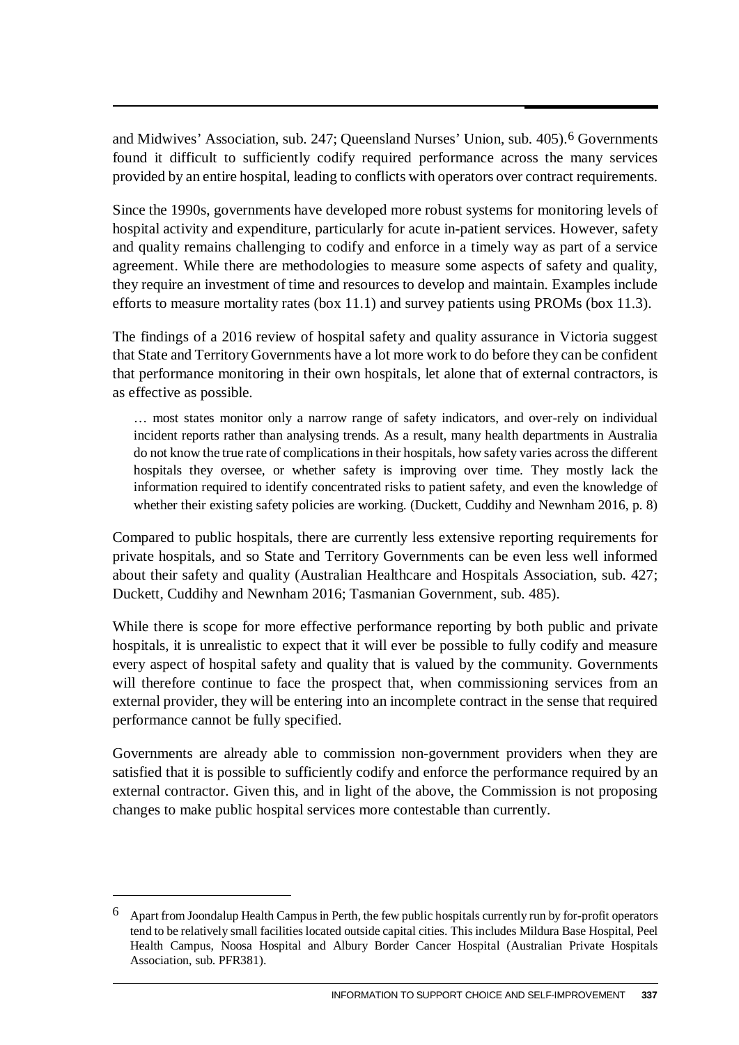and Midwives' Association, sub. 247; Queensland Nurses' Union, sub. 405).[6] Governments found it difficult to sufficiently codify required performance across the many services provided by an entire hospital, leading to conflicts with operators over contract requirements.

Since the 1990s, governments have developed more robust systems for monitoring levels of hospital activity and expenditure, particularly for acute in-patient services. However, safety and quality remains challenging to codify and enforce in a timely way as part of a service agreement. While there are methodologies to measure some aspects of safety and quality, they require an investment of time and resources to develop and maintain. Examples include efforts to measure mortality rates (box 11.1) and survey patients using PROMs (box 11.3).

The findings of a 2016 review of hospital safety and quality assurance in Victoria suggest that State and Territory Governments have a lot more work to do before they can be confident that performance monitoring in their own hospitals, let alone that of external contractors, is as effective as possible.

> … most states monitor only a narrow range of safety indicators, and over-rely on individual incident reports rather than analysing trends. As a result, many health departments in Australia do not know the true rate of complications in their hospitals, how safety varies across the different hospitals they oversee, or whether safety is improving over time. They mostly lack the information required to identify concentrated risks to patient safety, and even the knowledge of whether their existing safety policies are working. (Duckett, Cuddihy and Newnham 2016, p. 8)

Compared to public hospitals, there are currently less extensive reporting requirements for private hospitals, and so State and Territory Governments can be even less well informed about their safety and quality (Australian Healthcare and Hospitals Association, sub. 427; Duckett, Cuddihy and Newnham 2016; Tasmanian Government, sub. 485).

While there is scope for more effective performance reporting by both public and private hospitals, it is unrealistic to expect that it will ever be possible to fully codify and measure every aspect of hospital safety and quality that is valued by the community. Governments will therefore continue to face the prospect that, when commissioning services from an external provider, they will be entering into an incomplete contract in the sense that required performance cannot be fully specified.

Governments are already able to commission non-government providers when they are satisfied that it is possible to sufficiently codify and enforce the performance required by an external contractor. Given this, and in light of the above, the Commission is not proposing changes to make public hospital services more contestable than currently.

---

[6] Apart from Joondalup Health Campus in Perth, the few public hospitals currently run by for-profit operators tend to be relatively small facilities located outside capital cities. This includes Mildura Base Hospital, Peel Health Campus, Noosa Hospital and Albury Border Cancer Hospital (Australian Private Hospitals Association, sub. PFR381).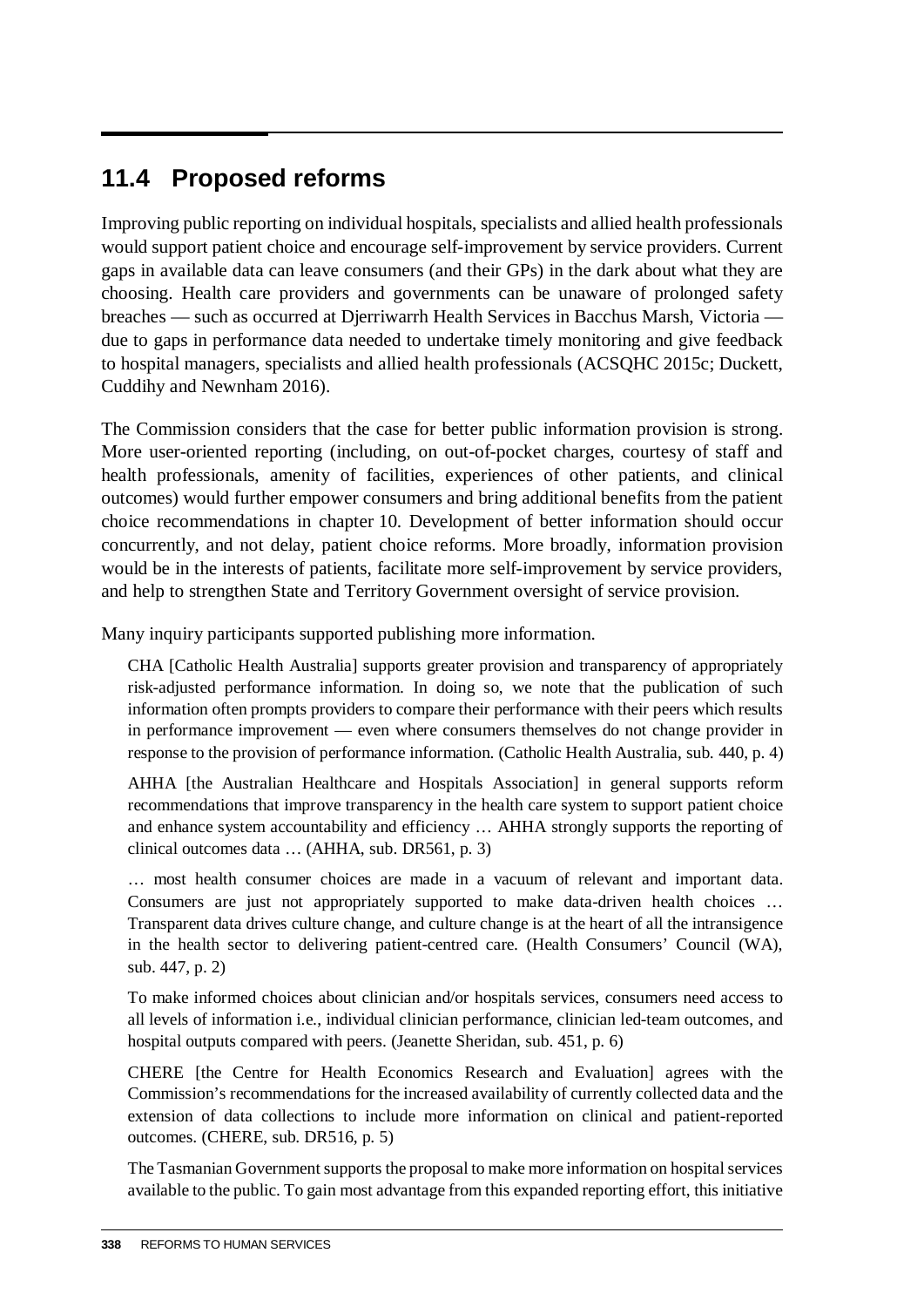## 11.4 Proposed reforms

Improving public reporting on individual hospitals, specialists and allied health professionals would support patient choice and encourage self-improvement by service providers. Current gaps in available data can leave consumers (and their GPs) in the dark about what they are choosing. Health care providers and governments can be unaware of prolonged safety breaches — such as occurred at Djerriwarrh Health Services in Bacchus Marsh, Victoria — due to gaps in performance data needed to undertake timely monitoring and give feedback to hospital managers, specialists and allied health professionals (ACSQHC 2015c; Duckett, Cuddihy and Newnham 2016).

The Commission considers that the case for better public information provision is strong. More user-oriented reporting (including, on out-of-pocket charges, courtesy of staff and health professionals, amenity of facilities, experiences of other patients, and clinical outcomes) would further empower consumers and bring additional benefits from the patient choice recommendations in chapter 10. Development of better information should occur concurrently, and not delay, patient choice reforms. More broadly, information provision would be in the interests of patients, facilitate more self-improvement by service providers, and help to strengthen State and Territory Government oversight of service provision.

Many inquiry participants supported publishing more information.

> CHA [Catholic Health Australia] supports greater provision and transparency of appropriately risk-adjusted performance information. In doing so, we note that the publication of such information often prompts providers to compare their performance with their peers which results in performance improvement — even where consumers themselves do not change provider in response to the provision of performance information. (Catholic Health Australia, sub. 440, p. 4)

> AHHA [the Australian Healthcare and Hospitals Association] in general supports reform recommendations that improve transparency in the health care system to support patient choice and enhance system accountability and efficiency … AHHA strongly supports the reporting of clinical outcomes data … (AHHA, sub. DR561, p. 3)

> … most health consumer choices are made in a vacuum of relevant and important data. Consumers are just not appropriately supported to make data-driven health choices … Transparent data drives culture change, and culture change is at the heart of all the intransigence in the health sector to delivering patient-centred care. (Health Consumers' Council (WA), sub. 447, p. 2)

> To make informed choices about clinician and/or hospitals services, consumers need access to all levels of information i.e., individual clinician performance, clinician led-team outcomes, and hospital outputs compared with peers. (Jeanette Sheridan, sub. 451, p. 6)

> CHERE [the Centre for Health Economics Research and Evaluation] agrees with the Commission's recommendations for the increased availability of currently collected data and the extension of data collections to include more information on clinical and patient-reported outcomes. (CHERE, sub. DR516, p. 5)

> The Tasmanian Government supports the proposal to make more information on hospital services available to the public. To gain most advantage from this expanded reporting effort, this initiative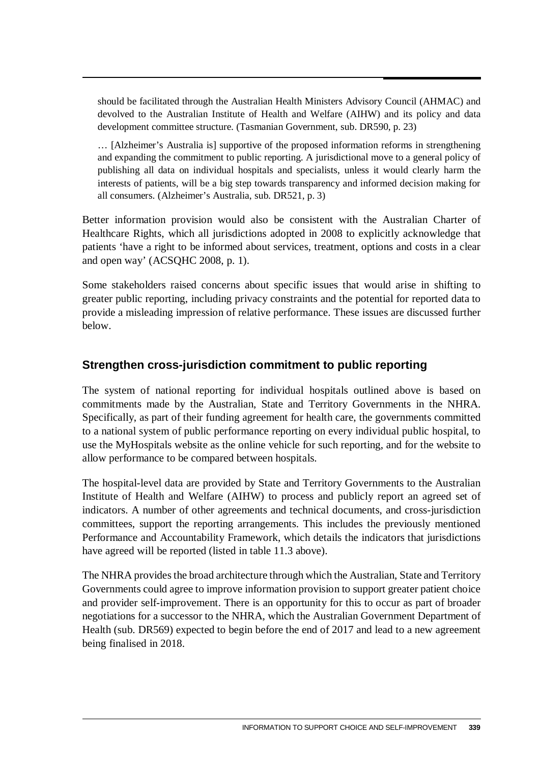> should be facilitated through the Australian Health Ministers Advisory Council (AHMAC) and devolved to the Australian Institute of Health and Welfare (AIHW) and its policy and data development committee structure. (Tasmanian Government, sub. DR590, p. 23)

> … [Alzheimer's Australia is] supportive of the proposed information reforms in strengthening and expanding the commitment to public reporting. A jurisdictional move to a general policy of publishing all data on individual hospitals and specialists, unless it would clearly harm the interests of patients, will be a big step towards transparency and informed decision making for all consumers. (Alzheimer's Australia, sub. DR521, p. 3)

Better information provision would also be consistent with the Australian Charter of Healthcare Rights, which all jurisdictions adopted in 2008 to explicitly acknowledge that patients 'have a right to be informed about services, treatment, options and costs in a clear and open way' (ACSQHC 2008, p. 1).

Some stakeholders raised concerns about specific issues that would arise in shifting to greater public reporting, including privacy constraints and the potential for reported data to provide a misleading impression of relative performance. These issues are discussed further below.

## Strengthen cross-jurisdiction commitment to public reporting

The system of national reporting for individual hospitals outlined above is based on commitments made by the Australian, State and Territory Governments in the NHRA. Specifically, as part of their funding agreement for health care, the governments committed to a national system of public performance reporting on every individual public hospital, to use the MyHospitals website as the online vehicle for such reporting, and for the website to allow performance to be compared between hospitals.

The hospital-level data are provided by State and Territory Governments to the Australian Institute of Health and Welfare (AIHW) to process and publicly report an agreed set of indicators. A number of other agreements and technical documents, and cross-jurisdiction committees, support the reporting arrangements. This includes the previously mentioned Performance and Accountability Framework, which details the indicators that jurisdictions have agreed will be reported (listed in table 11.3 above).

The NHRA provides the broad architecture through which the Australian, State and Territory Governments could agree to improve information provision to support greater patient choice and provider self-improvement. There is an opportunity for this to occur as part of broader negotiations for a successor to the NHRA, which the Australian Government Department of Health (sub. DR569) expected to begin before the end of 2017 and lead to a new agreement being finalised in 2018.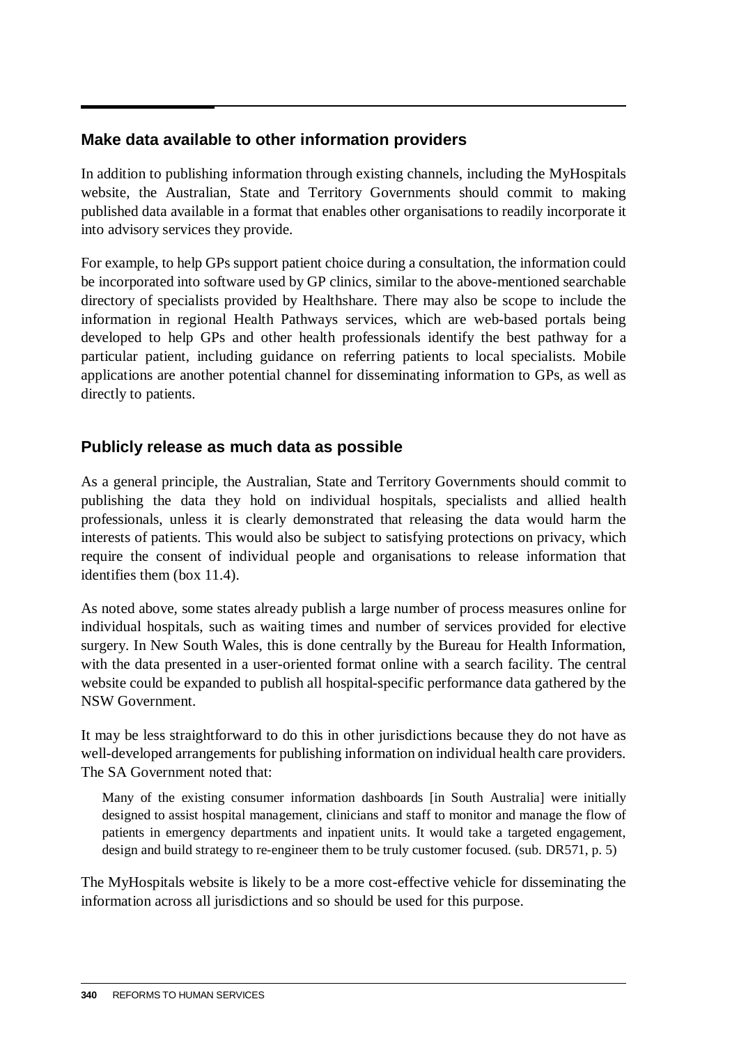## Make data available to other information providers

In addition to publishing information through existing channels, including the MyHospitals website, the Australian, State and Territory Governments should commit to making published data available in a format that enables other organisations to readily incorporate it into advisory services they provide.

For example, to help GPs support patient choice during a consultation, the information could be incorporated into software used by GP clinics, similar to the above-mentioned searchable directory of specialists provided by Healthshare. There may also be scope to include the information in regional Health Pathways services, which are web-based portals being developed to help GPs and other health professionals identify the best pathway for a particular patient, including guidance on referring patients to local specialists. Mobile applications are another potential channel for disseminating information to GPs, as well as directly to patients.

## Publicly release as much data as possible

As a general principle, the Australian, State and Territory Governments should commit to publishing the data they hold on individual hospitals, specialists and allied health professionals, unless it is clearly demonstrated that releasing the data would harm the interests of patients. This would also be subject to satisfying protections on privacy, which require the consent of individual people and organisations to release information that identifies them (box 11.4).

As noted above, some states already publish a large number of process measures online for individual hospitals, such as waiting times and number of services provided for elective surgery. In New South Wales, this is done centrally by the Bureau for Health Information, with the data presented in a user-oriented format online with a search facility. The central website could be expanded to publish all hospital-specific performance data gathered by the NSW Government.

It may be less straightforward to do this in other jurisdictions because they do not have as well-developed arrangements for publishing information on individual health care providers. The SA Government noted that:

> Many of the existing consumer information dashboards [in South Australia] were initially designed to assist hospital management, clinicians and staff to monitor and manage the flow of patients in emergency departments and inpatient units. It would take a targeted engagement, design and build strategy to re-engineer them to be truly customer focused. (sub. DR571, p. 5)

The MyHospitals website is likely to be a more cost-effective vehicle for disseminating the information across all jurisdictions and so should be used for this purpose.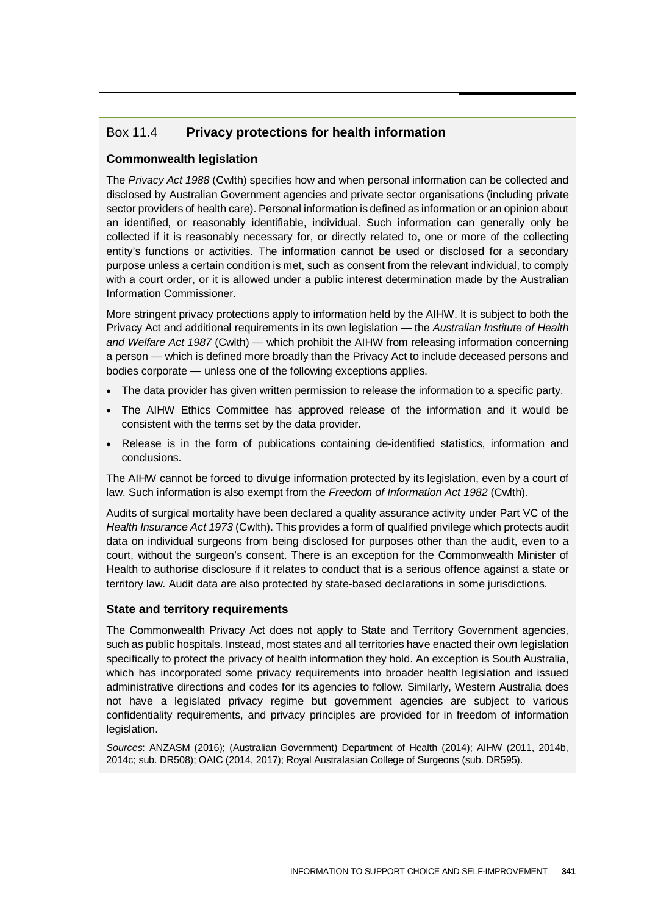## Box 11.4 **Privacy protections for health information**

### Commonwealth legislation

The *Privacy Act 1988* (Cwlth) specifies how and when personal information can be collected and disclosed by Australian Government agencies and private sector organisations (including private sector providers of health care). Personal information is defined as information or an opinion about an identified, or reasonably identifiable, individual. Such information can generally only be collected if it is reasonably necessary for, or directly related to, one or more of the collecting entity's functions or activities. The information cannot be used or disclosed for a secondary purpose unless a certain condition is met, such as consent from the relevant individual, to comply with a court order, or it is allowed under a public interest determination made by the Australian Information Commissioner.

More stringent privacy protections apply to information held by the AIHW. It is subject to both the Privacy Act and additional requirements in its own legislation — the *Australian Institute of Health and Welfare Act 1987* (Cwlth) — which prohibit the AIHW from releasing information concerning a person — which is defined more broadly than the Privacy Act to include deceased persons and bodies corporate — unless one of the following exceptions applies.

- The data provider has given written permission to release the information to a specific party.
- The AIHW Ethics Committee has approved release of the information and it would be consistent with the terms set by the data provider.
- Release is in the form of publications containing de-identified statistics, information and conclusions.

The AIHW cannot be forced to divulge information protected by its legislation, even by a court of law. Such information is also exempt from the *Freedom of Information Act 1982* (Cwlth).

Audits of surgical mortality have been declared a quality assurance activity under Part VC of the *Health Insurance Act 1973* (Cwlth). This provides a form of qualified privilege which protects audit data on individual surgeons from being disclosed for purposes other than the audit, even to a court, without the surgeon's consent. There is an exception for the Commonwealth Minister of Health to authorise disclosure if it relates to conduct that is a serious offence against a state or territory law. Audit data are also protected by state-based declarations in some jurisdictions.

### State and territory requirements

The Commonwealth Privacy Act does not apply to State and Territory Government agencies, such as public hospitals. Instead, most states and all territories have enacted their own legislation specifically to protect the privacy of health information they hold. An exception is South Australia, which has incorporated some privacy requirements into broader health legislation and issued administrative directions and codes for its agencies to follow. Similarly, Western Australia does not have a legislated privacy regime but government agencies are subject to various confidentiality requirements, and privacy principles are provided for in freedom of information legislation.

*Sources*: ANZASM (2016); (Australian Government) Department of Health (2014); AIHW (2011, 2014b, 2014c; sub. DR508); OAIC (2014, 2017); Royal Australasian College of Surgeons (sub. DR595).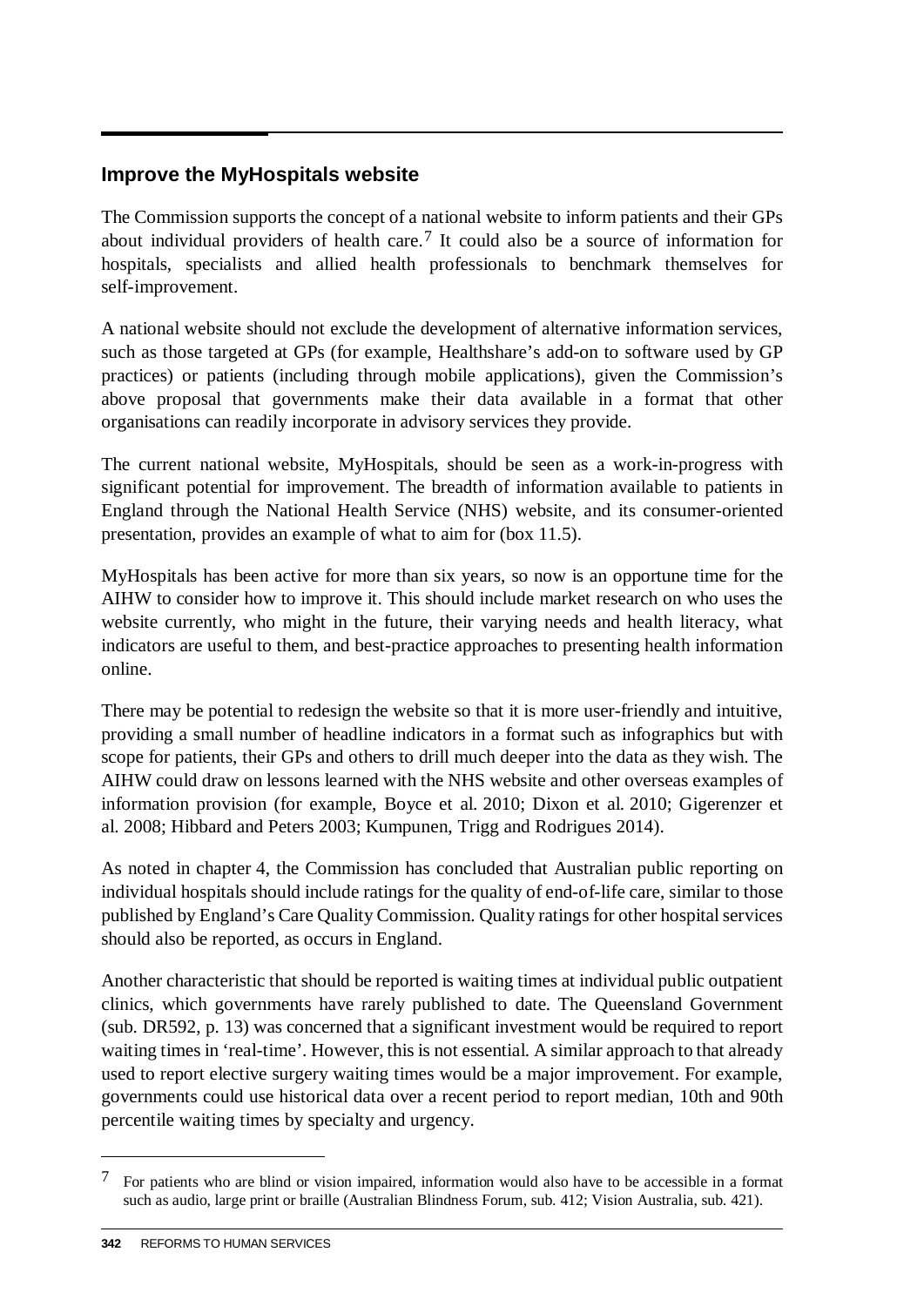## Improve the MyHospitals website

The Commission supports the concept of a national website to inform patients and their GPs about individual providers of health care.[7] It could also be a source of information for hospitals, specialists and allied health professionals to benchmark themselves for self-improvement.

A national website should not exclude the development of alternative information services, such as those targeted at GPs (for example, Healthshare's add-on to software used by GP practices) or patients (including through mobile applications), given the Commission's above proposal that governments make their data available in a format that other organisations can readily incorporate in advisory services they provide.

The current national website, MyHospitals, should be seen as a work-in-progress with significant potential for improvement. The breadth of information available to patients in England through the National Health Service (NHS) website, and its consumer-oriented presentation, provides an example of what to aim for (box 11.5).

MyHospitals has been active for more than six years, so now is an opportune time for the AIHW to consider how to improve it. This should include market research on who uses the website currently, who might in the future, their varying needs and health literacy, what indicators are useful to them, and best-practice approaches to presenting health information online.

There may be potential to redesign the website so that it is more user-friendly and intuitive, providing a small number of headline indicators in a format such as infographics but with scope for patients, their GPs and others to drill much deeper into the data as they wish. The AIHW could draw on lessons learned with the NHS website and other overseas examples of information provision (for example, Boyce et al. 2010; Dixon et al. 2010; Gigerenzer et al. 2008; Hibbard and Peters 2003; Kumpunen, Trigg and Rodrigues 2014).

As noted in chapter 4, the Commission has concluded that Australian public reporting on individual hospitals should include ratings for the quality of end-of-life care, similar to those published by England's Care Quality Commission. Quality ratings for other hospital services should also be reported, as occurs in England.

Another characteristic that should be reported is waiting times at individual public outpatient clinics, which governments have rarely published to date. The Queensland Government (sub. DR592, p. 13) was concerned that a significant investment would be required to report waiting times in 'real-time'. However, this is not essential. A similar approach to that already used to report elective surgery waiting times would be a major improvement. For example, governments could use historical data over a recent period to report median, 10th and 90th percentile waiting times by specialty and urgency.

---

[7] For patients who are blind or vision impaired, information would also have to be accessible in a format such as audio, large print or braille (Australian Blindness Forum, sub. 412; Vision Australia, sub. 421).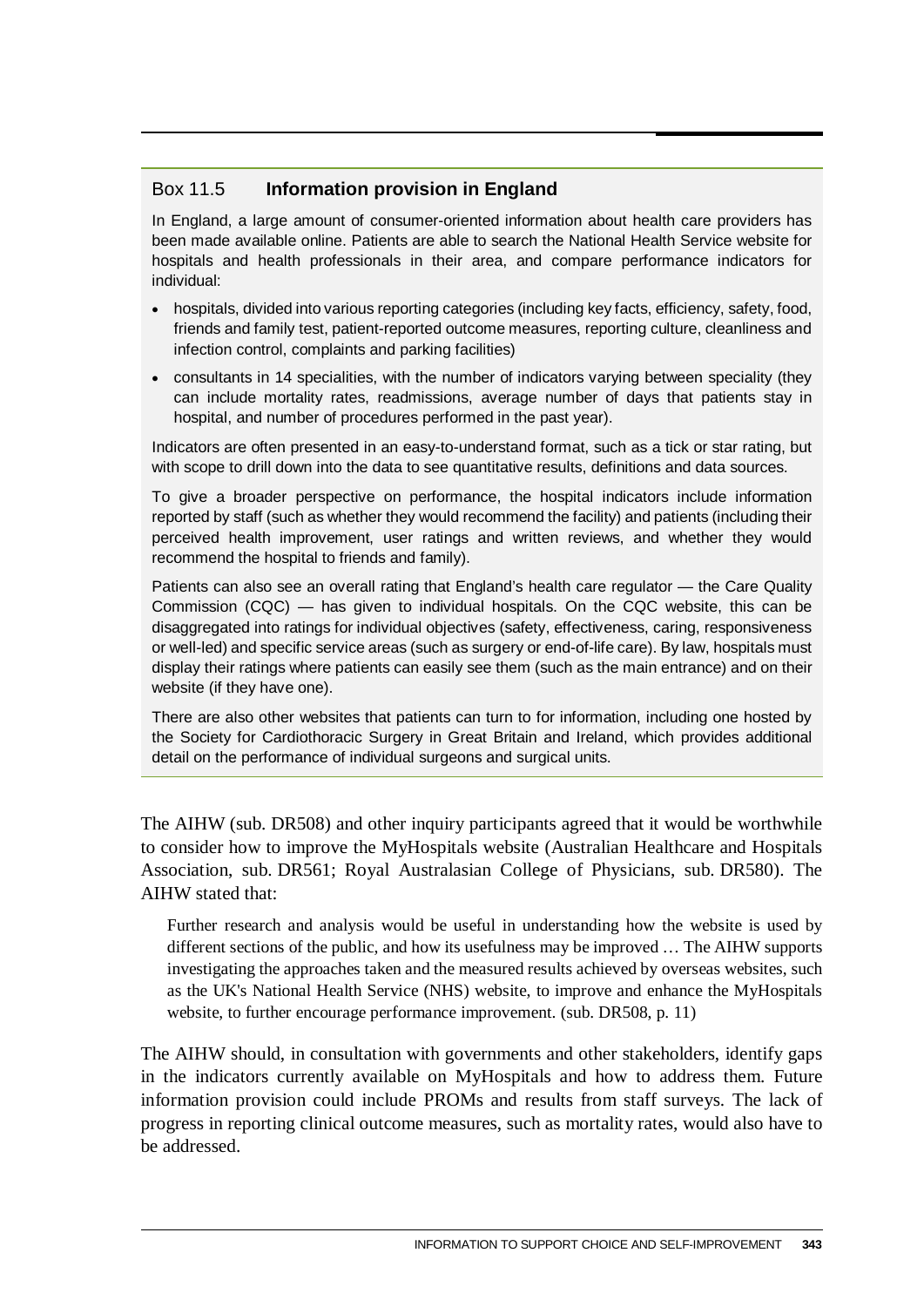### Box 11.5 **Information provision in England**

In England, a large amount of consumer-oriented information about health care providers has been made available online. Patients are able to search the National Health Service website for hospitals and health professionals in their area, and compare performance indicators for individual:

- hospitals, divided into various reporting categories (including key facts, efficiency, safety, food, friends and family test, patient-reported outcome measures, reporting culture, cleanliness and infection control, complaints and parking facilities)
- consultants in 14 specialities, with the number of indicators varying between speciality (they can include mortality rates, readmissions, average number of days that patients stay in hospital, and number of procedures performed in the past year).

Indicators are often presented in an easy-to-understand format, such as a tick or star rating, but with scope to drill down into the data to see quantitative results, definitions and data sources.

To give a broader perspective on performance, the hospital indicators include information reported by staff (such as whether they would recommend the facility) and patients (including their perceived health improvement, user ratings and written reviews, and whether they would recommend the hospital to friends and family).

Patients can also see an overall rating that England's health care regulator — the Care Quality Commission (CQC) — has given to individual hospitals. On the CQC website, this can be disaggregated into ratings for individual objectives (safety, effectiveness, caring, responsiveness or well-led) and specific service areas (such as surgery or end-of-life care). By law, hospitals must display their ratings where patients can easily see them (such as the main entrance) and on their website (if they have one).

There are also other websites that patients can turn to for information, including one hosted by the Society for Cardiothoracic Surgery in Great Britain and Ireland, which provides additional detail on the performance of individual surgeons and surgical units.

The AIHW (sub. DR508) and other inquiry participants agreed that it would be worthwhile to consider how to improve the MyHospitals website (Australian Healthcare and Hospitals Association, sub. DR561; Royal Australasian College of Physicians, sub. DR580). The AIHW stated that:

> Further research and analysis would be useful in understanding how the website is used by different sections of the public, and how its usefulness may be improved … The AIHW supports investigating the approaches taken and the measured results achieved by overseas websites, such as the UK's National Health Service (NHS) website, to improve and enhance the MyHospitals website, to further encourage performance improvement. (sub. DR508, p. 11)

The AIHW should, in consultation with governments and other stakeholders, identify gaps in the indicators currently available on MyHospitals and how to address them. Future information provision could include PROMs and results from staff surveys. The lack of progress in reporting clinical outcome measures, such as mortality rates, would also have to be addressed.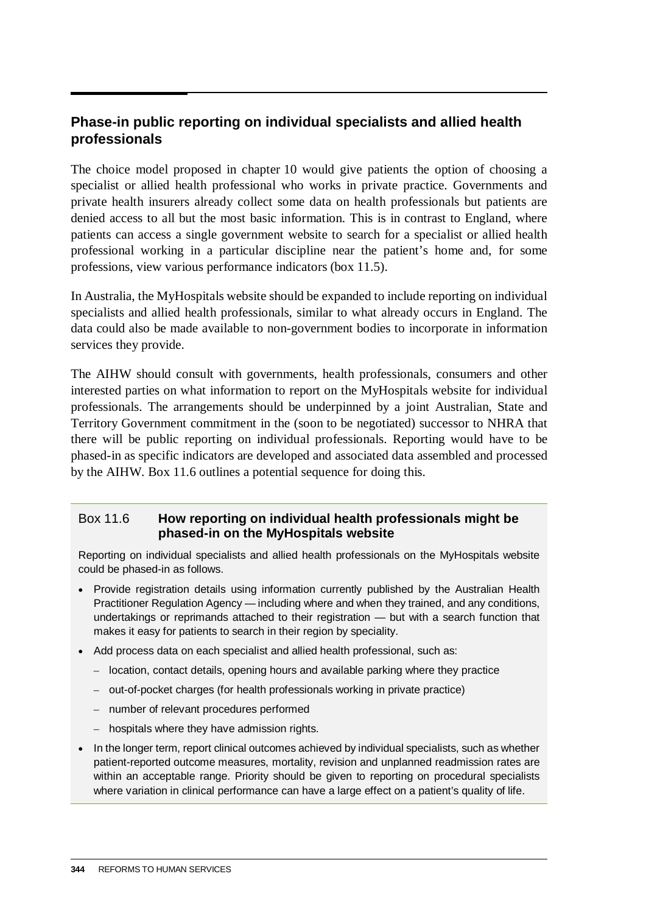## Phase-in public reporting on individual specialists and allied health professionals

The choice model proposed in chapter 10 would give patients the option of choosing a specialist or allied health professional who works in private practice. Governments and private health insurers already collect some data on health professionals but patients are denied access to all but the most basic information. This is in contrast to England, where patients can access a single government website to search for a specialist or allied health professional working in a particular discipline near the patient's home and, for some professions, view various performance indicators (box 11.5).

In Australia, the MyHospitals website should be expanded to include reporting on individual specialists and allied health professionals, similar to what already occurs in England. The data could also be made available to non-government bodies to incorporate in information services they provide.

The AIHW should consult with governments, health professionals, consumers and other interested parties on what information to report on the MyHospitals website for individual professionals. The arrangements should be underpinned by a joint Australian, State and Territory Government commitment in the (soon to be negotiated) successor to NHRA that there will be public reporting on individual professionals. Reporting would have to be phased-in as specific indicators are developed and associated data assembled and processed by the AIHW. Box 11.6 outlines a potential sequence for doing this.

### Box 11.6 How reporting on individual health professionals might be phased-in on the MyHospitals website

Reporting on individual specialists and allied health professionals on the MyHospitals website could be phased-in as follows.

- Provide registration details using information currently published by the Australian Health Practitioner Regulation Agency — including where and when they trained, and any conditions, undertakings or reprimands attached to their registration — but with a search function that makes it easy for patients to search in their region by speciality.
- Add process data on each specialist and allied health professional, such as:
  - location, contact details, opening hours and available parking where they practice
  - out-of-pocket charges (for health professionals working in private practice)
  - number of relevant procedures performed
  - hospitals where they have admission rights.
- In the longer term, report clinical outcomes achieved by individual specialists, such as whether patient-reported outcome measures, mortality, revision and unplanned readmission rates are within an acceptable range. Priority should be given to reporting on procedural specialists where variation in clinical performance can have a large effect on a patient's quality of life.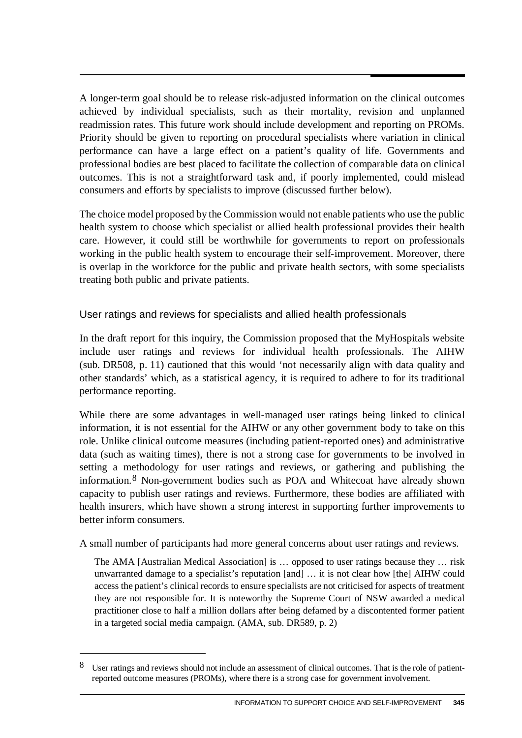A longer-term goal should be to release risk-adjusted information on the clinical outcomes achieved by individual specialists, such as their mortality, revision and unplanned readmission rates. This future work should include development and reporting on PROMs. Priority should be given to reporting on procedural specialists where variation in clinical performance can have a large effect on a patient's quality of life. Governments and professional bodies are best placed to facilitate the collection of comparable data on clinical outcomes. This is not a straightforward task and, if poorly implemented, could mislead consumers and efforts by specialists to improve (discussed further below).

The choice model proposed by the Commission would not enable patients who use the public health system to choose which specialist or allied health professional provides their health care. However, it could still be worthwhile for governments to report on professionals working in the public health system to encourage their self-improvement. Moreover, there is overlap in the workforce for the public and private health sectors, with some specialists treating both public and private patients.

### User ratings and reviews for specialists and allied health professionals

In the draft report for this inquiry, the Commission proposed that the MyHospitals website include user ratings and reviews for individual health professionals. The AIHW (sub. DR508, p. 11) cautioned that this would 'not necessarily align with data quality and other standards' which, as a statistical agency, it is required to adhere to for its traditional performance reporting.

While there are some advantages in well-managed user ratings being linked to clinical information, it is not essential for the AIHW or any other government body to take on this role. Unlike clinical outcome measures (including patient-reported ones) and administrative data (such as waiting times), there is not a strong case for governments to be involved in setting a methodology for user ratings and reviews, or gathering and publishing the information.[8] Non-government bodies such as POA and Whitecoat have already shown capacity to publish user ratings and reviews. Furthermore, these bodies are affiliated with health insurers, which have shown a strong interest in supporting further improvements to better inform consumers.

A small number of participants had more general concerns about user ratings and reviews.

> The AMA [Australian Medical Association] is … opposed to user ratings because they … risk unwarranted damage to a specialist's reputation [and] … it is not clear how [the] AIHW could access the patient's clinical records to ensure specialists are not criticised for aspects of treatment they are not responsible for. It is noteworthy the Supreme Court of NSW awarded a medical practitioner close to half a million dollars after being defamed by a discontented former patient in a targeted social media campaign. (AMA, sub. DR589, p. 2)

---

[8] User ratings and reviews should not include an assessment of clinical outcomes. That is the role of patient-reported outcome measures (PROMs), where there is a strong case for government involvement.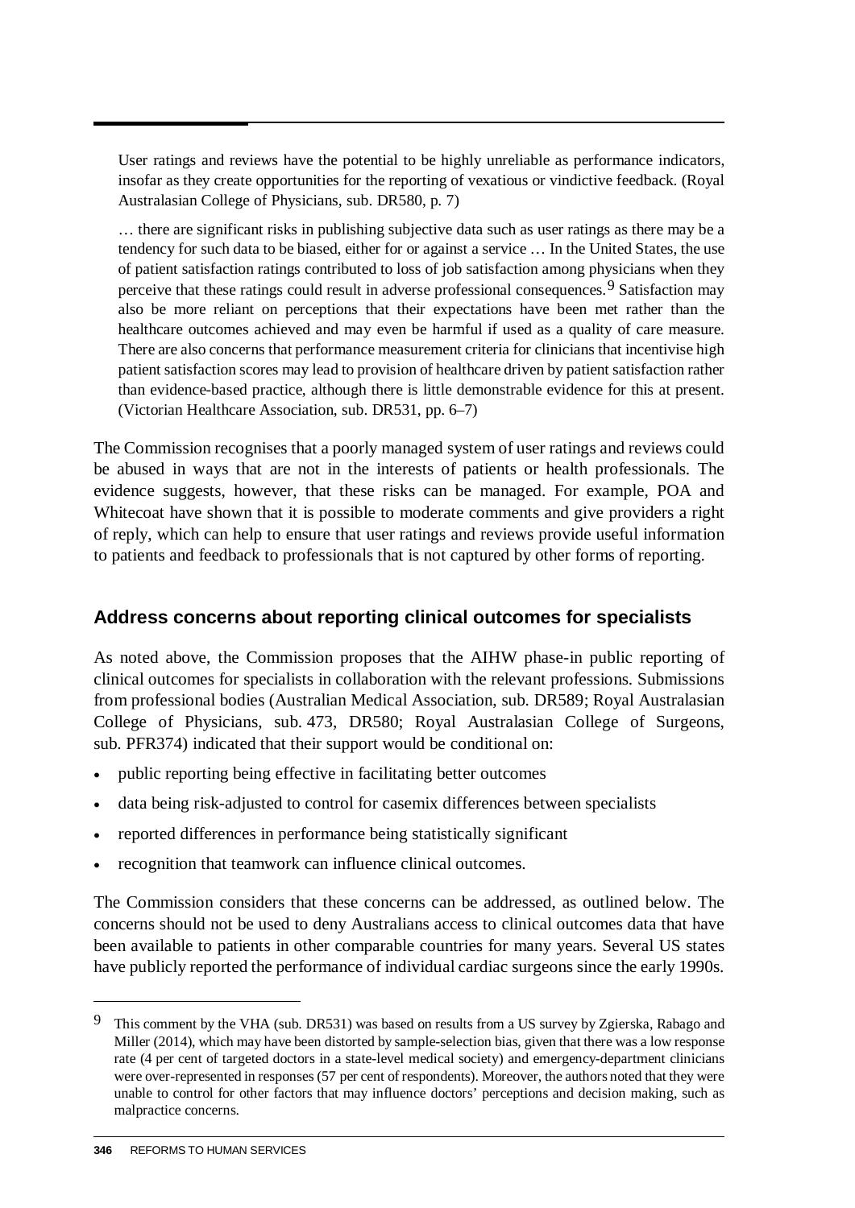> User ratings and reviews have the potential to be highly unreliable as performance indicators, insofar as they create opportunities for the reporting of vexatious or vindictive feedback. (Royal Australasian College of Physicians, sub. DR580, p. 7)

> … there are significant risks in publishing subjective data such as user ratings as there may be a tendency for such data to be biased, either for or against a service … In the United States, the use of patient satisfaction ratings contributed to loss of job satisfaction among physicians when they perceive that these ratings could result in adverse professional consequences.[9] Satisfaction may also be more reliant on perceptions that their expectations have been met rather than the healthcare outcomes achieved and may even be harmful if used as a quality of care measure. There are also concerns that performance measurement criteria for clinicians that incentivise high patient satisfaction scores may lead to provision of healthcare driven by patient satisfaction rather than evidence-based practice, although there is little demonstrable evidence for this at present. (Victorian Healthcare Association, sub. DR531, pp. 6–7)

The Commission recognises that a poorly managed system of user ratings and reviews could be abused in ways that are not in the interests of patients or health professionals. The evidence suggests, however, that these risks can be managed. For example, POA and Whitecoat have shown that it is possible to moderate comments and give providers a right of reply, which can help to ensure that user ratings and reviews provide useful information to patients and feedback to professionals that is not captured by other forms of reporting.

### Address concerns about reporting clinical outcomes for specialists

As noted above, the Commission proposes that the AIHW phase-in public reporting of clinical outcomes for specialists in collaboration with the relevant professions. Submissions from professional bodies (Australian Medical Association, sub. DR589; Royal Australasian College of Physicians, sub. 473, DR580; Royal Australasian College of Surgeons, sub. PFR374) indicated that their support would be conditional on:

- public reporting being effective in facilitating better outcomes
- data being risk-adjusted to control for casemix differences between specialists
- reported differences in performance being statistically significant
- recognition that teamwork can influence clinical outcomes.

The Commission considers that these concerns can be addressed, as outlined below. The concerns should not be used to deny Australians access to clinical outcomes data that have been available to patients in other comparable countries for many years. Several US states have publicly reported the performance of individual cardiac surgeons since the early 1990s.

---

[9] This comment by the VHA (sub. DR531) was based on results from a US survey by Zgierska, Rabago and Miller (2014), which may have been distorted by sample-selection bias, given that there was a low response rate (4 per cent of targeted doctors in a state-level medical society) and emergency-department clinicians were over-represented in responses (57 per cent of respondents). Moreover, the authors noted that they were unable to control for other factors that may influence doctors' perceptions and decision making, such as malpractice concerns.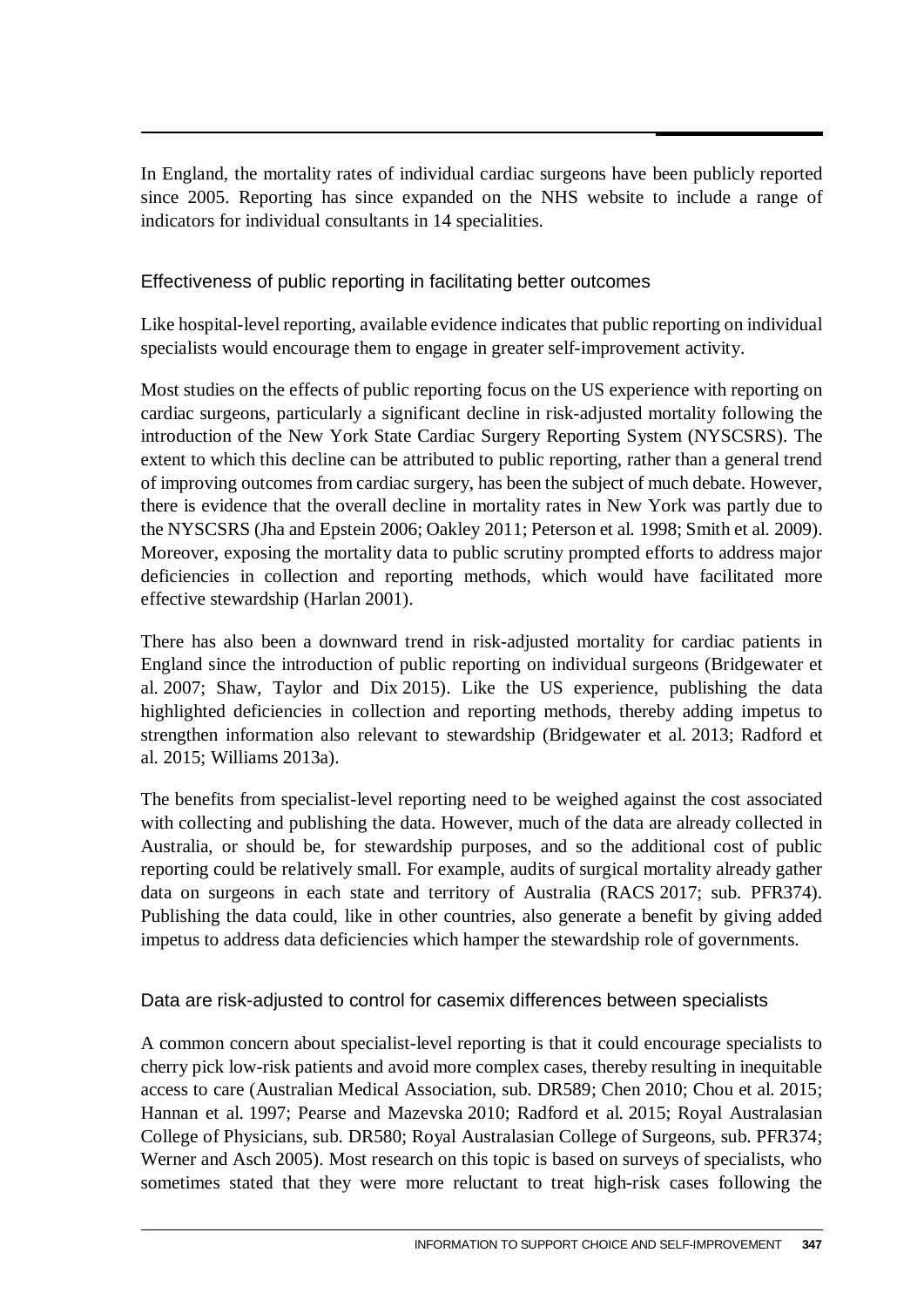In England, the mortality rates of individual cardiac surgeons have been publicly reported since 2005. Reporting has since expanded on the NHS website to include a range of indicators for individual consultants in 14 specialities.

### Effectiveness of public reporting in facilitating better outcomes

Like hospital-level reporting, available evidence indicates that public reporting on individual specialists would encourage them to engage in greater self-improvement activity.

Most studies on the effects of public reporting focus on the US experience with reporting on cardiac surgeons, particularly a significant decline in risk-adjusted mortality following the introduction of the New York State Cardiac Surgery Reporting System (NYSCSRS). The extent to which this decline can be attributed to public reporting, rather than a general trend of improving outcomes from cardiac surgery, has been the subject of much debate. However, there is evidence that the overall decline in mortality rates in New York was partly due to the NYSCSRS (Jha and Epstein 2006; Oakley 2011; Peterson et al. 1998; Smith et al. 2009). Moreover, exposing the mortality data to public scrutiny prompted efforts to address major deficiencies in collection and reporting methods, which would have facilitated more effective stewardship (Harlan 2001).

There has also been a downward trend in risk-adjusted mortality for cardiac patients in England since the introduction of public reporting on individual surgeons (Bridgewater et al. 2007; Shaw, Taylor and Dix 2015). Like the US experience, publishing the data highlighted deficiencies in collection and reporting methods, thereby adding impetus to strengthen information also relevant to stewardship (Bridgewater et al. 2013; Radford et al. 2015; Williams 2013a).

The benefits from specialist-level reporting need to be weighed against the cost associated with collecting and publishing the data. However, much of the data are already collected in Australia, or should be, for stewardship purposes, and so the additional cost of public reporting could be relatively small. For example, audits of surgical mortality already gather data on surgeons in each state and territory of Australia (RACS 2017; sub. PFR374). Publishing the data could, like in other countries, also generate a benefit by giving added impetus to address data deficiencies which hamper the stewardship role of governments.

### Data are risk-adjusted to control for casemix differences between specialists

A common concern about specialist-level reporting is that it could encourage specialists to cherry pick low-risk patients and avoid more complex cases, thereby resulting in inequitable access to care (Australian Medical Association, sub. DR589; Chen 2010; Chou et al. 2015; Hannan et al. 1997; Pearse and Mazevska 2010; Radford et al. 2015; Royal Australasian College of Physicians, sub. DR580; Royal Australasian College of Surgeons, sub. PFR374; Werner and Asch 2005). Most research on this topic is based on surveys of specialists, who sometimes stated that they were more reluctant to treat high-risk cases following the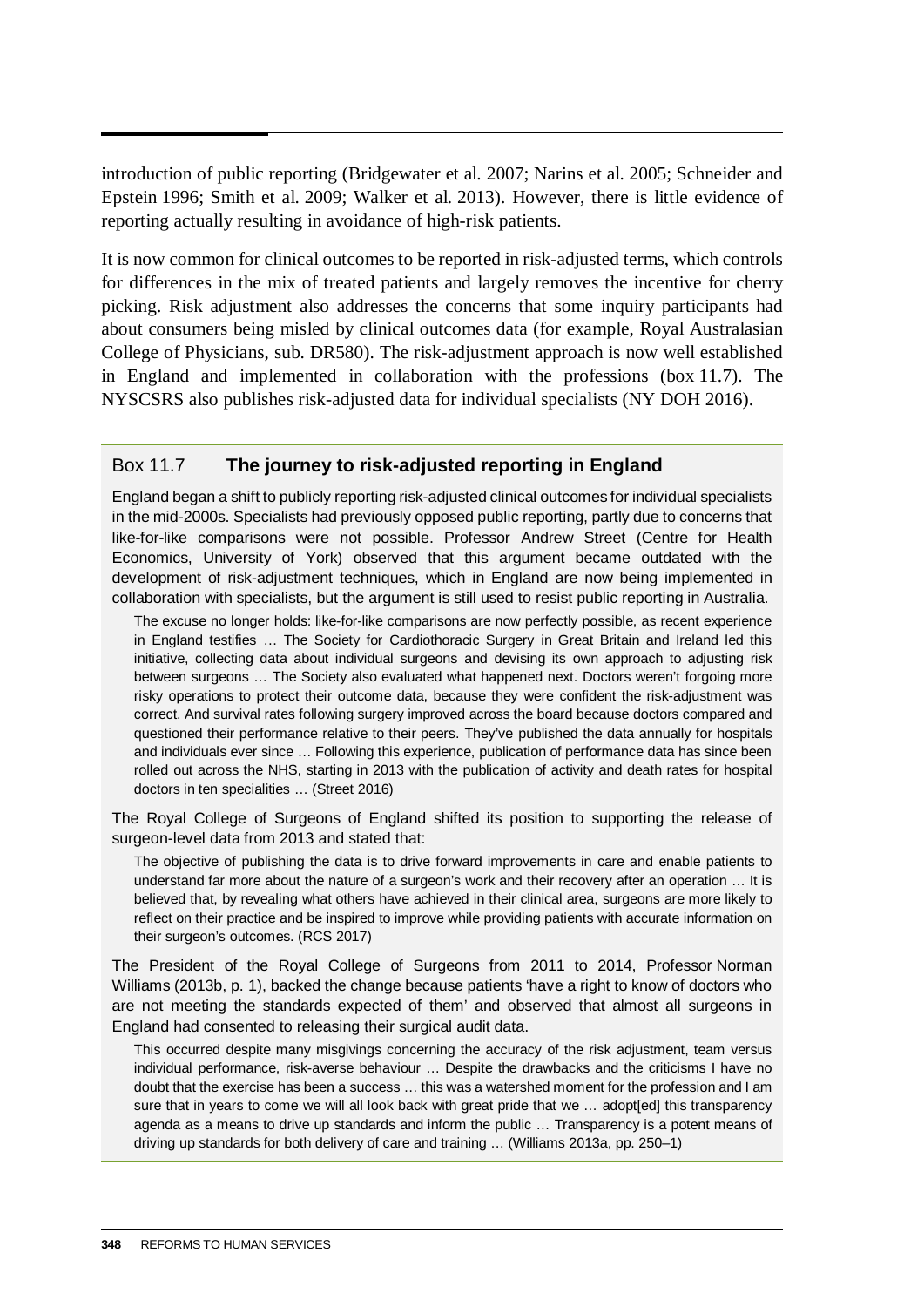introduction of public reporting (Bridgewater et al. 2007; Narins et al. 2005; Schneider and Epstein 1996; Smith et al. 2009; Walker et al. 2013). However, there is little evidence of reporting actually resulting in avoidance of high-risk patients.

It is now common for clinical outcomes to be reported in risk-adjusted terms, which controls for differences in the mix of treated patients and largely removes the incentive for cherry picking. Risk adjustment also addresses the concerns that some inquiry participants had about consumers being misled by clinical outcomes data (for example, Royal Australasian College of Physicians, sub. DR580). The risk-adjustment approach is now well established in England and implemented in collaboration with the professions (box 11.7). The NYSCSRS also publishes risk-adjusted data for individual specialists (NY DOH 2016).

### Box 11.7 The journey to risk-adjusted reporting in England

England began a shift to publicly reporting risk-adjusted clinical outcomes for individual specialists in the mid-2000s. Specialists had previously opposed public reporting, partly due to concerns that like-for-like comparisons were not possible. Professor Andrew Street (Centre for Health Economics, University of York) observed that this argument became outdated with the development of risk-adjustment techniques, which in England are now being implemented in collaboration with specialists, but the argument is still used to resist public reporting in Australia.

> The excuse no longer holds: like-for-like comparisons are now perfectly possible, as recent experience in England testifies … The Society for Cardiothoracic Surgery in Great Britain and Ireland led this initiative, collecting data about individual surgeons and devising its own approach to adjusting risk between surgeons … The Society also evaluated what happened next. Doctors weren't forgoing more risky operations to protect their outcome data, because they were confident the risk-adjustment was correct. And survival rates following surgery improved across the board because doctors compared and questioned their performance relative to their peers. They've published the data annually for hospitals and individuals ever since … Following this experience, publication of performance data has since been rolled out across the NHS, starting in 2013 with the publication of activity and death rates for hospital doctors in ten specialities … (Street 2016)

The Royal College of Surgeons of England shifted its position to supporting the release of surgeon-level data from 2013 and stated that:

> The objective of publishing the data is to drive forward improvements in care and enable patients to understand far more about the nature of a surgeon's work and their recovery after an operation … It is believed that, by revealing what others have achieved in their clinical area, surgeons are more likely to reflect on their practice and be inspired to improve while providing patients with accurate information on their surgeon's outcomes. (RCS 2017)

The President of the Royal College of Surgeons from 2011 to 2014, Professor Norman Williams (2013b, p. 1), backed the change because patients 'have a right to know of doctors who are not meeting the standards expected of them' and observed that almost all surgeons in England had consented to releasing their surgical audit data.

> This occurred despite many misgivings concerning the accuracy of the risk adjustment, team versus individual performance, risk-averse behaviour … Despite the drawbacks and the criticisms I have no doubt that the exercise has been a success … this was a watershed moment for the profession and I am sure that in years to come we will all look back with great pride that we … adopt[ed] this transparency agenda as a means to drive up standards and inform the public … Transparency is a potent means of driving up standards for both delivery of care and training … (Williams 2013a, pp. 250–1)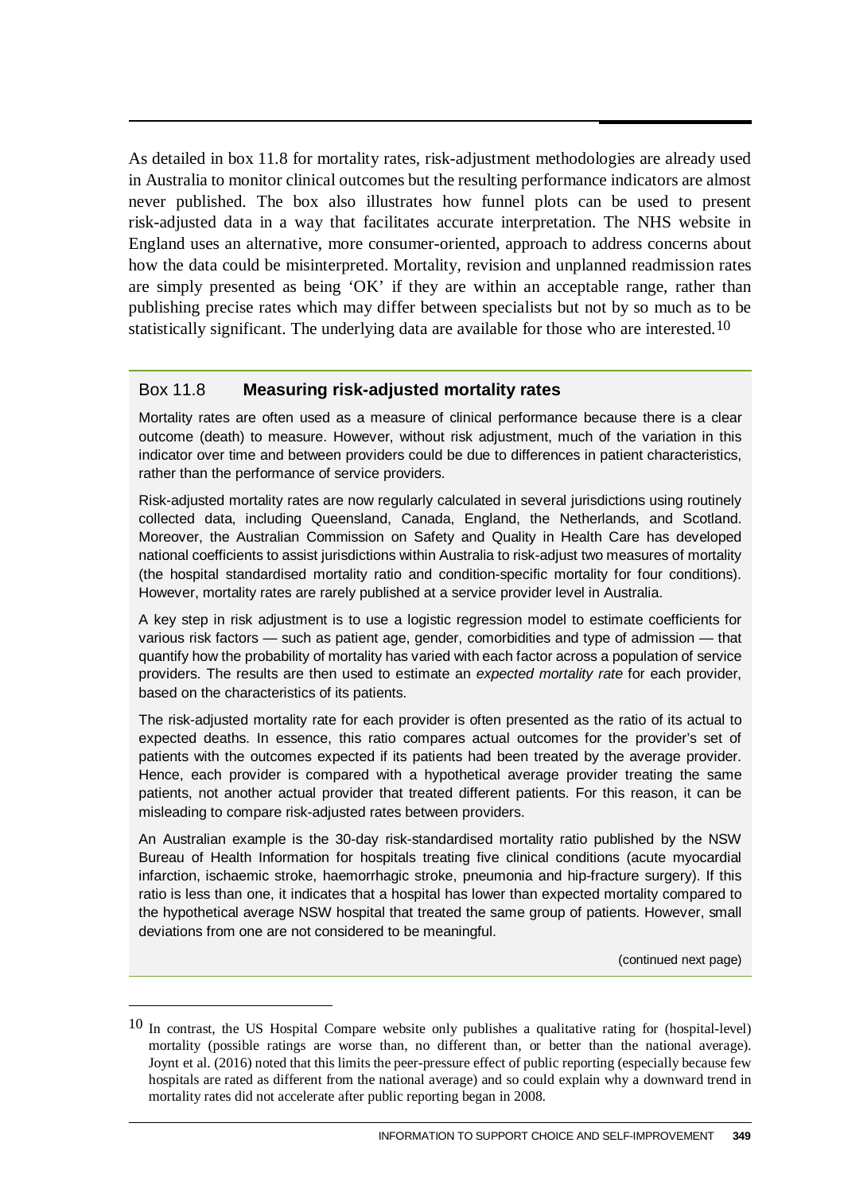As detailed in box 11.8 for mortality rates, risk-adjustment methodologies are already used in Australia to monitor clinical outcomes but the resulting performance indicators are almost never published. The box also illustrates how funnel plots can be used to present risk-adjusted data in a way that facilitates accurate interpretation. The NHS website in England uses an alternative, more consumer-oriented, approach to address concerns about how the data could be misinterpreted. Mortality, revision and unplanned readmission rates are simply presented as being 'OK' if they are within an acceptable range, rather than publishing precise rates which may differ between specialists but not by so much as to be statistically significant. The underlying data are available for those who are interested.[10]

### Box 11.8 **Measuring risk-adjusted mortality rates**

Mortality rates are often used as a measure of clinical performance because there is a clear outcome (death) to measure. However, without risk adjustment, much of the variation in this indicator over time and between providers could be due to differences in patient characteristics, rather than the performance of service providers.

Risk-adjusted mortality rates are now regularly calculated in several jurisdictions using routinely collected data, including Queensland, Canada, England, the Netherlands, and Scotland. Moreover, the Australian Commission on Safety and Quality in Health Care has developed national coefficients to assist jurisdictions within Australia to risk-adjust two measures of mortality (the hospital standardised mortality ratio and condition-specific mortality for four conditions). However, mortality rates are rarely published at a service provider level in Australia.

A key step in risk adjustment is to use a logistic regression model to estimate coefficients for various risk factors — such as patient age, gender, comorbidities and type of admission — that quantify how the probability of mortality has varied with each factor across a population of service providers. The results are then used to estimate an *expected mortality rate* for each provider, based on the characteristics of its patients.

The risk-adjusted mortality rate for each provider is often presented as the ratio of its actual to expected deaths. In essence, this ratio compares actual outcomes for the provider's set of patients with the outcomes expected if its patients had been treated by the average provider. Hence, each provider is compared with a hypothetical average provider treating the same patients, not another actual provider that treated different patients. For this reason, it can be misleading to compare risk-adjusted rates between providers.

An Australian example is the 30-day risk-standardised mortality ratio published by the NSW Bureau of Health Information for hospitals treating five clinical conditions (acute myocardial infarction, ischaemic stroke, haemorrhagic stroke, pneumonia and hip-fracture surgery). If this ratio is less than one, it indicates that a hospital has lower than expected mortality compared to the hypothetical average NSW hospital that treated the same group of patients. However, small deviations from one are not considered to be meaningful.

(continued next page)

---

[10] In contrast, the US Hospital Compare website only publishes a qualitative rating for (hospital-level) mortality (possible ratings are worse than, no different than, or better than the national average). Joynt et al. (2016) noted that this limits the peer-pressure effect of public reporting (especially because few hospitals are rated as different from the national average) and so could explain why a downward trend in mortality rates did not accelerate after public reporting began in 2008.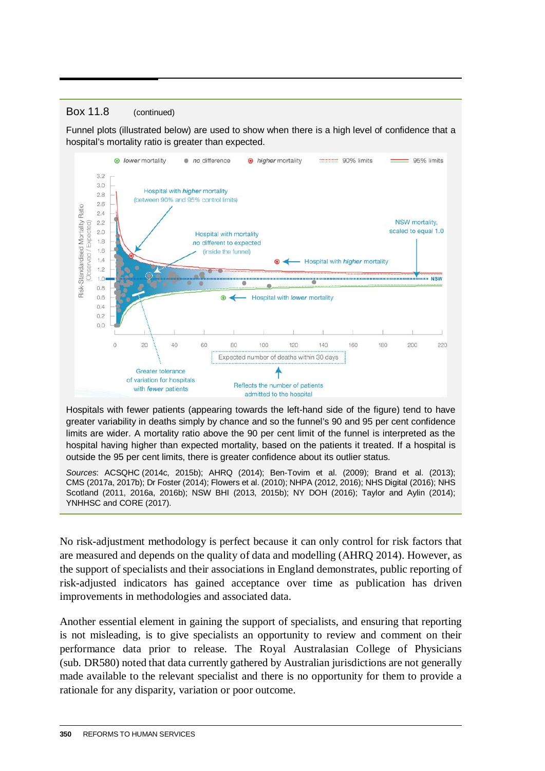Box 11.8 (continued)

Funnel plots (illustrated below) are used to show when there is a high level of confidence that a hospital's mortality ratio is greater than expected.

Hospitals with fewer patients (appearing towards the left-hand side of the figure) tend to have greater variability in deaths simply by chance and so the funnel's 90 and 95 per cent confidence limits are wider. A mortality ratio above the 90 per cent limit of the funnel is interpreted as the hospital having higher than expected mortality, based on the patients it treated. If a hospital is outside the 95 per cent limits, there is greater confidence about its outlier status.

*Sources*: ACSQHC (2014c, 2015b); AHRQ (2014); Ben-Tovim et al. (2009); Brand et al. (2013); CMS (2017a, 2017b); Dr Foster (2014); Flowers et al. (2010); NHPA (2012, 2016); NHS Digital (2016); NHS Scotland (2011, 2016a, 2016b); NSW BHI (2013, 2015b); NY DOH (2016); Taylor and Aylin (2014); YNHHSC and CORE (2017).

No risk-adjustment methodology is perfect because it can only control for risk factors that are measured and depends on the quality of data and modelling (AHRQ 2014). However, as the support of specialists and their associations in England demonstrates, public reporting of risk-adjusted indicators has gained acceptance over time as publication has driven improvements in methodologies and associated data.

Another essential element in gaining the support of specialists, and ensuring that reporting is not misleading, is to give specialists an opportunity to review and comment on their performance data prior to release. The Royal Australasian College of Physicians (sub. DR580) noted that data currently gathered by Australian jurisdictions are not generally made available to the relevant specialist and there is no opportunity for them to provide a rationale for any disparity, variation or poor outcome.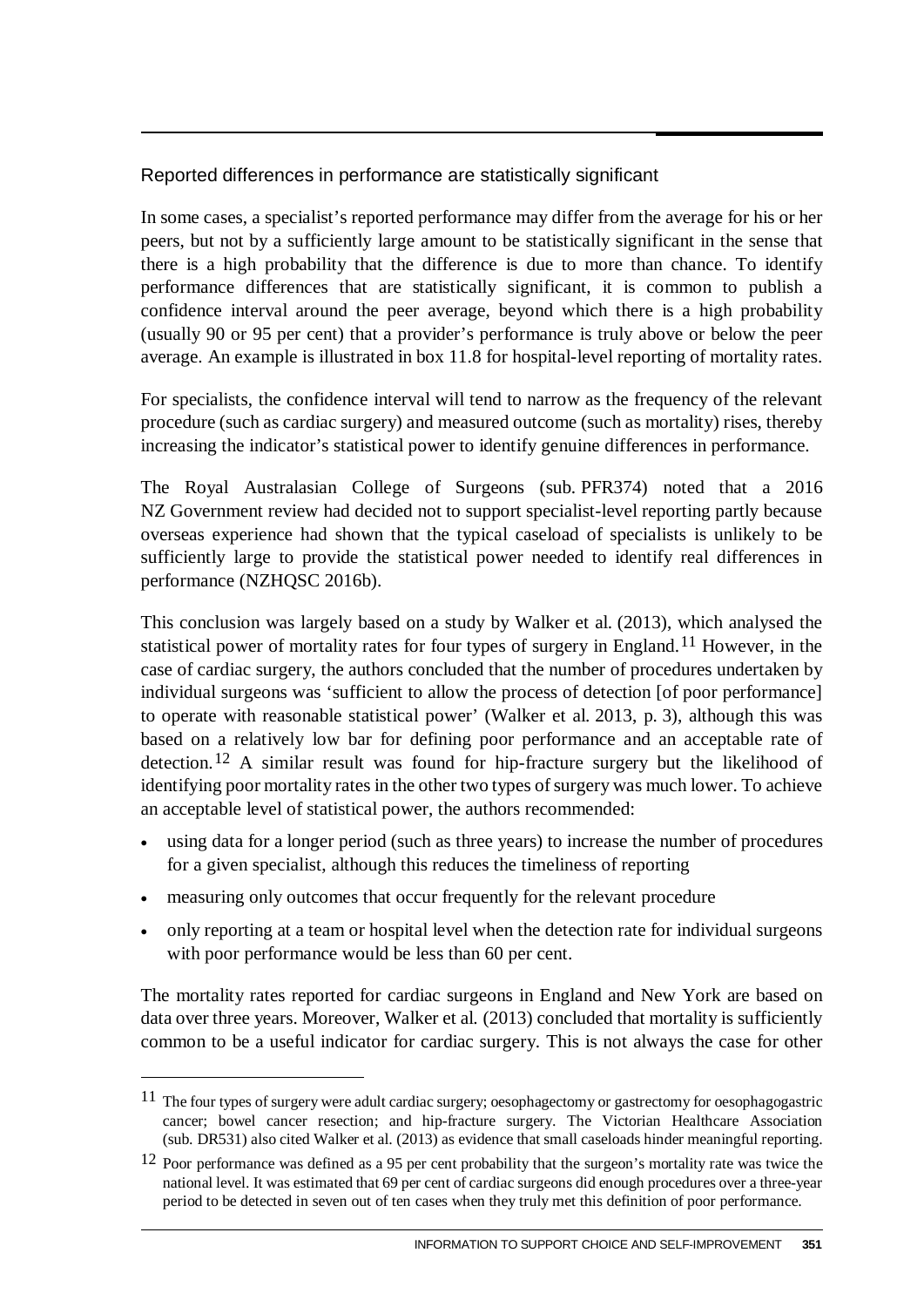### Reported differences in performance are statistically significant

In some cases, a specialist's reported performance may differ from the average for his or her peers, but not by a sufficiently large amount to be statistically significant in the sense that there is a high probability that the difference is due to more than chance. To identify performance differences that are statistically significant, it is common to publish a confidence interval around the peer average, beyond which there is a high probability (usually 90 or 95 per cent) that a provider's performance is truly above or below the peer average. An example is illustrated in box 11.8 for hospital-level reporting of mortality rates.

For specialists, the confidence interval will tend to narrow as the frequency of the relevant procedure (such as cardiac surgery) and measured outcome (such as mortality) rises, thereby increasing the indicator's statistical power to identify genuine differences in performance.

The Royal Australasian College of Surgeons (sub. PFR374) noted that a 2016 NZ Government review had decided not to support specialist-level reporting partly because overseas experience had shown that the typical caseload of specialists is unlikely to be sufficiently large to provide the statistical power needed to identify real differences in performance (NZHQSC 2016b).

This conclusion was largely based on a study by Walker et al. (2013), which analysed the statistical power of mortality rates for four types of surgery in England.[11] However, in the case of cardiac surgery, the authors concluded that the number of procedures undertaken by individual surgeons was 'sufficient to allow the process of detection [of poor performance] to operate with reasonable statistical power' (Walker et al. 2013, p. 3), although this was based on a relatively low bar for defining poor performance and an acceptable rate of detection.[12] A similar result was found for hip-fracture surgery but the likelihood of identifying poor mortality rates in the other two types of surgery was much lower. To achieve an acceptable level of statistical power, the authors recommended:

- using data for a longer period (such as three years) to increase the number of procedures for a given specialist, although this reduces the timeliness of reporting
- measuring only outcomes that occur frequently for the relevant procedure
- only reporting at a team or hospital level when the detection rate for individual surgeons with poor performance would be less than 60 per cent.

The mortality rates reported for cardiac surgeons in England and New York are based on data over three years. Moreover, Walker et al. (2013) concluded that mortality is sufficiently common to be a useful indicator for cardiac surgery. This is not always the case for other

---

[11] The four types of surgery were adult cardiac surgery; oesophagectomy or gastrectomy for oesophagogastric cancer; bowel cancer resection; and hip-fracture surgery. The Victorian Healthcare Association (sub. DR531) also cited Walker et al. (2013) as evidence that small caseloads hinder meaningful reporting.

[12] Poor performance was defined as a 95 per cent probability that the surgeon's mortality rate was twice the national level. It was estimated that 69 per cent of cardiac surgeons did enough procedures over a three-year period to be detected in seven out of ten cases when they truly met this definition of poor performance.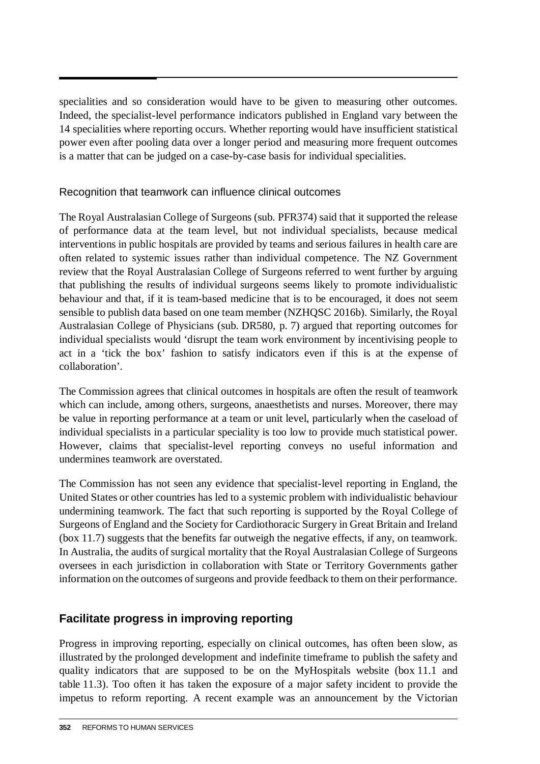specialities and so consideration would have to be given to measuring other outcomes. Indeed, the specialist-level performance indicators published in England vary between the 14 specialities where reporting occurs. Whether reporting would have insufficient statistical power even after pooling data over a longer period and measuring more frequent outcomes is a matter that can be judged on a case-by-case basis for individual specialities.

### Recognition that teamwork can influence clinical outcomes

The Royal Australasian College of Surgeons (sub. PFR374) said that it supported the release of performance data at the team level, but not individual specialists, because medical interventions in public hospitals are provided by teams and serious failures in health care are often related to systemic issues rather than individual competence. The NZ Government review that the Royal Australasian College of Surgeons referred to went further by arguing that publishing the results of individual surgeons seems likely to promote individualistic behaviour and that, if it is team-based medicine that is to be encouraged, it does not seem sensible to publish data based on one team member (NZHQSC 2016b). Similarly, the Royal Australasian College of Physicians (sub. DR580, p. 7) argued that reporting outcomes for individual specialists would 'disrupt the team work environment by incentivising people to act in a 'tick the box' fashion to satisfy indicators even if this is at the expense of collaboration'.

The Commission agrees that clinical outcomes in hospitals are often the result of teamwork which can include, among others, surgeons, anaesthetists and nurses. Moreover, there may be value in reporting performance at a team or unit level, particularly when the caseload of individual specialists in a particular speciality is too low to provide much statistical power. However, claims that specialist-level reporting conveys no useful information and undermines teamwork are overstated.

The Commission has not seen any evidence that specialist-level reporting in England, the United States or other countries has led to a systemic problem with individualistic behaviour undermining teamwork. The fact that such reporting is supported by the Royal College of Surgeons of England and the Society for Cardiothoracic Surgery in Great Britain and Ireland (box 11.7) suggests that the benefits far outweigh the negative effects, if any, on teamwork. In Australia, the audits of surgical mortality that the Royal Australasian College of Surgeons oversees in each jurisdiction in collaboration with State or Territory Governments gather information on the outcomes of surgeons and provide feedback to them on their performance.

## Facilitate progress in improving reporting

Progress in improving reporting, especially on clinical outcomes, has often been slow, as illustrated by the prolonged development and indefinite timeframe to publish the safety and quality indicators that are supposed to be on the MyHospitals website (box 11.1 and table 11.3). Too often it has taken the exposure of a major safety incident to provide the impetus to reform reporting. A recent example was an announcement by the Victorian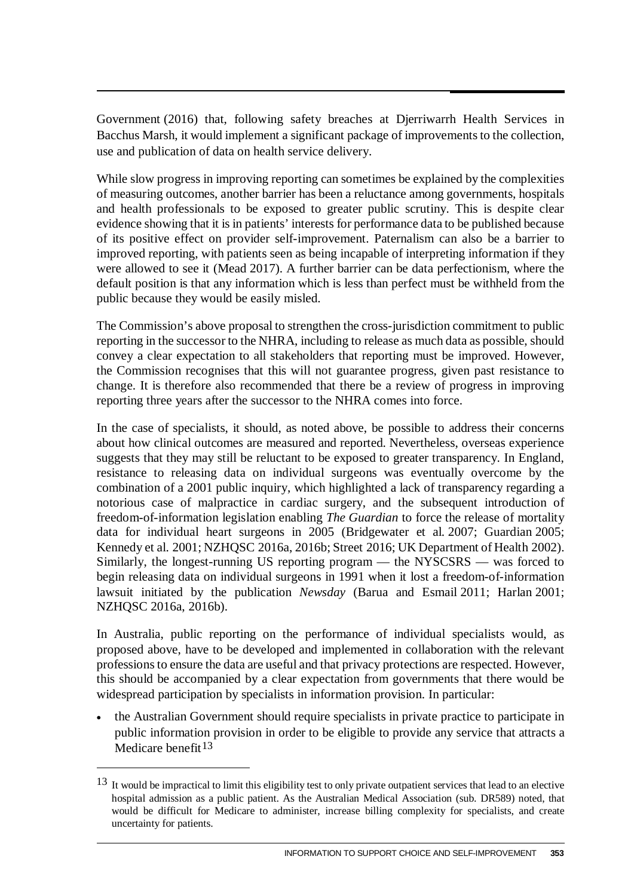Government (2016) that, following safety breaches at Djerriwarrh Health Services in Bacchus Marsh, it would implement a significant package of improvements to the collection, use and publication of data on health service delivery.

While slow progress in improving reporting can sometimes be explained by the complexities of measuring outcomes, another barrier has been a reluctance among governments, hospitals and health professionals to be exposed to greater public scrutiny. This is despite clear evidence showing that it is in patients' interests for performance data to be published because of its positive effect on provider self-improvement. Paternalism can also be a barrier to improved reporting, with patients seen as being incapable of interpreting information if they were allowed to see it (Mead 2017). A further barrier can be data perfectionism, where the default position is that any information which is less than perfect must be withheld from the public because they would be easily misled.

The Commission's above proposal to strengthen the cross-jurisdiction commitment to public reporting in the successor to the NHRA, including to release as much data as possible, should convey a clear expectation to all stakeholders that reporting must be improved. However, the Commission recognises that this will not guarantee progress, given past resistance to change. It is therefore also recommended that there be a review of progress in improving reporting three years after the successor to the NHRA comes into force.

In the case of specialists, it should, as noted above, be possible to address their concerns about how clinical outcomes are measured and reported. Nevertheless, overseas experience suggests that they may still be reluctant to be exposed to greater transparency. In England, resistance to releasing data on individual surgeons was eventually overcome by the combination of a 2001 public inquiry, which highlighted a lack of transparency regarding a notorious case of malpractice in cardiac surgery, and the subsequent introduction of freedom-of-information legislation enabling *The Guardian* to force the release of mortality data for individual heart surgeons in 2005 (Bridgewater et al. 2007; Guardian 2005; Kennedy et al. 2001; NZHQSC 2016a, 2016b; Street 2016; UK Department of Health 2002). Similarly, the longest-running US reporting program — the NYSCSRS — was forced to begin releasing data on individual surgeons in 1991 when it lost a freedom-of-information lawsuit initiated by the publication *Newsday* (Barua and Esmail 2011; Harlan 2001; NZHQSC 2016a, 2016b).

In Australia, public reporting on the performance of individual specialists would, as proposed above, have to be developed and implemented in collaboration with the relevant professions to ensure the data are useful and that privacy protections are respected. However, this should be accompanied by a clear expectation from governments that there would be widespread participation by specialists in information provision. In particular:

- the Australian Government should require specialists in private practice to participate in public information provision in order to be eligible to provide any service that attracts a Medicare benefit[13]

[13] It would be impractical to limit this eligibility test to only private outpatient services that lead to an elective hospital admission as a public patient. As the Australian Medical Association (sub. DR589) noted, that would be difficult for Medicare to administer, increase billing complexity for specialists, and create uncertainty for patients.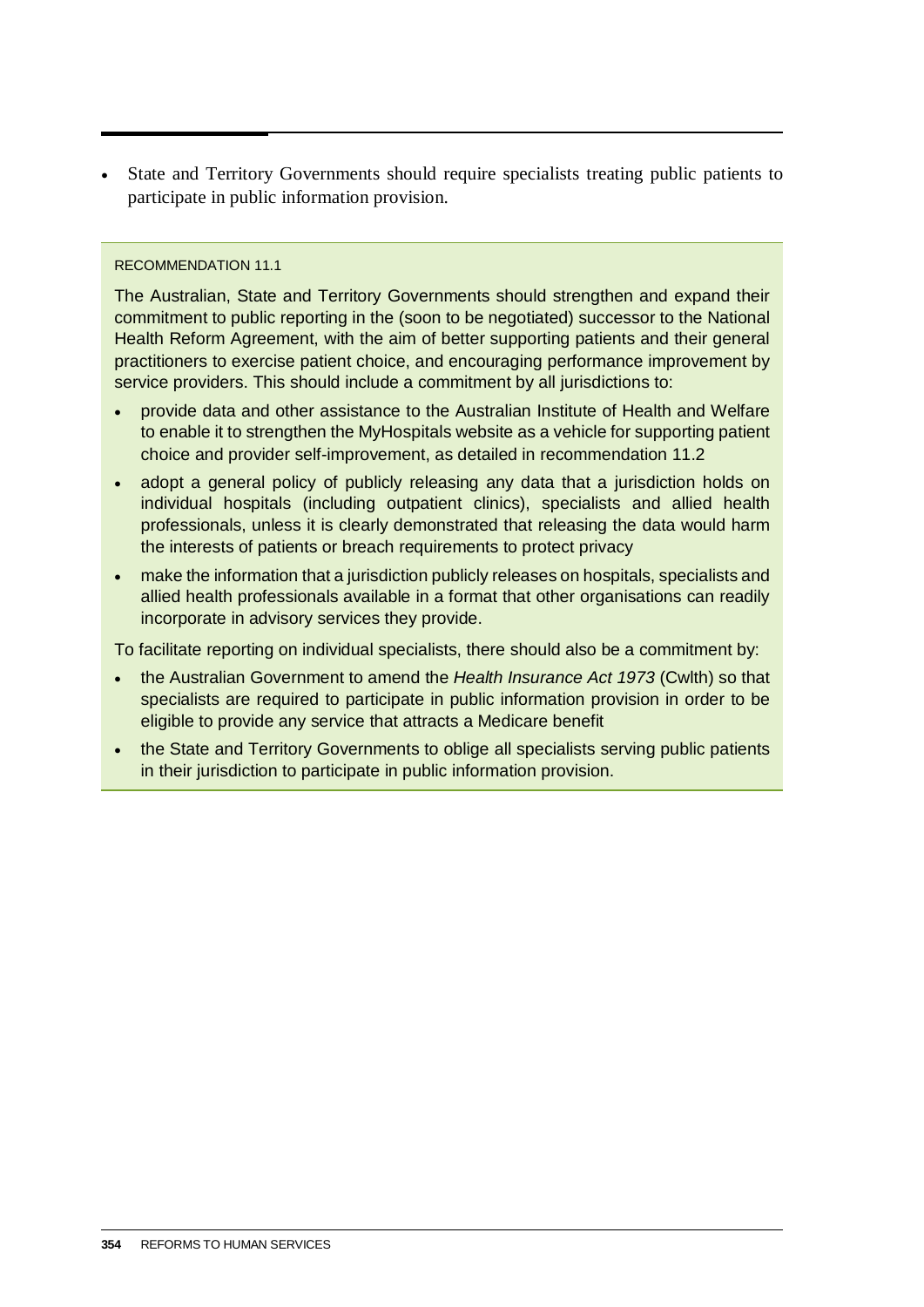- State and Territory Governments should require specialists treating public patients to participate in public information provision.

RECOMMENDATION 11.1

The Australian, State and Territory Governments should strengthen and expand their commitment to public reporting in the (soon to be negotiated) successor to the National Health Reform Agreement, with the aim of better supporting patients and their general practitioners to exercise patient choice, and encouraging performance improvement by service providers. This should include a commitment by all jurisdictions to:

- provide data and other assistance to the Australian Institute of Health and Welfare to enable it to strengthen the MyHospitals website as a vehicle for supporting patient choice and provider self-improvement, as detailed in recommendation 11.2
- adopt a general policy of publicly releasing any data that a jurisdiction holds on individual hospitals (including outpatient clinics), specialists and allied health professionals, unless it is clearly demonstrated that releasing the data would harm the interests of patients or breach requirements to protect privacy
- make the information that a jurisdiction publicly releases on hospitals, specialists and allied health professionals available in a format that other organisations can readily incorporate in advisory services they provide.

To facilitate reporting on individual specialists, there should also be a commitment by:

- the Australian Government to amend the *Health Insurance Act 1973* (Cwlth) so that specialists are required to participate in public information provision in order to be eligible to provide any service that attracts a Medicare benefit
- the State and Territory Governments to oblige all specialists serving public patients in their jurisdiction to participate in public information provision.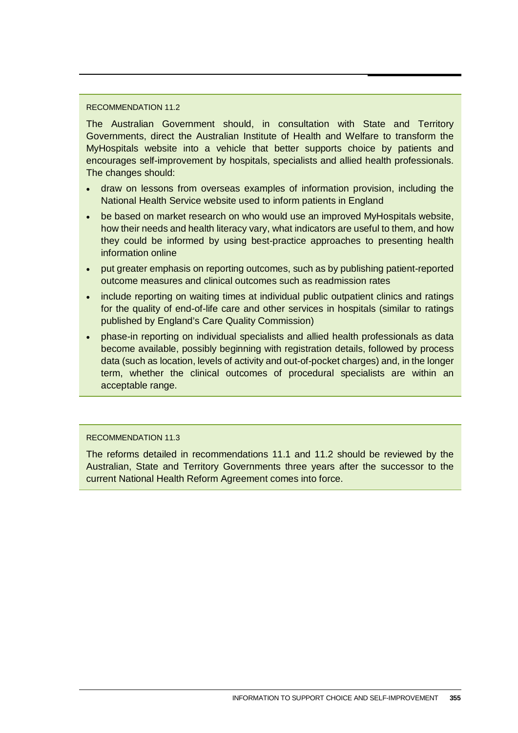RECOMMENDATION 11.2

The Australian Government should, in consultation with State and Territory Governments, direct the Australian Institute of Health and Welfare to transform the MyHospitals website into a vehicle that better supports choice by patients and encourages self-improvement by hospitals, specialists and allied health professionals. The changes should:

- draw on lessons from overseas examples of information provision, including the National Health Service website used to inform patients in England
- be based on market research on who would use an improved MyHospitals website, how their needs and health literacy vary, what indicators are useful to them, and how they could be informed by using best-practice approaches to presenting health information online
- put greater emphasis on reporting outcomes, such as by publishing patient-reported outcome measures and clinical outcomes such as readmission rates
- include reporting on waiting times at individual public outpatient clinics and ratings for the quality of end-of-life care and other services in hospitals (similar to ratings published by England's Care Quality Commission)
- phase-in reporting on individual specialists and allied health professionals as data become available, possibly beginning with registration details, followed by process data (such as location, levels of activity and out-of-pocket charges) and, in the longer term, whether the clinical outcomes of procedural specialists are within an acceptable range.

RECOMMENDATION 11.3

The reforms detailed in recommendations 11.1 and 11.2 should be reviewed by the Australian, State and Territory Governments three years after the successor to the current National Health Reform Agreement comes into force.